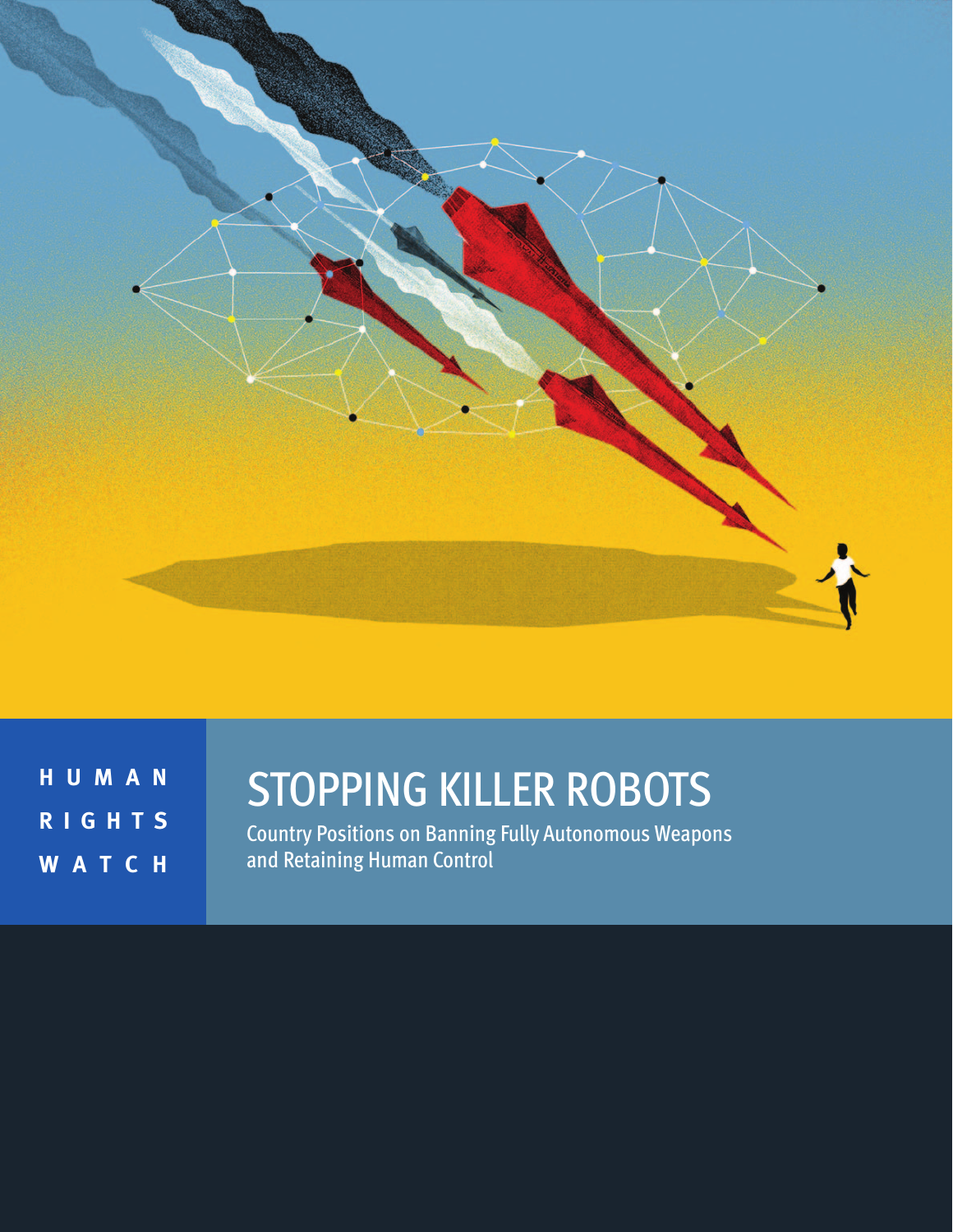HUMAN RIGHTS WATCH

# STOPPING KILLER ROBOTS

Country Positions on Banning Fully Autonomous Weapons and Retaining Human Control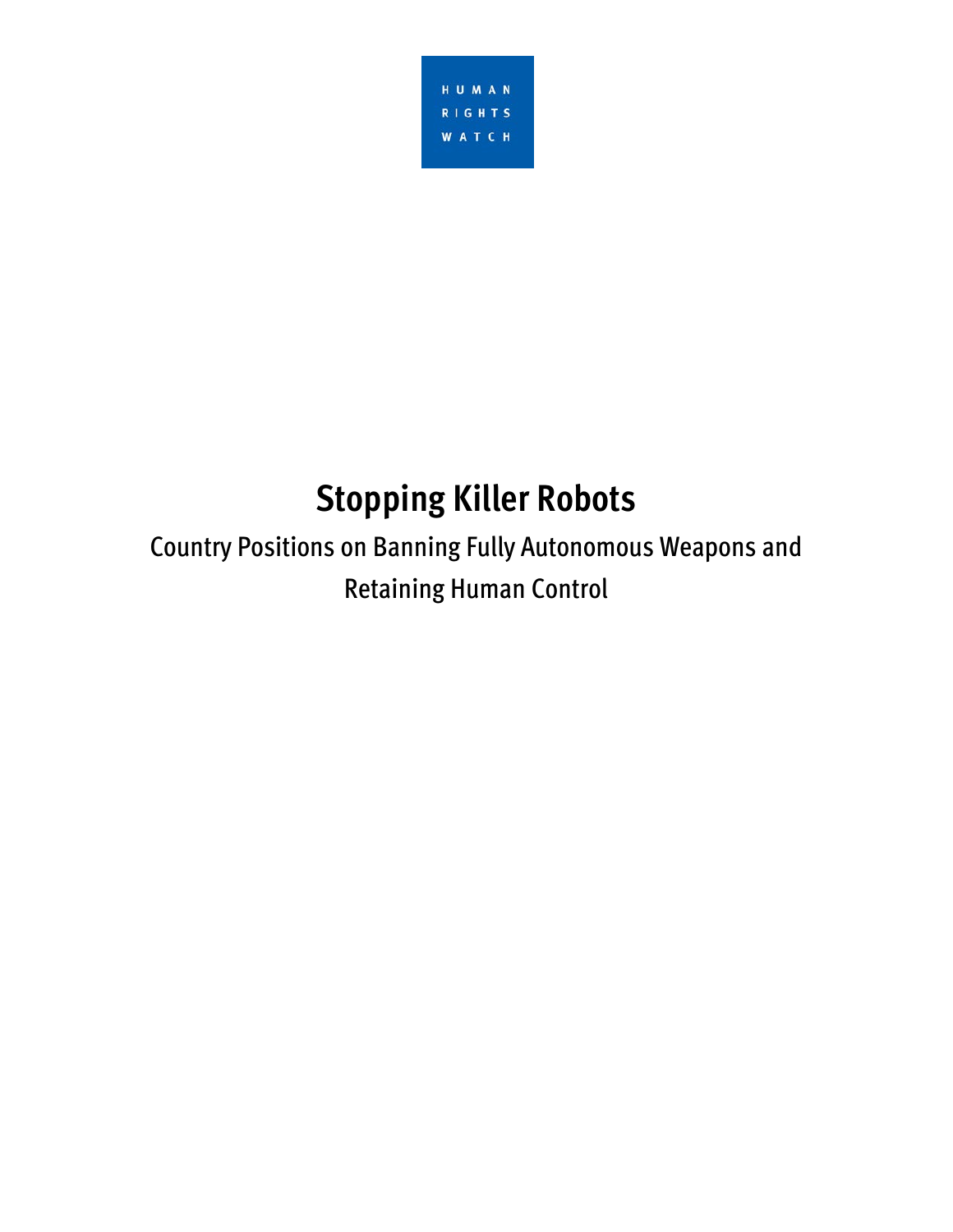HUMAN RIGHTS WATCH

# Stopping Killer Robots

## Country Positions on Banning Fully Autonomous Weapons and Retaining Human Control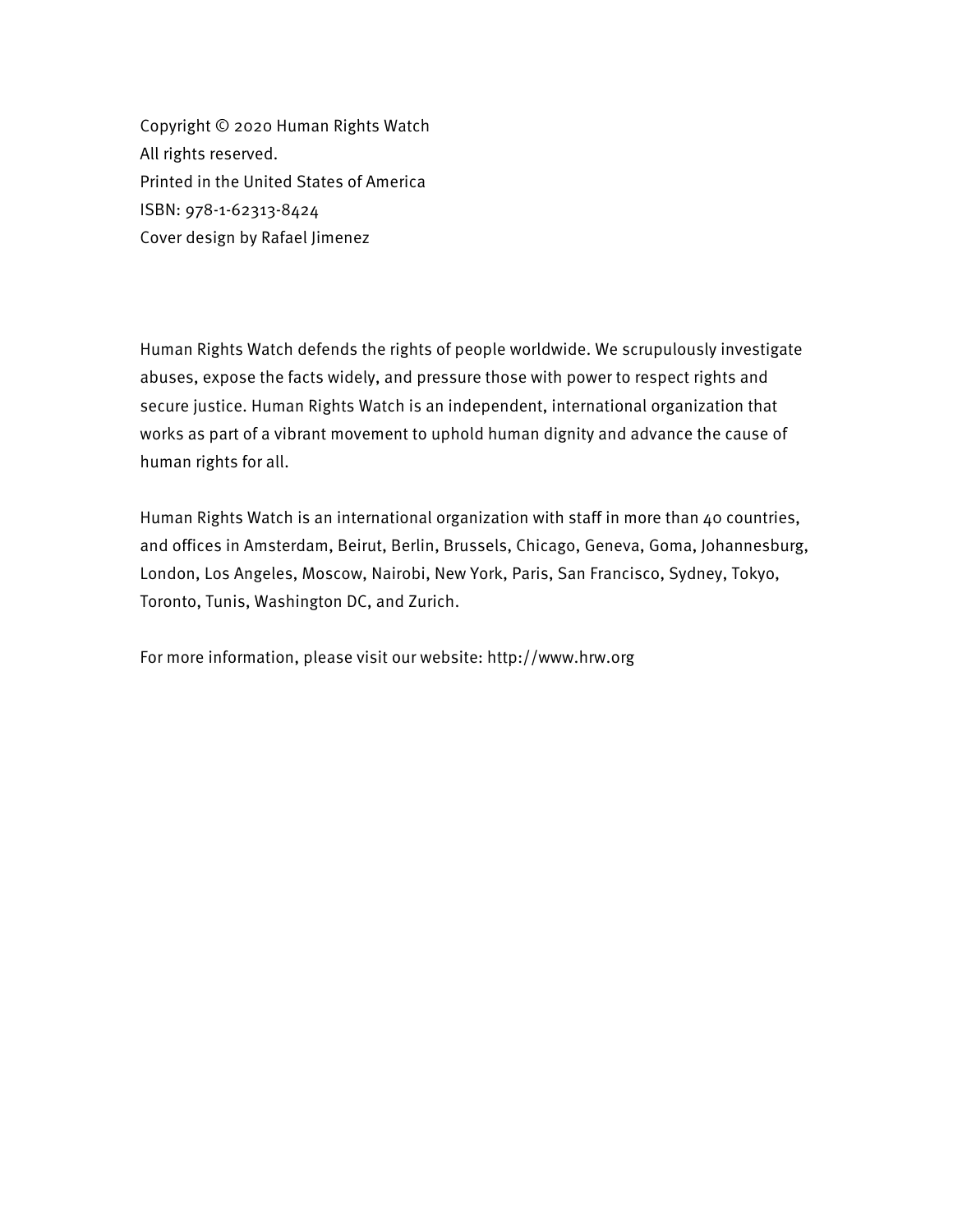Copyright © 2020 Human Rights Watch
All rights reserved.
Printed in the United States of America
ISBN: 978-1-62313-8424
Cover design by Rafael Jimenez

Human Rights Watch defends the rights of people worldwide. We scrupulously investigate abuses, expose the facts widely, and pressure those with power to respect rights and secure justice. Human Rights Watch is an independent, international organization that works as part of a vibrant movement to uphold human dignity and advance the cause of human rights for all.

Human Rights Watch is an international organization with staff in more than 40 countries, and offices in Amsterdam, Beirut, Berlin, Brussels, Chicago, Geneva, Goma, Johannesburg, London, Los Angeles, Moscow, Nairobi, New York, Paris, San Francisco, Sydney, Tokyo, Toronto, Tunis, Washington DC, and Zurich.

For more information, please visit our website: http://www.hrw.org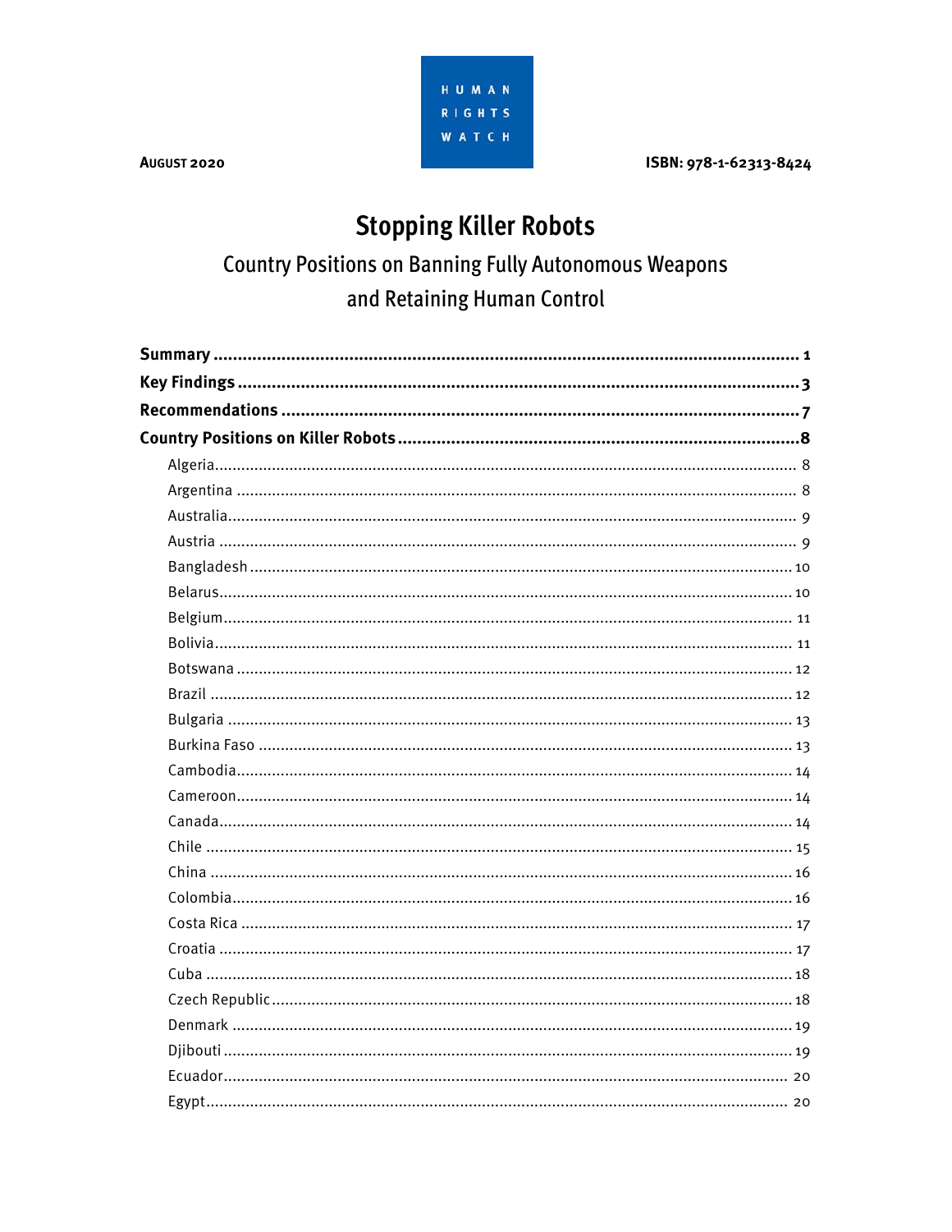HUMAN RIGHTS WATCH

AUGUST 2020

ISBN: 978-1-62313-8424

# Stopping Killer Robots

## Country Positions on Banning Fully Autonomous Weapons and Retaining Human Control

**Summary** ........................................................................................................ 1

**Key Findings** .................................................................................................... 3

**Recommendations** ........................................................................................... 7

**Country Positions on Killer Robots** ................................................................. 8

Algeria .................................................................................................................. 8

Argentina .............................................................................................................. 8

Australia ................................................................................................................ 9

Austria .................................................................................................................. 9

Bangladesh .......................................................................................................... 10

Belarus ................................................................................................................ 10

Belgium ............................................................................................................... 11

Bolivia ................................................................................................................. 11

Botswana ............................................................................................................ 12

Brazil .................................................................................................................. 12

Bulgaria .............................................................................................................. 13

Burkina Faso ....................................................................................................... 13

Cambodia ........................................................................................................... 14

Cameroon ........................................................................................................... 14

Canada ............................................................................................................... 14

Chile ................................................................................................................... 15

China .................................................................................................................. 16

Colombia ............................................................................................................ 16

Costa Rica ........................................................................................................... 17

Croatia ................................................................................................................ 17

Cuba ................................................................................................................... 18

Czech Republic .................................................................................................... 18

Denmark ............................................................................................................. 19

Djibouti ............................................................................................................... 19

Ecuador .............................................................................................................. 20

Egypt .................................................................................................................. 20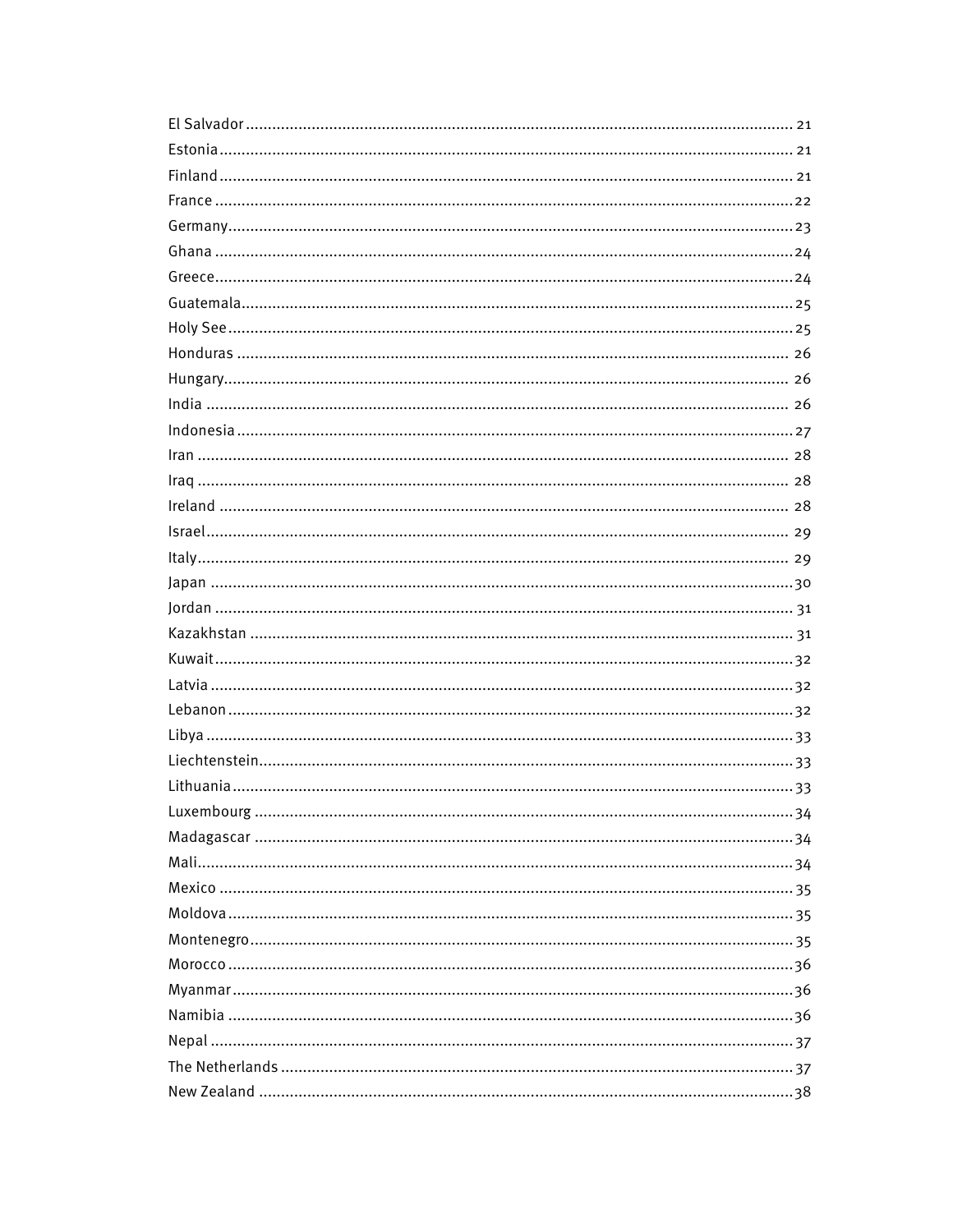El Salvador .......... 21
Estonia .......... 21
Finland .......... 21
France .......... 22
Germany .......... 23
Ghana .......... 24
Greece .......... 24
Guatemala .......... 25
Holy See .......... 25
Honduras .......... 26
Hungary .......... 26
India .......... 26
Indonesia .......... 27
Iran .......... 28
Iraq .......... 28
Ireland .......... 28
Israel .......... 29
Italy .......... 29
Japan .......... 30
Jordan .......... 31
Kazakhstan .......... 31
Kuwait .......... 32
Latvia .......... 32
Lebanon .......... 32
Libya .......... 33
Liechtenstein .......... 33
Lithuania .......... 33
Luxembourg .......... 34
Madagascar .......... 34
Mali .......... 34
Mexico .......... 35
Moldova .......... 35
Montenegro .......... 35
Morocco .......... 36
Myanmar .......... 36
Namibia .......... 36
Nepal .......... 37
The Netherlands .......... 37
New Zealand .......... 38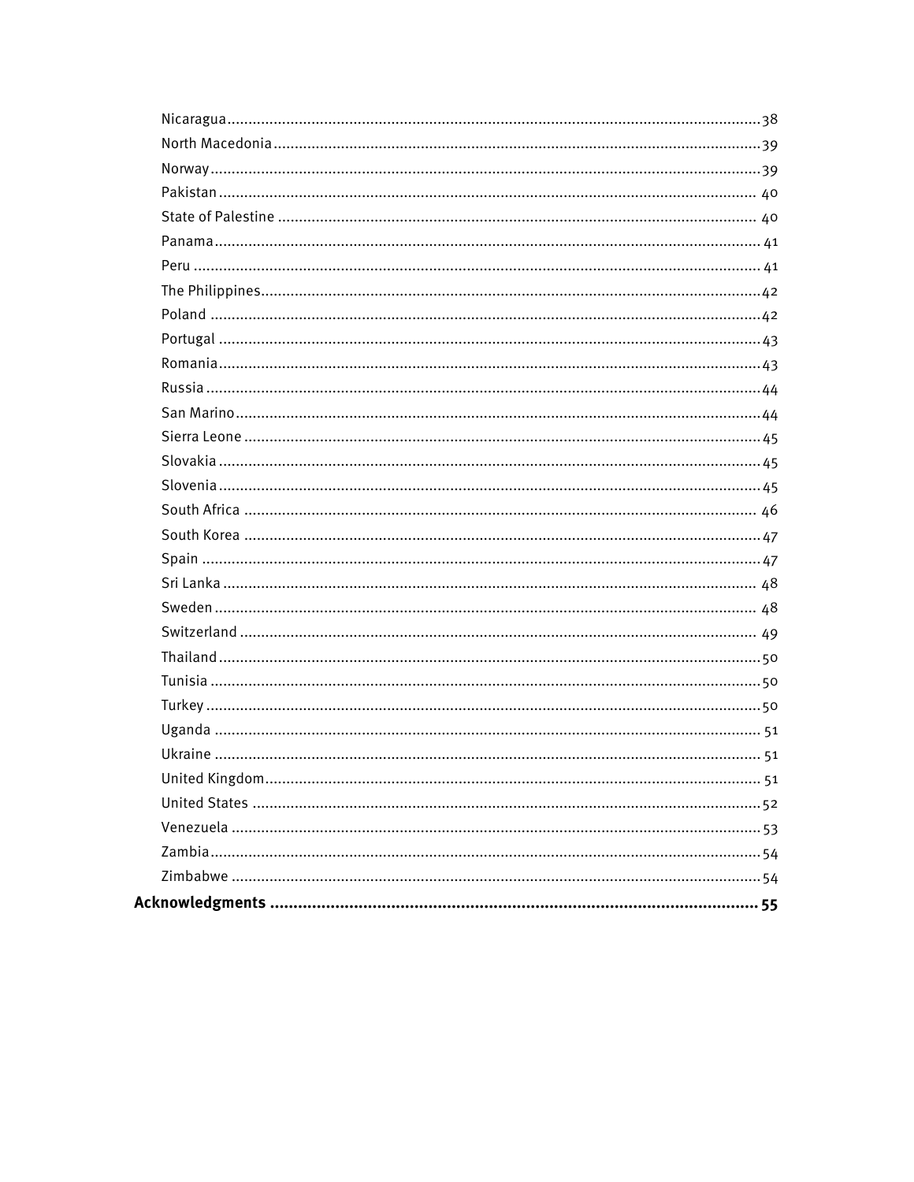Nicaragua ........................................................................................................................ 38
North Macedonia ............................................................................................................ 39
Norway ........................................................................................................................... 39
Pakistan .......................................................................................................................... 40
State of Palestine ............................................................................................................ 40
Panama ........................................................................................................................... 41
Peru ................................................................................................................................ 41
The Philippines ............................................................................................................... 42
Poland ............................................................................................................................. 42
Portugal .......................................................................................................................... 43
Romania .......................................................................................................................... 43
Russia ............................................................................................................................. 44
San Marino ...................................................................................................................... 44
Sierra Leone .................................................................................................................... 45
Slovakia .......................................................................................................................... 45
Slovenia .......................................................................................................................... 45
South Africa .................................................................................................................... 46
South Korea .................................................................................................................... 47
Spain ............................................................................................................................... 47
Sri Lanka ......................................................................................................................... 48
Sweden ........................................................................................................................... 48
Switzerland ..................................................................................................................... 49
Thailand .......................................................................................................................... 50
Tunisia ............................................................................................................................ 50
Turkey ............................................................................................................................. 50
Uganda ........................................................................................................................... 51
Ukraine ........................................................................................................................... 51
United Kingdom ............................................................................................................... 51
United States .................................................................................................................. 52
Venezuela ....................................................................................................................... 53
Zambia ............................................................................................................................ 54
Zimbabwe ....................................................................................................................... 54

**Acknowledgments ........................................................................................................ 55**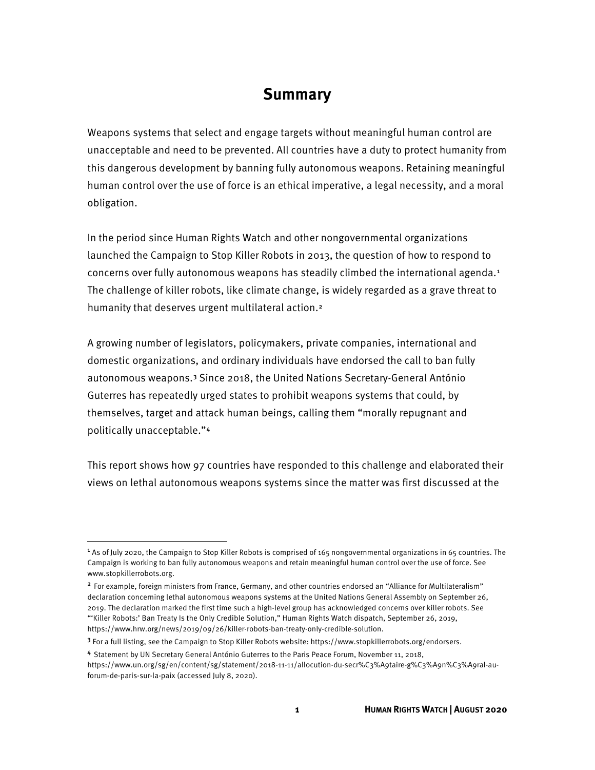# Summary

Weapons systems that select and engage targets without meaningful human control are unacceptable and need to be prevented. All countries have a duty to protect humanity from this dangerous development by banning fully autonomous weapons. Retaining meaningful human control over the use of force is an ethical imperative, a legal necessity, and a moral obligation.

In the period since Human Rights Watch and other nongovernmental organizations launched the Campaign to Stop Killer Robots in 2013, the question of how to respond to concerns over fully autonomous weapons has steadily climbed the international agenda.[1] The challenge of killer robots, like climate change, is widely regarded as a grave threat to humanity that deserves urgent multilateral action.[2]

A growing number of legislators, policymakers, private companies, international and domestic organizations, and ordinary individuals have endorsed the call to ban fully autonomous weapons.[3] Since 2018, the United Nations Secretary-General António Guterres has repeatedly urged states to prohibit weapons systems that could, by themselves, target and attack human beings, calling them "morally repugnant and politically unacceptable."[4]

This report shows how 97 countries have responded to this challenge and elaborated their views on lethal autonomous weapons systems since the matter was first discussed at the

---

[1] As of July 2020, the Campaign to Stop Killer Robots is comprised of 165 nongovernmental organizations in 65 countries. The Campaign is working to ban fully autonomous weapons and retain meaningful human control over the use of force. See www.stopkillerrobots.org.

[2] For example, foreign ministers from France, Germany, and other countries endorsed an "Alliance for Multilateralism" declaration concerning lethal autonomous weapons systems at the United Nations General Assembly on September 26, 2019. The declaration marked the first time such a high-level group has acknowledged concerns over killer robots. See "'Killer Robots:' Ban Treaty Is the Only Credible Solution," Human Rights Watch dispatch, September 26, 2019, https://www.hrw.org/news/2019/09/26/killer-robots-ban-treaty-only-credible-solution.

[3] For a full listing, see the Campaign to Stop Killer Robots website: https://www.stopkillerrobots.org/endorsers.

[4] Statement by UN Secretary General António Guterres to the Paris Peace Forum, November 11, 2018, https://www.un.org/sg/en/content/sg/statement/2018-11-11/allocution-du-secr%C3%A9taire-g%C3%A9n%C3%A9ral-au-forum-de-paris-sur-la-paix (accessed July 8, 2020).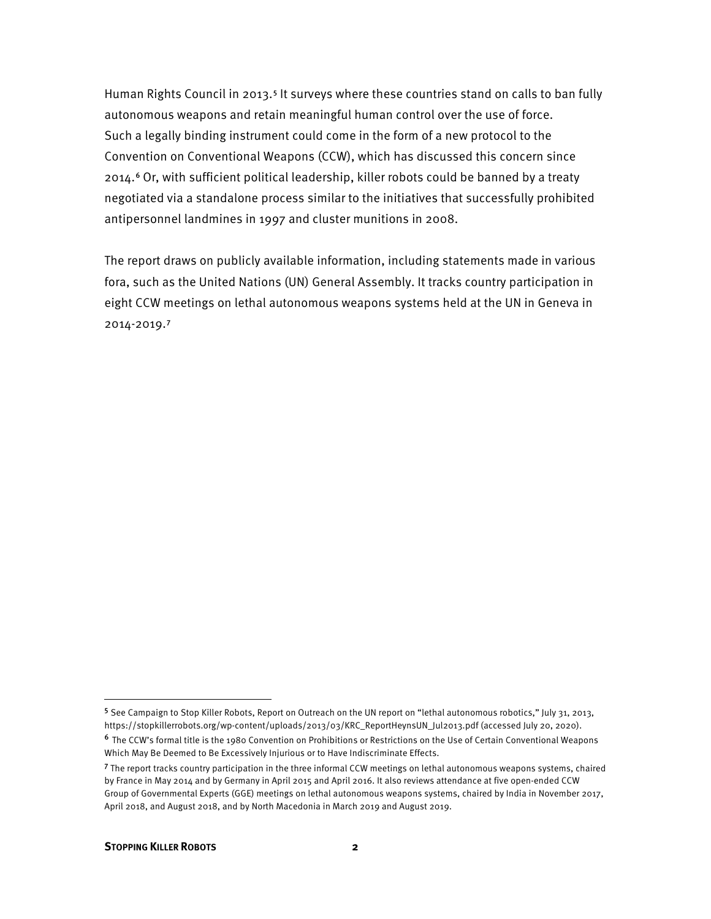Human Rights Council in 2013.[5] It surveys where these countries stand on calls to ban fully autonomous weapons and retain meaningful human control over the use of force. Such a legally binding instrument could come in the form of a new protocol to the Convention on Conventional Weapons (CCW), which has discussed this concern since 2014.[6] Or, with sufficient political leadership, killer robots could be banned by a treaty negotiated via a standalone process similar to the initiatives that successfully prohibited antipersonnel landmines in 1997 and cluster munitions in 2008.

The report draws on publicly available information, including statements made in various fora, such as the United Nations (UN) General Assembly. It tracks country participation in eight CCW meetings on lethal autonomous weapons systems held at the UN in Geneva in 2014-2019.[7]

---

[5] See Campaign to Stop Killer Robots, Report on Outreach on the UN report on "lethal autonomous robotics," July 31, 2013, https://stopkillerrobots.org/wp-content/uploads/2013/03/KRC_ReportHeynsUN_Jul2013.pdf (accessed July 20, 2020).

[6] The CCW's formal title is the 1980 Convention on Prohibitions or Restrictions on the Use of Certain Conventional Weapons Which May Be Deemed to Be Excessively Injurious or to Have Indiscriminate Effects.

[7] The report tracks country participation in the three informal CCW meetings on lethal autonomous weapons systems, chaired by France in May 2014 and by Germany in April 2015 and April 2016. It also reviews attendance at five open-ended CCW Group of Governmental Experts (GGE) meetings on lethal autonomous weapons systems, chaired by India in November 2017, April 2018, and August 2018, and by North Macedonia in March 2019 and August 2019.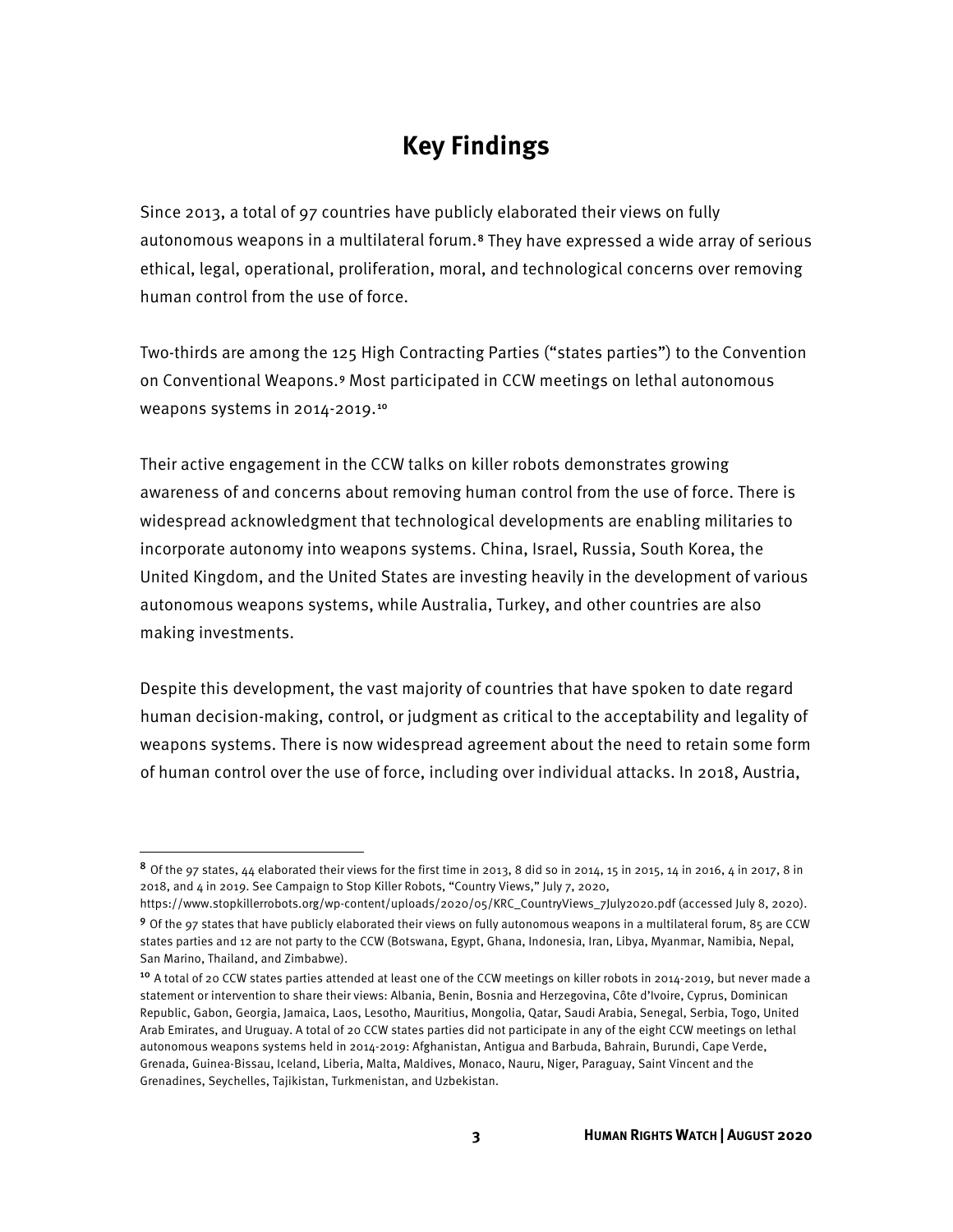## Key Findings

Since 2013, a total of 97 countries have publicly elaborated their views on fully autonomous weapons in a multilateral forum.[8] They have expressed a wide array of serious ethical, legal, operational, proliferation, moral, and technological concerns over removing human control from the use of force.

Two-thirds are among the 125 High Contracting Parties ("states parties") to the Convention on Conventional Weapons.[9] Most participated in CCW meetings on lethal autonomous weapons systems in 2014-2019.[10]

Their active engagement in the CCW talks on killer robots demonstrates growing awareness of and concerns about removing human control from the use of force. There is widespread acknowledgment that technological developments are enabling militaries to incorporate autonomy into weapons systems. China, Israel, Russia, South Korea, the United Kingdom, and the United States are investing heavily in the development of various autonomous weapons systems, while Australia, Turkey, and other countries are also making investments.

Despite this development, the vast majority of countries that have spoken to date regard human decision-making, control, or judgment as critical to the acceptability and legality of weapons systems. There is now widespread agreement about the need to retain some form of human control over the use of force, including over individual attacks. In 2018, Austria,

---

[8] Of the 97 states, 44 elaborated their views for the first time in 2013, 8 did so in 2014, 15 in 2015, 14 in 2016, 4 in 2017, 8 in 2018, and 4 in 2019. See Campaign to Stop Killer Robots, "Country Views," July 7, 2020, https://www.stopkillerrobots.org/wp-content/uploads/2020/05/KRC_CountryViews_7July2020.pdf (accessed July 8, 2020).

[9] Of the 97 states that have publicly elaborated their views on fully autonomous weapons in a multilateral forum, 85 are CCW states parties and 12 are not party to the CCW (Botswana, Egypt, Ghana, Indonesia, Iran, Libya, Myanmar, Namibia, Nepal, San Marino, Thailand, and Zimbabwe).

[10] A total of 20 CCW states parties attended at least one of the CCW meetings on killer robots in 2014-2019, but never made a statement or intervention to share their views: Albania, Benin, Bosnia and Herzegovina, Côte d'Ivoire, Cyprus, Dominican Republic, Gabon, Georgia, Jamaica, Laos, Lesotho, Mauritius, Mongolia, Qatar, Saudi Arabia, Senegal, Serbia, Togo, United Arab Emirates, and Uruguay. A total of 20 CCW states parties did not participate in any of the eight CCW meetings on lethal autonomous weapons systems held in 2014-2019: Afghanistan, Antigua and Barbuda, Bahrain, Burundi, Cape Verde, Grenada, Guinea-Bissau, Iceland, Liberia, Malta, Maldives, Monaco, Nauru, Niger, Paraguay, Saint Vincent and the Grenadines, Seychelles, Tajikistan, Turkmenistan, and Uzbekistan.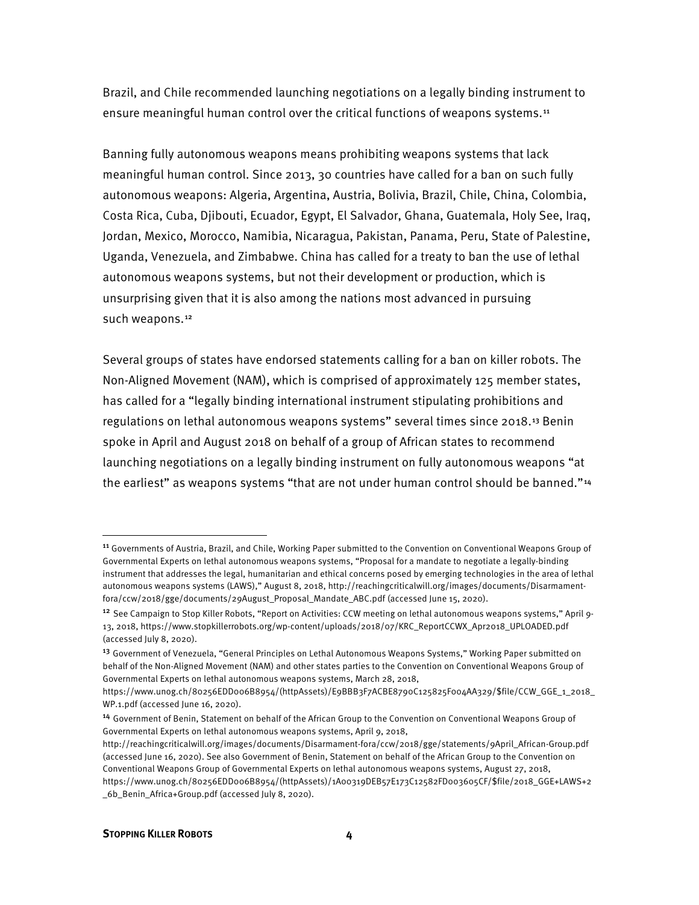Brazil, and Chile recommended launching negotiations on a legally binding instrument to ensure meaningful human control over the critical functions of weapons systems.[11]

Banning fully autonomous weapons means prohibiting weapons systems that lack meaningful human control. Since 2013, 30 countries have called for a ban on such fully autonomous weapons: Algeria, Argentina, Austria, Bolivia, Brazil, Chile, China, Colombia, Costa Rica, Cuba, Djibouti, Ecuador, Egypt, El Salvador, Ghana, Guatemala, Holy See, Iraq, Jordan, Mexico, Morocco, Namibia, Nicaragua, Pakistan, Panama, Peru, State of Palestine, Uganda, Venezuela, and Zimbabwe. China has called for a treaty to ban the use of lethal autonomous weapons systems, but not their development or production, which is unsurprising given that it is also among the nations most advanced in pursuing such weapons.[12]

Several groups of states have endorsed statements calling for a ban on killer robots. The Non-Aligned Movement (NAM), which is comprised of approximately 125 member states, has called for a "legally binding international instrument stipulating prohibitions and regulations on lethal autonomous weapons systems" several times since 2018.[13] Benin spoke in April and August 2018 on behalf of a group of African states to recommend launching negotiations on a legally binding instrument on fully autonomous weapons "at the earliest" as weapons systems "that are not under human control should be banned."[14]

---

[11] Governments of Austria, Brazil, and Chile, Working Paper submitted to the Convention on Conventional Weapons Group of Governmental Experts on lethal autonomous weapons systems, "Proposal for a mandate to negotiate a legally-binding instrument that addresses the legal, humanitarian and ethical concerns posed by emerging technologies in the area of lethal autonomous weapons systems (LAWS)," August 8, 2018, http://reachingcriticalwill.org/images/documents/Disarmament-fora/ccw/2018/gge/documents/29August_Proposal_Mandate_ABC.pdf (accessed June 15, 2020).

[12] See Campaign to Stop Killer Robots, "Report on Activities: CCW meeting on lethal autonomous weapons systems," April 9-13, 2018, https://www.stopkillerrobots.org/wp-content/uploads/2018/07/KRC_ReportCCWX_Apr2018_UPLOADED.pdf (accessed July 8, 2020).

[13] Government of Venezuela, "General Principles on Lethal Autonomous Weapons Systems," Working Paper submitted on behalf of the Non-Aligned Movement (NAM) and other states parties to the Convention on Conventional Weapons Group of Governmental Experts on lethal autonomous weapons systems, March 28, 2018, https://www.unog.ch/80256EDD006B8954/(httpAssets)/E9BBB3F7ACBE8790C125825F004AA329/$file/CCW_GGE_1_2018_WP.1.pdf (accessed June 16, 2020).

[14] Government of Benin, Statement on behalf of the African Group to the Convention on Conventional Weapons Group of Governmental Experts on lethal autonomous weapons systems, April 9, 2018, http://reachingcriticalwill.org/images/documents/Disarmament-fora/ccw/2018/gge/statements/9April_African-Group.pdf (accessed June 16, 2020). See also Government of Benin, Statement on behalf of the African Group to the Convention on Conventional Weapons Group of Governmental Experts on lethal autonomous weapons systems, August 27, 2018, https://www.unog.ch/80256EDD006B8954/(httpAssets)/1A00319DEB57E173C12582FD003605CF/$file/2018_GGE+LAWS+2_6b_Benin_Africa+Group.pdf (accessed July 8, 2020).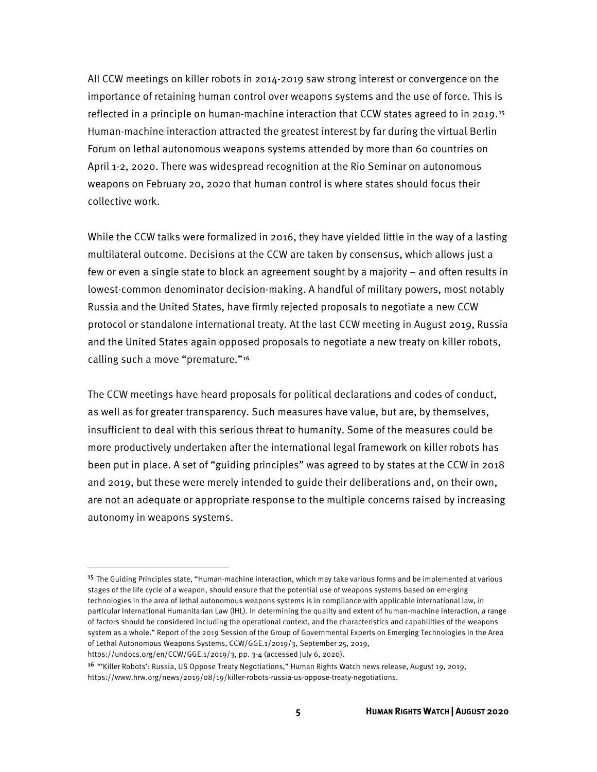All CCW meetings on killer robots in 2014-2019 saw strong interest or convergence on the importance of retaining human control over weapons systems and the use of force. This is reflected in a principle on human-machine interaction that CCW states agreed to in 2019.[15] Human-machine interaction attracted the greatest interest by far during the virtual Berlin Forum on lethal autonomous weapons systems attended by more than 60 countries on April 1-2, 2020. There was widespread recognition at the Rio Seminar on autonomous weapons on February 20, 2020 that human control is where states should focus their collective work.

While the CCW talks were formalized in 2016, they have yielded little in the way of a lasting multilateral outcome. Decisions at the CCW are taken by consensus, which allows just a few or even a single state to block an agreement sought by a majority – and often results in lowest-common denominator decision-making. A handful of military powers, most notably Russia and the United States, have firmly rejected proposals to negotiate a new CCW protocol or standalone international treaty. At the last CCW meeting in August 2019, Russia and the United States again opposed proposals to negotiate a new treaty on killer robots, calling such a move "premature."[16]

The CCW meetings have heard proposals for political declarations and codes of conduct, as well as for greater transparency. Such measures have value, but are, by themselves, insufficient to deal with this serious threat to humanity. Some of the measures could be more productively undertaken after the international legal framework on killer robots has been put in place. A set of "guiding principles" was agreed to by states at the CCW in 2018 and 2019, but these were merely intended to guide their deliberations and, on their own, are not an adequate or appropriate response to the multiple concerns raised by increasing autonomy in weapons systems.

---

[15] The Guiding Principles state, "Human-machine interaction, which may take various forms and be implemented at various stages of the life cycle of a weapon, should ensure that the potential use of weapons systems based on emerging technologies in the area of lethal autonomous weapons systems is in compliance with applicable international law, in particular International Humanitarian Law (IHL). In determining the quality and extent of human-machine interaction, a range of factors should be considered including the operational context, and the characteristics and capabilities of the weapons system as a whole." Report of the 2019 Session of the Group of Governmental Experts on Emerging Technologies in the Area of Lethal Autonomous Weapons Systems, CCW/GGE.1/2019/3, September 25, 2019, https://undocs.org/en/CCW/GGE.1/2019/3, pp. 3-4 (accessed July 6, 2020).

[16] "'Killer Robots': Russia, US Oppose Treaty Negotiations," Human Rights Watch news release, August 19, 2019, https://www.hrw.org/news/2019/08/19/killer-robots-russia-us-oppose-treaty-negotiations.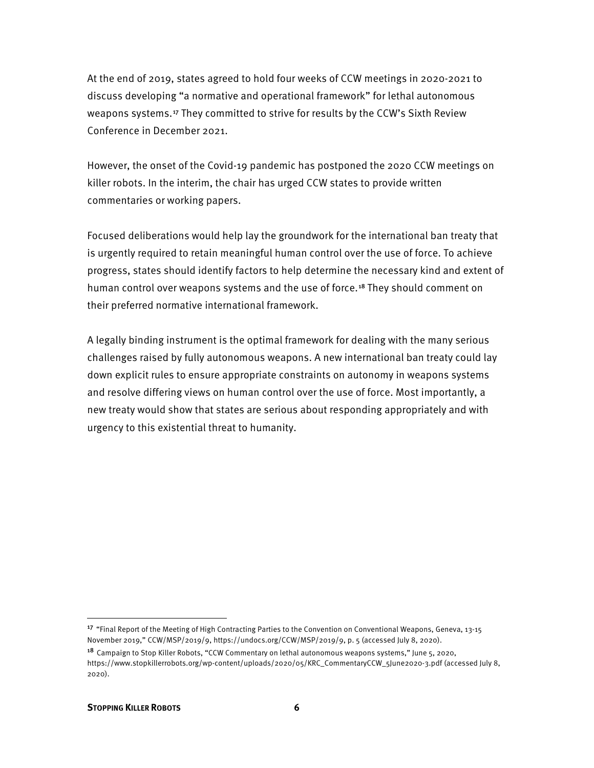At the end of 2019, states agreed to hold four weeks of CCW meetings in 2020-2021 to discuss developing "a normative and operational framework" for lethal autonomous weapons systems.[17] They committed to strive for results by the CCW's Sixth Review Conference in December 2021.

However, the onset of the Covid-19 pandemic has postponed the 2020 CCW meetings on killer robots. In the interim, the chair has urged CCW states to provide written commentaries or working papers.

Focused deliberations would help lay the groundwork for the international ban treaty that is urgently required to retain meaningful human control over the use of force. To achieve progress, states should identify factors to help determine the necessary kind and extent of human control over weapons systems and the use of force.[18] They should comment on their preferred normative international framework.

A legally binding instrument is the optimal framework for dealing with the many serious challenges raised by fully autonomous weapons. A new international ban treaty could lay down explicit rules to ensure appropriate constraints on autonomy in weapons systems and resolve differing views on human control over the use of force. Most importantly, a new treaty would show that states are serious about responding appropriately and with urgency to this existential threat to humanity.

---

[17] "Final Report of the Meeting of High Contracting Parties to the Convention on Conventional Weapons, Geneva, 13-15 November 2019," CCW/MSP/2019/9, https://undocs.org/CCW/MSP/2019/9, p. 5 (accessed July 8, 2020).

[18] Campaign to Stop Killer Robots, "CCW Commentary on lethal autonomous weapons systems," June 5, 2020, https://www.stopkillerrobots.org/wp-content/uploads/2020/05/KRC_CommentaryCCW_5June2020-3.pdf (accessed July 8, 2020).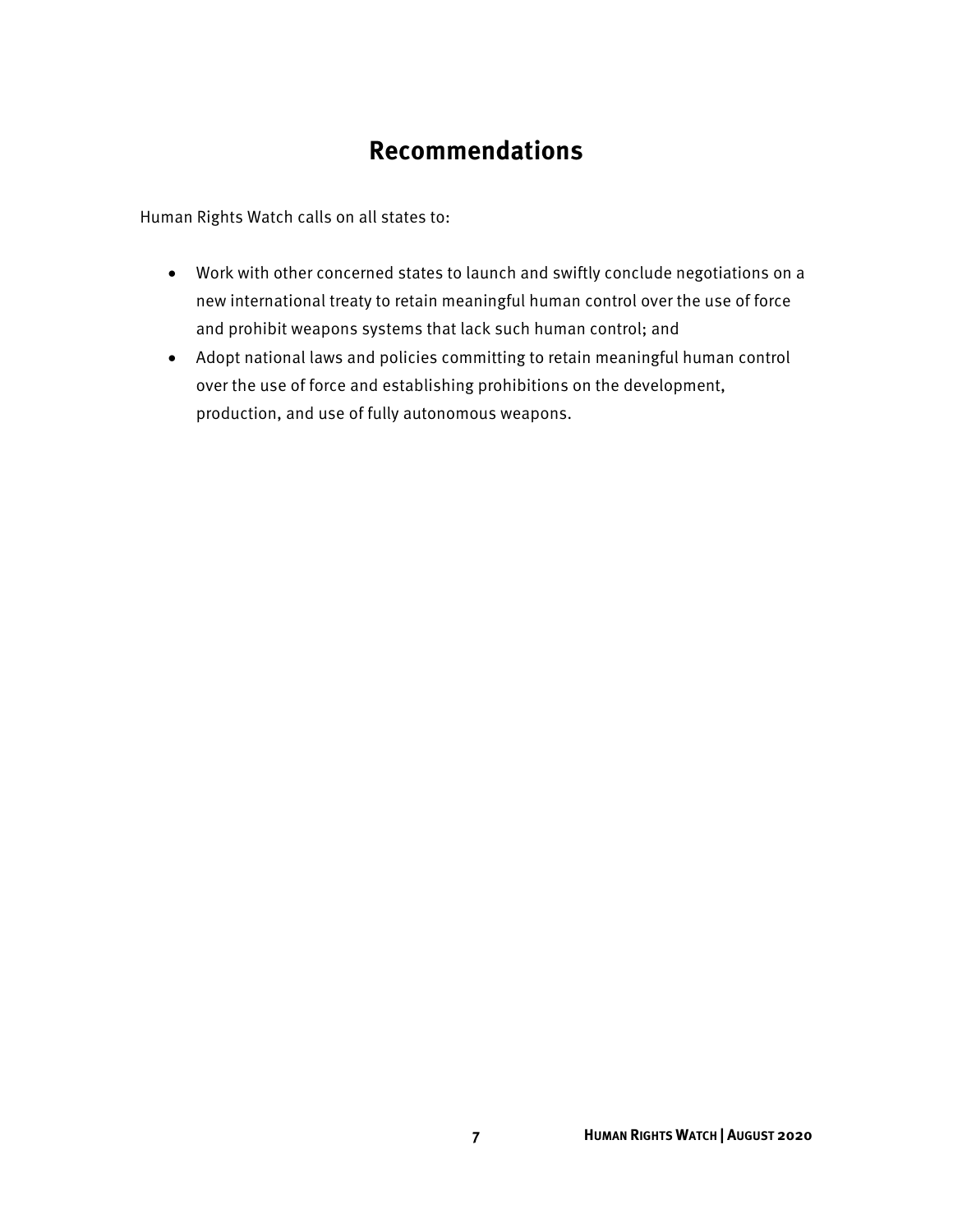# Recommendations

Human Rights Watch calls on all states to:

- Work with other concerned states to launch and swiftly conclude negotiations on a new international treaty to retain meaningful human control over the use of force and prohibit weapons systems that lack such human control; and
- Adopt national laws and policies committing to retain meaningful human control over the use of force and establishing prohibitions on the development, production, and use of fully autonomous weapons.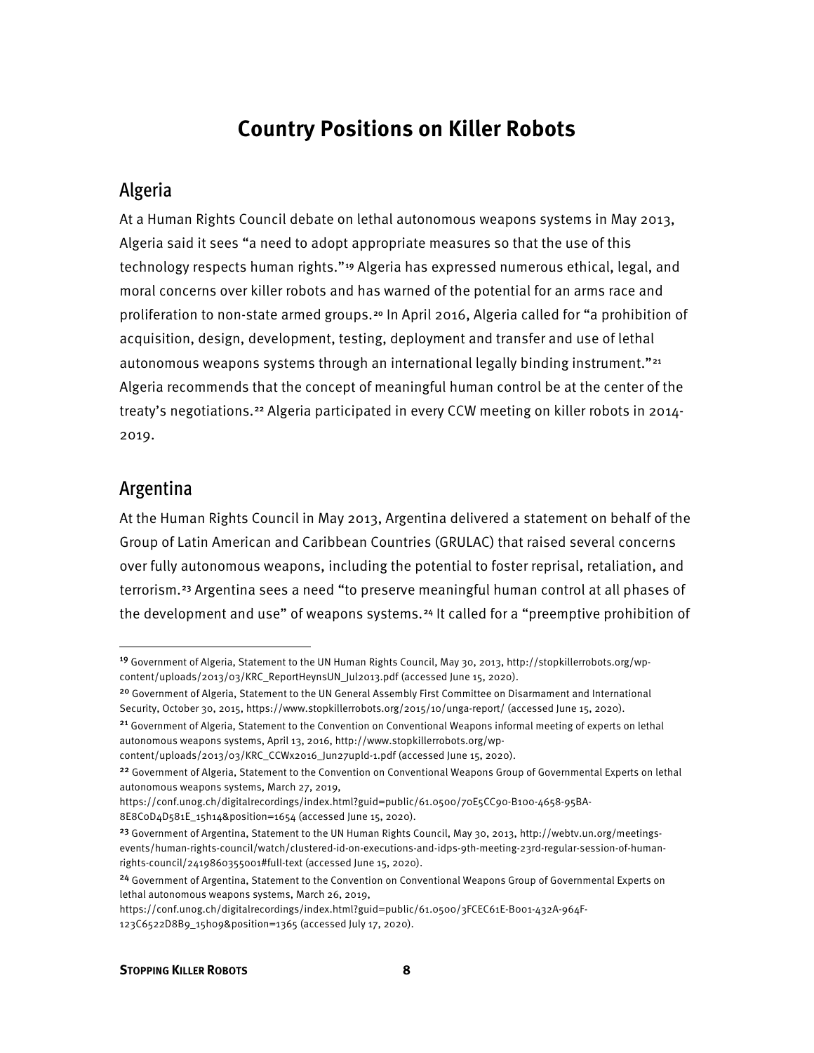# Country Positions on Killer Robots

## Algeria

At a Human Rights Council debate on lethal autonomous weapons systems in May 2013, Algeria said it sees "a need to adopt appropriate measures so that the use of this technology respects human rights."[19] Algeria has expressed numerous ethical, legal, and moral concerns over killer robots and has warned of the potential for an arms race and proliferation to non-state armed groups.[20] In April 2016, Algeria called for "a prohibition of acquisition, design, development, testing, deployment and transfer and use of lethal autonomous weapons systems through an international legally binding instrument."[21] Algeria recommends that the concept of meaningful human control be at the center of the treaty's negotiations.[22] Algeria participated in every CCW meeting on killer robots in 2014-2019.

## Argentina

At the Human Rights Council in May 2013, Argentina delivered a statement on behalf of the Group of Latin American and Caribbean Countries (GRULAC) that raised several concerns over fully autonomous weapons, including the potential to foster reprisal, retaliation, and terrorism.[23] Argentina sees a need "to preserve meaningful human control at all phases of the development and use" of weapons systems.[24] It called for a "preemptive prohibition of

---

[19] Government of Algeria, Statement to the UN Human Rights Council, May 30, 2013, http://stopkillerrobots.org/wp-content/uploads/2013/03/KRC_ReportHeynsUN_Jul2013.pdf (accessed June 15, 2020).

[20] Government of Algeria, Statement to the UN General Assembly First Committee on Disarmament and International Security, October 30, 2015, https://www.stopkillerrobots.org/2015/10/unga-report/ (accessed June 15, 2020).

[21] Government of Algeria, Statement to the Convention on Conventional Weapons informal meeting of experts on lethal autonomous weapons systems, April 13, 2016, http://www.stopkillerrobots.org/wp-content/uploads/2013/03/KRC_CCWx2016_Jun27upld-1.pdf (accessed June 15, 2020).

[22] Government of Algeria, Statement to the Convention on Conventional Weapons Group of Governmental Experts on lethal autonomous weapons systems, March 27, 2019, https://conf.unog.ch/digitalrecordings/index.html?guid=public/61.0500/70E5CC90-B100-4658-95BA-8E8C0D4D581E_15h14&position=1654 (accessed June 15, 2020).

[23] Government of Argentina, Statement to the UN Human Rights Council, May 30, 2013, http://webtv.un.org/meetings-events/human-rights-council/watch/clustered-id-on-executions-and-idps-9th-meeting-23rd-regular-session-of-human-rights-council/2419860355001#full-text (accessed June 15, 2020).

[24] Government of Argentina, Statement to the Convention on Conventional Weapons Group of Governmental Experts on lethal autonomous weapons systems, March 26, 2019, https://conf.unog.ch/digitalrecordings/index.html?guid=public/61.0500/3FCEC61E-B001-432A-964F-123C6522D8B9_15h09&position=1365 (accessed July 17, 2020).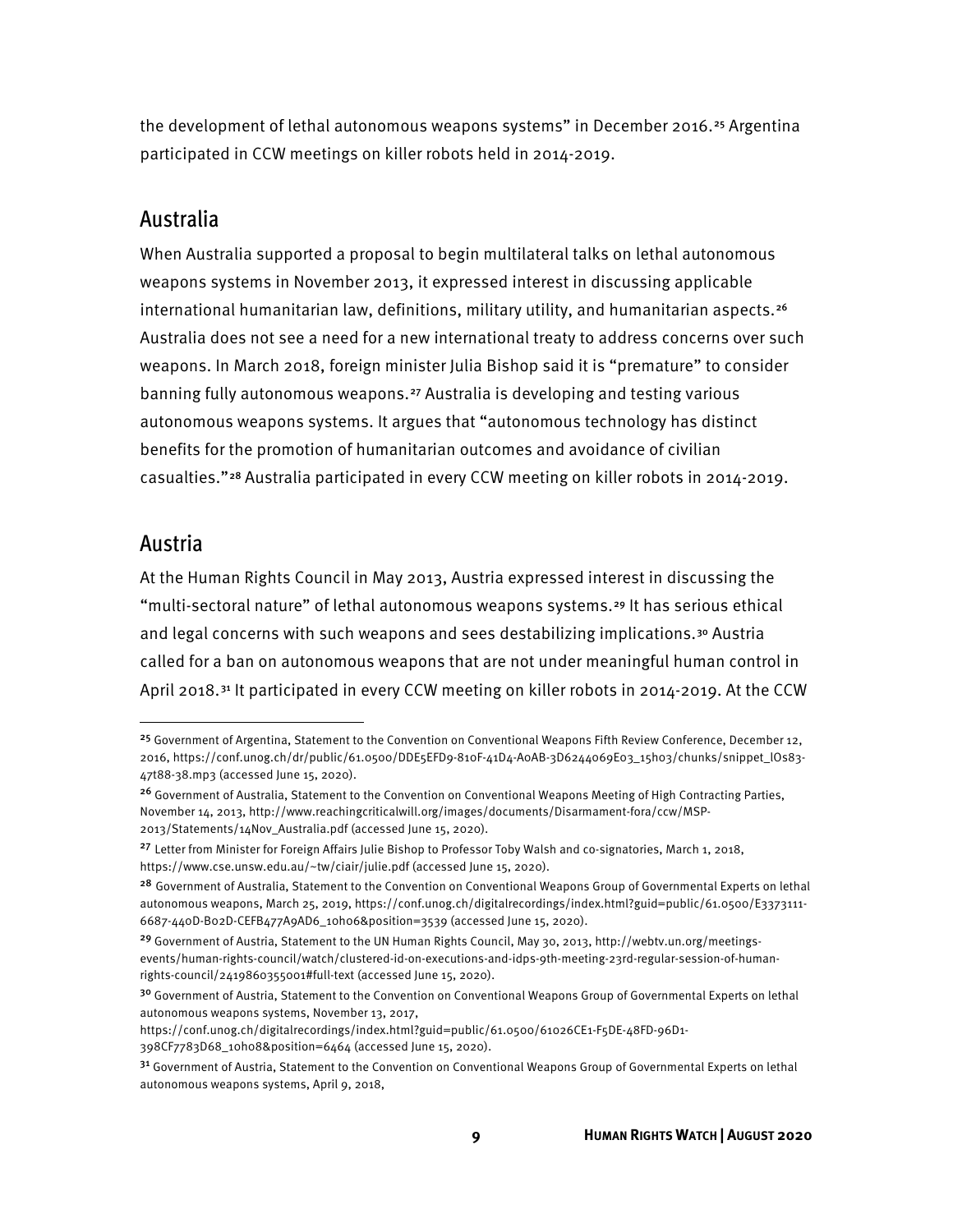the development of lethal autonomous weapons systems" in December 2016.[25] Argentina participated in CCW meetings on killer robots held in 2014-2019.

## Australia

When Australia supported a proposal to begin multilateral talks on lethal autonomous weapons systems in November 2013, it expressed interest in discussing applicable international humanitarian law, definitions, military utility, and humanitarian aspects.[26] Australia does not see a need for a new international treaty to address concerns over such weapons. In March 2018, foreign minister Julia Bishop said it is "premature" to consider banning fully autonomous weapons.[27] Australia is developing and testing various autonomous weapons systems. It argues that "autonomous technology has distinct benefits for the promotion of humanitarian outcomes and avoidance of civilian casualties."[28] Australia participated in every CCW meeting on killer robots in 2014-2019.

## Austria

At the Human Rights Council in May 2013, Austria expressed interest in discussing the "multi-sectoral nature" of lethal autonomous weapons systems.[29] It has serious ethical and legal concerns with such weapons and sees destabilizing implications.[30] Austria called for a ban on autonomous weapons that are not under meaningful human control in April 2018.[31] It participated in every CCW meeting on killer robots in 2014-2019. At the CCW

---

[25] Government of Argentina, Statement to the Convention on Conventional Weapons Fifth Review Conference, December 12, 2016, https://conf.unog.ch/dr/public/61.0500/DDE5EFD9-810F-41D4-A0AB-3D6244069E03_15h03/chunks/snippet_lOs83-47t88-38.mp3 (accessed June 15, 2020).

[26] Government of Australia, Statement to the Convention on Conventional Weapons Meeting of High Contracting Parties, November 14, 2013, http://www.reachingcriticalwill.org/images/documents/Disarmament-fora/ccw/MSP-2013/Statements/14Nov_Australia.pdf (accessed June 15, 2020).

[27] Letter from Minister for Foreign Affairs Julie Bishop to Professor Toby Walsh and co-signatories, March 1, 2018, https://www.cse.unsw.edu.au/~tw/ciair/julie.pdf (accessed June 15, 2020).

[28] Government of Australia, Statement to the Convention on Conventional Weapons Group of Governmental Experts on lethal autonomous weapons, March 25, 2019, https://conf.unog.ch/digitalrecordings/index.html?guid=public/61.0500/E3373111-6687-440D-B02D-CEFB477A9AD6_10h06&position=3539 (accessed June 15, 2020).

[29] Government of Austria, Statement to the UN Human Rights Council, May 30, 2013, http://webtv.un.org/meetings-events/human-rights-council/watch/clustered-id-on-executions-and-idps-9th-meeting-23rd-regular-session-of-human-rights-council/2419860355001#full-text (accessed June 15, 2020).

[30] Government of Austria, Statement to the Convention on Conventional Weapons Group of Governmental Experts on lethal autonomous weapons systems, November 13, 2017, https://conf.unog.ch/digitalrecordings/index.html?guid=public/61.0500/61026CE1-F5DE-48FD-96D1-398CF7783D68_10h08&position=6464 (accessed June 15, 2020).

[31] Government of Austria, Statement to the Convention on Conventional Weapons Group of Governmental Experts on lethal autonomous weapons systems, April 9, 2018,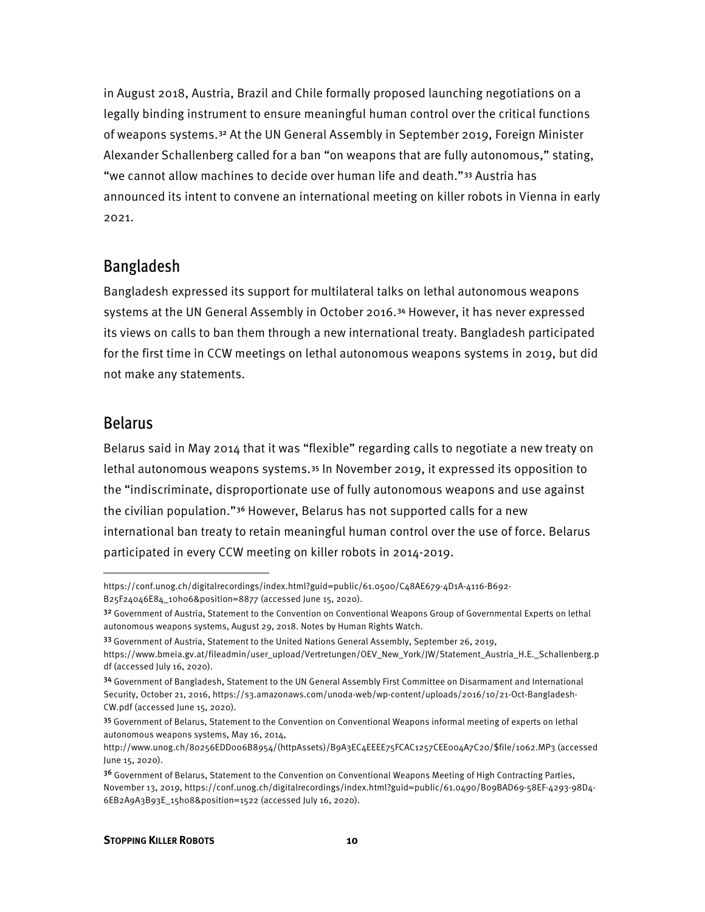in August 2018, Austria, Brazil and Chile formally proposed launching negotiations on a legally binding instrument to ensure meaningful human control over the critical functions of weapons systems.[32] At the UN General Assembly in September 2019, Foreign Minister Alexander Schallenberg called for a ban "on weapons that are fully autonomous," stating, "we cannot allow machines to decide over human life and death."[33] Austria has announced its intent to convene an international meeting on killer robots in Vienna in early 2021.

## Bangladesh

Bangladesh expressed its support for multilateral talks on lethal autonomous weapons systems at the UN General Assembly in October 2016.[34] However, it has never expressed its views on calls to ban them through a new international treaty. Bangladesh participated for the first time in CCW meetings on lethal autonomous weapons systems in 2019, but did not make any statements.

## Belarus

Belarus said in May 2014 that it was "flexible" regarding calls to negotiate a new treaty on lethal autonomous weapons systems.[35] In November 2019, it expressed its opposition to the "indiscriminate, disproportionate use of fully autonomous weapons and use against the civilian population."[36] However, Belarus has not supported calls for a new international ban treaty to retain meaningful human control over the use of force. Belarus participated in every CCW meeting on killer robots in 2014-2019.

---

https://conf.unog.ch/digitalrecordings/index.html?guid=public/61.0500/C48AE679-4D1A-4116-B692-B25F24046E84_10h06&position=8877 (accessed June 15, 2020).

[32] Government of Austria, Statement to the Convention on Conventional Weapons Group of Governmental Experts on lethal autonomous weapons systems, August 29, 2018. Notes by Human Rights Watch.

[33] Government of Austria, Statement to the United Nations General Assembly, September 26, 2019, https://www.bmeia.gv.at/fileadmin/user_upload/Vertretungen/OEV_New_York/JW/Statement_Austria_H.E._Schallenberg.pdf (accessed July 16, 2020).

[34] Government of Bangladesh, Statement to the UN General Assembly First Committee on Disarmament and International Security, October 21, 2016, https://s3.amazonaws.com/unoda-web/wp-content/uploads/2016/10/21-Oct-Bangladesh-CW.pdf (accessed June 15, 2020).

[35] Government of Belarus, Statement to the Convention on Conventional Weapons informal meeting of experts on lethal autonomous weapons systems, May 16, 2014, http://www.unog.ch/80256EDD006B8954/(httpAssets)/B9A3EC4EEEE75FCAC1257CEE004A7C20/$file/1062.MP3 (accessed June 15, 2020).

[36] Government of Belarus, Statement to the Convention on Conventional Weapons Meeting of High Contracting Parties, November 13, 2019, https://conf.unog.ch/digitalrecordings/index.html?guid=public/61.0490/B09BAD69-58EF-4293-98D4-6EB2A9A3B93E_15h08&position=1522 (accessed July 16, 2020).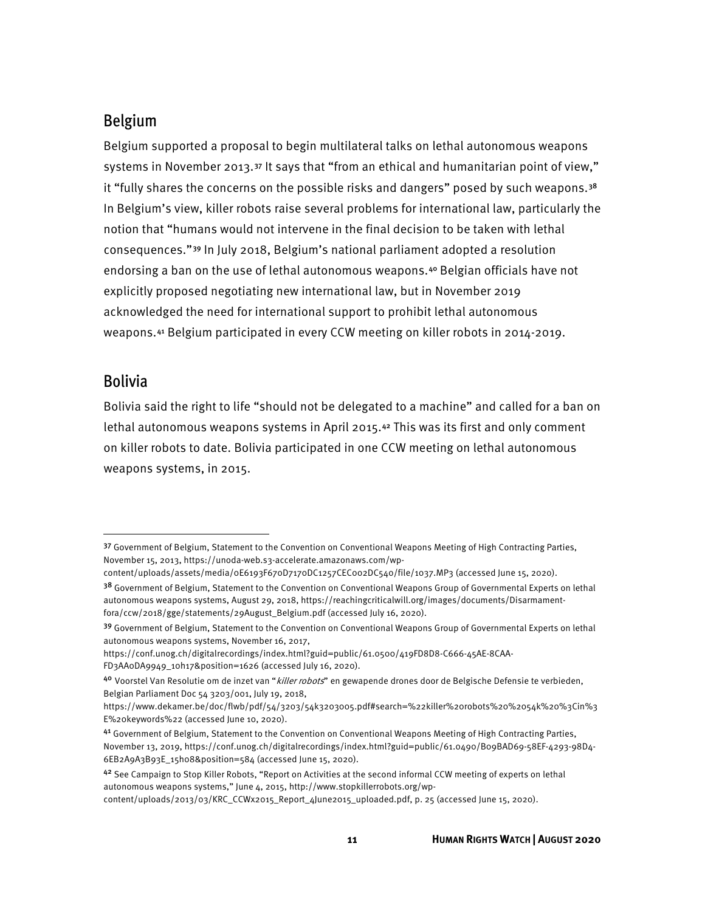## Belgium

Belgium supported a proposal to begin multilateral talks on lethal autonomous weapons systems in November 2013.[37] It says that "from an ethical and humanitarian point of view," it "fully shares the concerns on the possible risks and dangers" posed by such weapons.[38] In Belgium's view, killer robots raise several problems for international law, particularly the notion that "humans would not intervene in the final decision to be taken with lethal consequences."[39] In July 2018, Belgium's national parliament adopted a resolution endorsing a ban on the use of lethal autonomous weapons.[40] Belgian officials have not explicitly proposed negotiating new international law, but in November 2019 acknowledged the need for international support to prohibit lethal autonomous weapons.[41] Belgium participated in every CCW meeting on killer robots in 2014-2019.

## Bolivia

Bolivia said the right to life "should not be delegated to a machine" and called for a ban on lethal autonomous weapons systems in April 2015.[42] This was its first and only comment on killer robots to date. Bolivia participated in one CCW meeting on lethal autonomous weapons systems, in 2015.

---

[37] Government of Belgium, Statement to the Convention on Conventional Weapons Meeting of High Contracting Parties, November 15, 2013, https://unoda-web.s3-accelerate.amazonaws.com/wp-content/uploads/assets/media/0E6193F670D7170DC1257CEC002DC540/file/1037.MP3 (accessed June 15, 2020).

[38] Government of Belgium, Statement to the Convention on Conventional Weapons Group of Governmental Experts on lethal autonomous weapons systems, August 29, 2018, https://reachingcriticalwill.org/images/documents/Disarmament-fora/ccw/2018/gge/statements/29August_Belgium.pdf (accessed July 16, 2020).

[39] Government of Belgium, Statement to the Convention on Conventional Weapons Group of Governmental Experts on lethal autonomous weapons systems, November 16, 2017, https://conf.unog.ch/digitalrecordings/index.html?guid=public/61.0500/419FD8D8-C666-45AE-8CAA-FD3AA0DA9949_10h17&position=1626 (accessed July 16, 2020).

[40] Voorstel Van Resolutie om de inzet van "*killer robots*" en gewapende drones door de Belgische Defensie te verbieden, Belgian Parliament Doc 54 3203/001, July 19, 2018, https://www.dekamer.be/doc/flwb/pdf/54/3203/54k3203005.pdf#search=%22killer%20robots%20%2054k%20%3Cin%3E%20keywords%22 (accessed June 10, 2020).

[41] Government of Belgium, Statement to the Convention on Conventional Weapons Meeting of High Contracting Parties, November 13, 2019, https://conf.unog.ch/digitalrecordings/index.html?guid=public/61.0490/B09BAD69-58EF-4293-98D4-6EB2A9A3B93E_15h08&position=584 (accessed June 15, 2020).

[42] See Campaign to Stop Killer Robots, "Report on Activities at the second informal CCW meeting of experts on lethal autonomous weapons systems," June 4, 2015, http://www.stopkillerrobots.org/wp-content/uploads/2013/03/KRC_CCWx2015_Report_4June2015_uploaded.pdf, p. 25 (accessed June 15, 2020).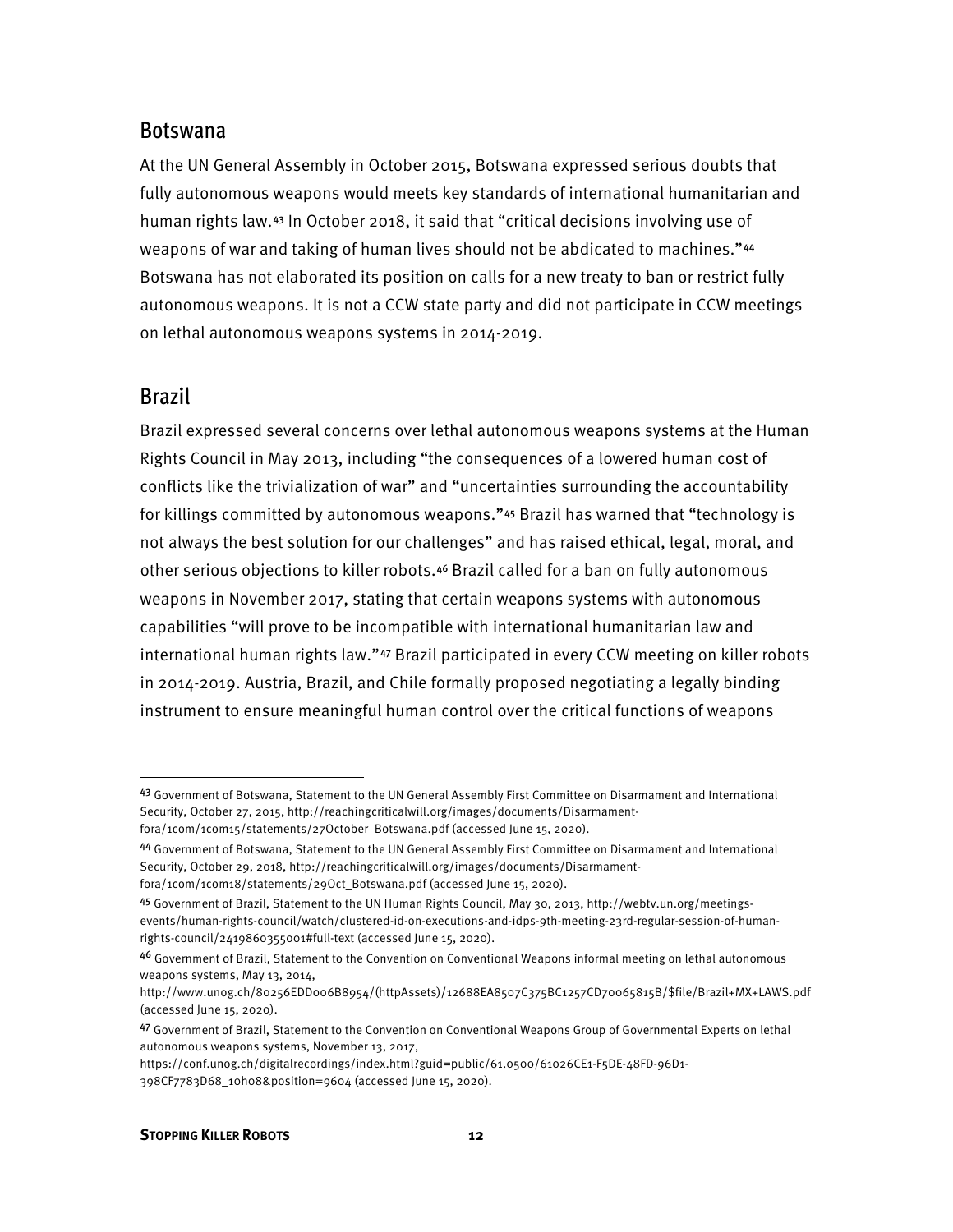## Botswana

At the UN General Assembly in October 2015, Botswana expressed serious doubts that fully autonomous weapons would meets key standards of international humanitarian and human rights law.[43] In October 2018, it said that "critical decisions involving use of weapons of war and taking of human lives should not be abdicated to machines."[44] Botswana has not elaborated its position on calls for a new treaty to ban or restrict fully autonomous weapons. It is not a CCW state party and did not participate in CCW meetings on lethal autonomous weapons systems in 2014-2019.

## Brazil

Brazil expressed several concerns over lethal autonomous weapons systems at the Human Rights Council in May 2013, including "the consequences of a lowered human cost of conflicts like the trivialization of war" and "uncertainties surrounding the accountability for killings committed by autonomous weapons."[45] Brazil has warned that "technology is not always the best solution for our challenges" and has raised ethical, legal, moral, and other serious objections to killer robots.[46] Brazil called for a ban on fully autonomous weapons in November 2017, stating that certain weapons systems with autonomous capabilities "will prove to be incompatible with international humanitarian law and international human rights law."[47] Brazil participated in every CCW meeting on killer robots in 2014-2019. Austria, Brazil, and Chile formally proposed negotiating a legally binding instrument to ensure meaningful human control over the critical functions of weapons

---

[43] Government of Botswana, Statement to the UN General Assembly First Committee on Disarmament and International Security, October 27, 2015, http://reachingcriticalwill.org/images/documents/Disarmament-fora/1com/1com15/statements/27October_Botswana.pdf (accessed June 15, 2020).

[44] Government of Botswana, Statement to the UN General Assembly First Committee on Disarmament and International Security, October 29, 2018, http://reachingcriticalwill.org/images/documents/Disarmament-fora/1com/1com18/statements/29Oct_Botswana.pdf (accessed June 15, 2020).

[45] Government of Brazil, Statement to the UN Human Rights Council, May 30, 2013, http://webtv.un.org/meetings-events/human-rights-council/watch/clustered-id-on-executions-and-idps-9th-meeting-23rd-regular-session-of-human-rights-council/2419860355001#full-text (accessed June 15, 2020).

[46] Government of Brazil, Statement to the Convention on Conventional Weapons informal meeting on lethal autonomous weapons systems, May 13, 2014, http://www.unog.ch/80256EDD006B8954/(httpAssets)/12688EA8507C375BC1257CD70065815B/$file/Brazil+MX+LAWS.pdf (accessed June 15, 2020).

[47] Government of Brazil, Statement to the Convention on Conventional Weapons Group of Governmental Experts on lethal autonomous weapons systems, November 13, 2017, https://conf.unog.ch/digitalrecordings/index.html?guid=public/61.0500/61026CE1-F5DE-48FD-96D1-398CF7783D68_10h08&position=9604 (accessed June 15, 2020).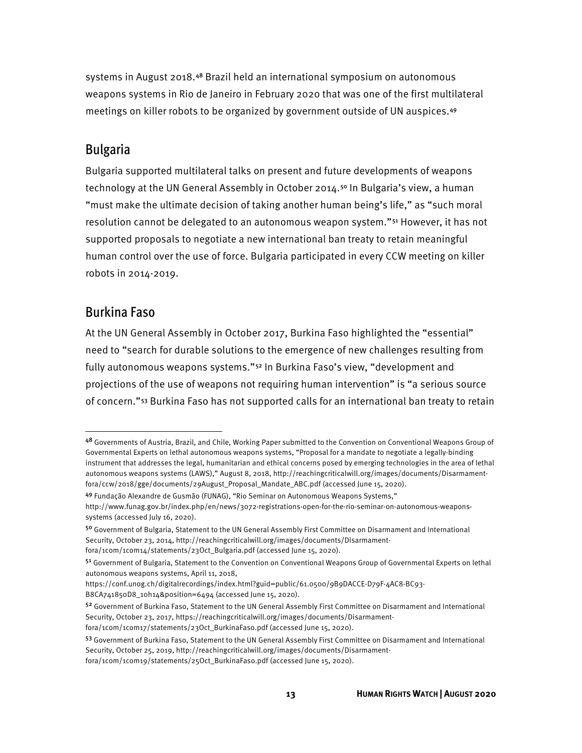systems in August 2018.[48] Brazil held an international symposium on autonomous weapons systems in Rio de Janeiro in February 2020 that was one of the first multilateral meetings on killer robots to be organized by government outside of UN auspices.[49]

## Bulgaria

Bulgaria supported multilateral talks on present and future developments of weapons technology at the UN General Assembly in October 2014.[50] In Bulgaria's view, a human "must make the ultimate decision of taking another human being's life," as "such moral resolution cannot be delegated to an autonomous weapon system."[51] However, it has not supported proposals to negotiate a new international ban treaty to retain meaningful human control over the use of force. Bulgaria participated in every CCW meeting on killer robots in 2014-2019.

## Burkina Faso

At the UN General Assembly in October 2017, Burkina Faso highlighted the "essential" need to "search for durable solutions to the emergence of new challenges resulting from fully autonomous weapons systems."[52] In Burkina Faso's view, "development and projections of the use of weapons not requiring human intervention" is "a serious source of concern."[53] Burkina Faso has not supported calls for an international ban treaty to retain

---

[48] Governments of Austria, Brazil, and Chile, Working Paper submitted to the Convention on Conventional Weapons Group of Governmental Experts on lethal autonomous weapons systems, "Proposal for a mandate to negotiate a legally-binding instrument that addresses the legal, humanitarian and ethical concerns posed by emerging technologies in the area of lethal autonomous weapons systems (LAWS)," August 8, 2018, http://reachingcriticalwill.org/images/documents/Disarmament-fora/ccw/2018/gge/documents/29August_Proposal_Mandate_ABC.pdf (accessed June 15, 2020).

[49] Fundação Alexandre de Gusmão (FUNAG), "Rio Seminar on Autonomous Weapons Systems," http://www.funag.gov.br/index.php/en/news/3072-registrations-open-for-the-rio-seminar-on-autonomous-weapons-systems (accessed July 16, 2020).

[50] Government of Bulgaria, Statement to the UN General Assembly First Committee on Disarmament and International Security, October 23, 2014, http://reachingcriticalwill.org/images/documents/Disarmament-fora/1com/1com14/statements/23Oct_Bulgaria.pdf (accessed June 15, 2020).

[51] Government of Bulgaria, Statement to the Convention on Conventional Weapons Group of Governmental Experts on lethal autonomous weapons systems, April 11, 2018, https://conf.unog.ch/digitalrecordings/index.html?guid=public/61.0500/9B9DACCE-D79F-4AC8-BC93-B8CA741850D8_10h14&position=6494 (accessed June 15, 2020).

[52] Government of Burkina Faso, Statement to the UN General Assembly First Committee on Disarmament and International Security, October 23, 2017, https://reachingcriticalwill.org/images/documents/Disarmament-fora/1com/1com17/statements/23Oct_BurkinaFaso.pdf (accessed June 15, 2020).

[53] Government of Burkina Faso, Statement to the UN General Assembly First Committee on Disarmament and International Security, October 25, 2019, http://reachingcriticalwill.org/images/documents/Disarmament-fora/1com/1com19/statements/25Oct_BurkinaFaso.pdf (accessed June 15, 2020).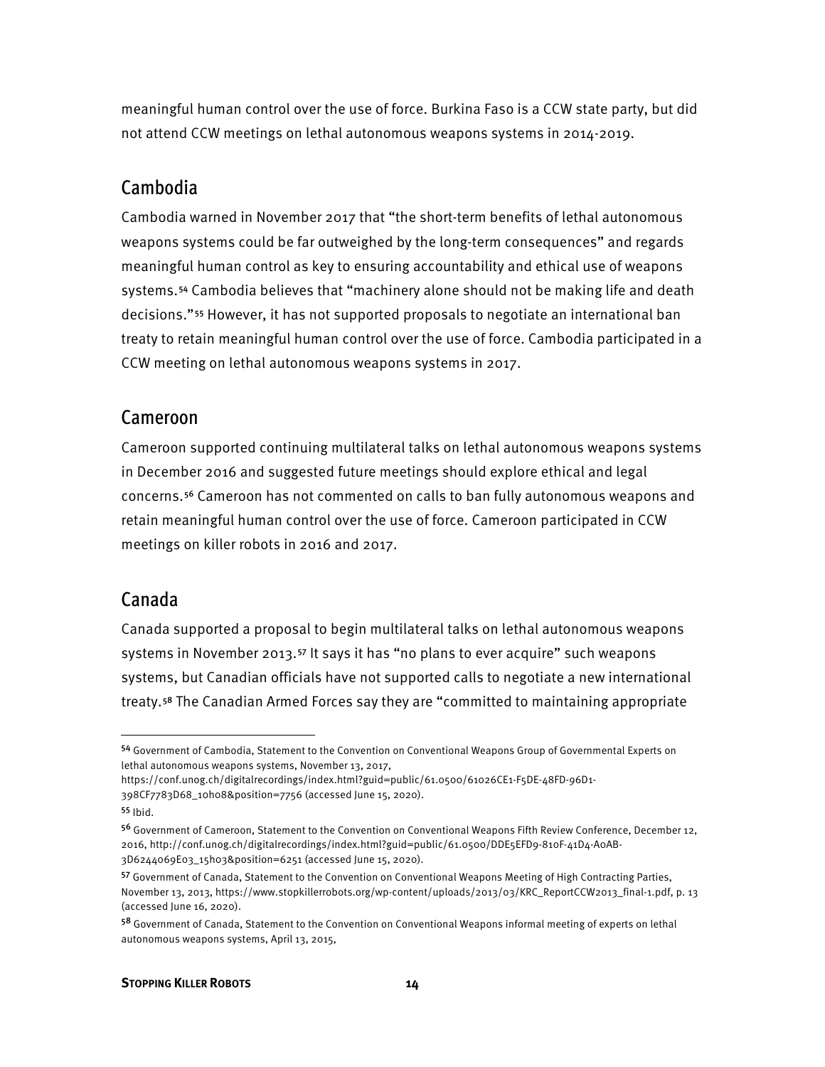meaningful human control over the use of force. Burkina Faso is a CCW state party, but did not attend CCW meetings on lethal autonomous weapons systems in 2014-2019.

## Cambodia

Cambodia warned in November 2017 that "the short-term benefits of lethal autonomous weapons systems could be far outweighed by the long-term consequences" and regards meaningful human control as key to ensuring accountability and ethical use of weapons systems.[54] Cambodia believes that "machinery alone should not be making life and death decisions."[55] However, it has not supported proposals to negotiate an international ban treaty to retain meaningful human control over the use of force. Cambodia participated in a CCW meeting on lethal autonomous weapons systems in 2017.

## Cameroon

Cameroon supported continuing multilateral talks on lethal autonomous weapons systems in December 2016 and suggested future meetings should explore ethical and legal concerns.[56] Cameroon has not commented on calls to ban fully autonomous weapons and retain meaningful human control over the use of force. Cameroon participated in CCW meetings on killer robots in 2016 and 2017.

## Canada

Canada supported a proposal to begin multilateral talks on lethal autonomous weapons systems in November 2013.[57] It says it has "no plans to ever acquire" such weapons systems, but Canadian officials have not supported calls to negotiate a new international treaty.[58] The Canadian Armed Forces say they are "committed to maintaining appropriate

---

[54] Government of Cambodia, Statement to the Convention on Conventional Weapons Group of Governmental Experts on lethal autonomous weapons systems, November 13, 2017, https://conf.unog.ch/digitalrecordings/index.html?guid=public/61.0500/61026CE1-F5DE-48FD-96D1-398CF7783D68_10h08&position=7756 (accessed June 15, 2020).

[55] Ibid.

[56] Government of Cameroon, Statement to the Convention on Conventional Weapons Fifth Review Conference, December 12, 2016, http://conf.unog.ch/digitalrecordings/index.html?guid=public/61.0500/DDE5EFD9-810F-41D4-A0AB-3D6244069E03_15h03&position=6251 (accessed June 15, 2020).

[57] Government of Canada, Statement to the Convention on Conventional Weapons Meeting of High Contracting Parties, November 13, 2013, https://www.stopkillerrobots.org/wp-content/uploads/2013/03/KRC_ReportCCW2013_final-1.pdf, p. 13 (accessed June 16, 2020).

[58] Government of Canada, Statement to the Convention on Conventional Weapons informal meeting of experts on lethal autonomous weapons systems, April 13, 2015,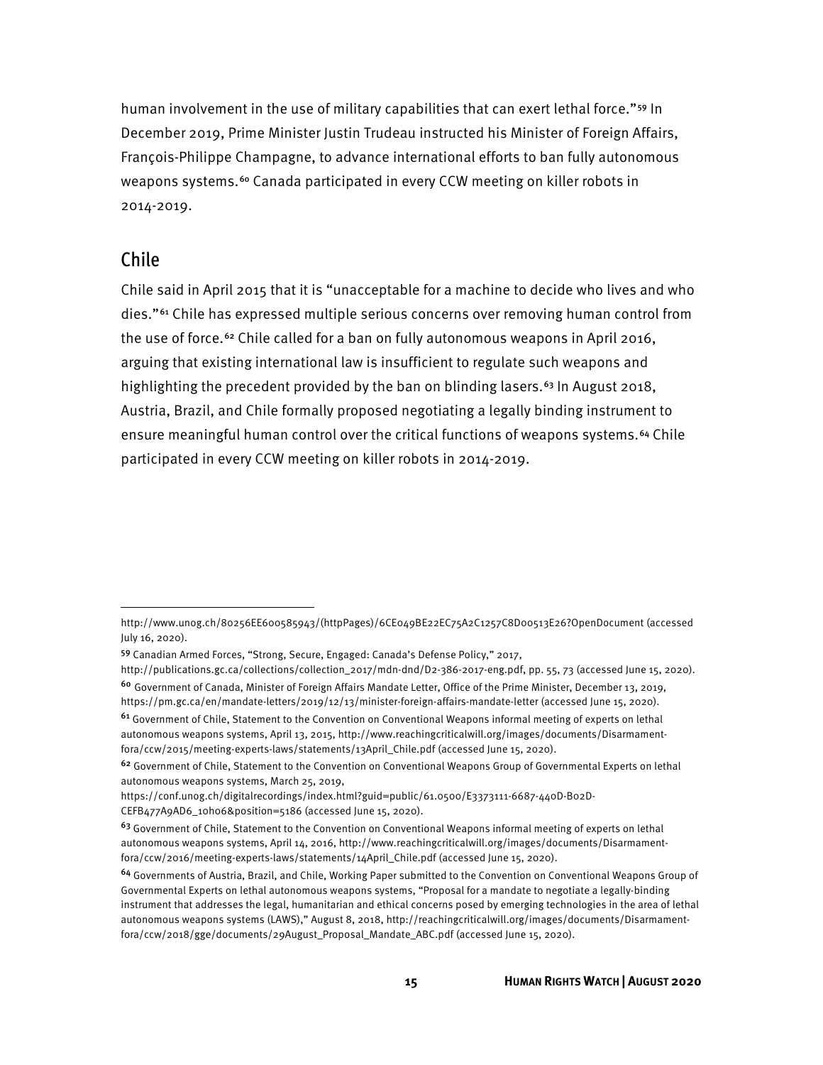human involvement in the use of military capabilities that can exert lethal force."[59] In December 2019, Prime Minister Justin Trudeau instructed his Minister of Foreign Affairs, François-Philippe Champagne, to advance international efforts to ban fully autonomous weapons systems.[60] Canada participated in every CCW meeting on killer robots in 2014-2019.

## Chile

Chile said in April 2015 that it is "unacceptable for a machine to decide who lives and who dies."[61] Chile has expressed multiple serious concerns over removing human control from the use of force.[62] Chile called for a ban on fully autonomous weapons in April 2016, arguing that existing international law is insufficient to regulate such weapons and highlighting the precedent provided by the ban on blinding lasers.[63] In August 2018, Austria, Brazil, and Chile formally proposed negotiating a legally binding instrument to ensure meaningful human control over the critical functions of weapons systems.[64] Chile participated in every CCW meeting on killer robots in 2014-2019.

---

http://www.unog.ch/80256EE600585943/(httpPages)/6CE049BE22EC75A2C1257C8D00513E26?OpenDocument (accessed July 16, 2020).

[59] Canadian Armed Forces, "Strong, Secure, Engaged: Canada's Defense Policy," 2017, http://publications.gc.ca/collections/collection_2017/mdn-dnd/D2-386-2017-eng.pdf, pp. 55, 73 (accessed June 15, 2020).

[60] Government of Canada, Minister of Foreign Affairs Mandate Letter, Office of the Prime Minister, December 13, 2019, https://pm.gc.ca/en/mandate-letters/2019/12/13/minister-foreign-affairs-mandate-letter (accessed June 15, 2020).

[61] Government of Chile, Statement to the Convention on Conventional Weapons informal meeting of experts on lethal autonomous weapons systems, April 13, 2015, http://www.reachingcriticalwill.org/images/documents/Disarmament-fora/ccw/2015/meeting-experts-laws/statements/13April_Chile.pdf (accessed June 15, 2020).

[62] Government of Chile, Statement to the Convention on Conventional Weapons Group of Governmental Experts on lethal autonomous weapons systems, March 25, 2019, https://conf.unog.ch/digitalrecordings/index.html?guid=public/61.0500/E3373111-6687-440D-B02D-CEFB477A9AD6_10h06&position=5186 (accessed June 15, 2020).

[63] Government of Chile, Statement to the Convention on Conventional Weapons informal meeting of experts on lethal autonomous weapons systems, April 14, 2016, http://www.reachingcriticalwill.org/images/documents/Disarmament-fora/ccw/2016/meeting-experts-laws/statements/14April_Chile.pdf (accessed June 15, 2020).

[64] Governments of Austria, Brazil, and Chile, Working Paper submitted to the Convention on Conventional Weapons Group of Governmental Experts on lethal autonomous weapons systems, "Proposal for a mandate to negotiate a legally-binding instrument that addresses the legal, humanitarian and ethical concerns posed by emerging technologies in the area of lethal autonomous weapons systems (LAWS)," August 8, 2018, http://reachingcriticalwill.org/images/documents/Disarmament-fora/ccw/2018/gge/documents/29August_Proposal_Mandate_ABC.pdf (accessed June 15, 2020).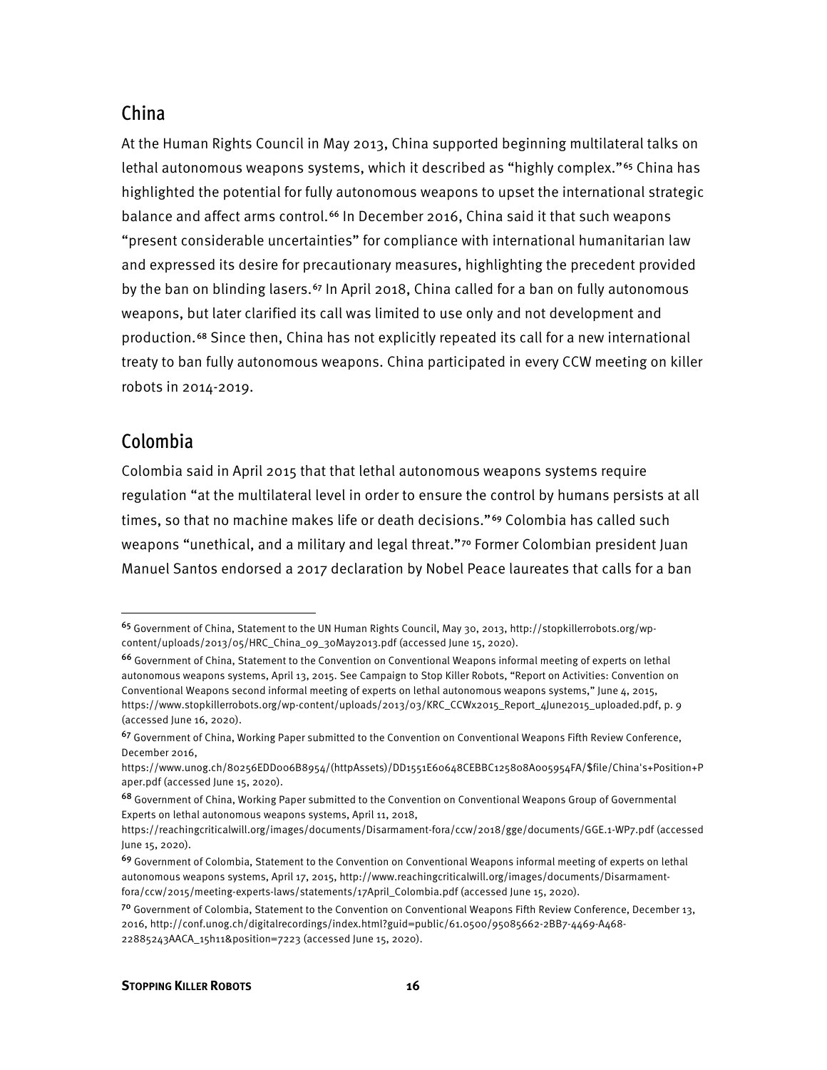## China

At the Human Rights Council in May 2013, China supported beginning multilateral talks on lethal autonomous weapons systems, which it described as "highly complex."[65] China has highlighted the potential for fully autonomous weapons to upset the international strategic balance and affect arms control.[66] In December 2016, China said it that such weapons "present considerable uncertainties" for compliance with international humanitarian law and expressed its desire for precautionary measures, highlighting the precedent provided by the ban on blinding lasers.[67] In April 2018, China called for a ban on fully autonomous weapons, but later clarified its call was limited to use only and not development and production.[68] Since then, China has not explicitly repeated its call for a new international treaty to ban fully autonomous weapons. China participated in every CCW meeting on killer robots in 2014-2019.

## Colombia

Colombia said in April 2015 that that lethal autonomous weapons systems require regulation "at the multilateral level in order to ensure the control by humans persists at all times, so that no machine makes life or death decisions."[69] Colombia has called such weapons "unethical, and a military and legal threat."[70] Former Colombian president Juan Manuel Santos endorsed a 2017 declaration by Nobel Peace laureates that calls for a ban

---

[65] Government of China, Statement to the UN Human Rights Council, May 30, 2013, http://stopkillerrobots.org/wp-content/uploads/2013/05/HRC_China_09_30May2013.pdf (accessed June 15, 2020).

[66] Government of China, Statement to the Convention on Conventional Weapons informal meeting of experts on lethal autonomous weapons systems, April 13, 2015. See Campaign to Stop Killer Robots, "Report on Activities: Convention on Conventional Weapons second informal meeting of experts on lethal autonomous weapons systems," June 4, 2015, https://www.stopkillerrobots.org/wp-content/uploads/2013/03/KRC_CCWx2015_Report_4June2015_uploaded.pdf, p. 9 (accessed June 16, 2020).

[67] Government of China, Working Paper submitted to the Convention on Conventional Weapons Fifth Review Conference, December 2016, https://www.unog.ch/80256EDD006B8954/(httpAssets)/DD1551E60648CEBBC125808A005954FA/$file/China's+Position+Paper.pdf (accessed June 15, 2020).

[68] Government of China, Working Paper submitted to the Convention on Conventional Weapons Group of Governmental Experts on lethal autonomous weapons systems, April 11, 2018, https://reachingcriticalwill.org/images/documents/Disarmament-fora/ccw/2018/gge/documents/GGE.1-WP7.pdf (accessed June 15, 2020).

[69] Government of Colombia, Statement to the Convention on Conventional Weapons informal meeting of experts on lethal autonomous weapons systems, April 17, 2015, http://www.reachingcriticalwill.org/images/documents/Disarmament-fora/ccw/2015/meeting-experts-laws/statements/17April_Colombia.pdf (accessed June 15, 2020).

[70] Government of Colombia, Statement to the Convention on Conventional Weapons Fifth Review Conference, December 13, 2016, http://conf.unog.ch/digitalrecordings/index.html?guid=public/61.0500/95085662-2BB7-4469-A468-22885243AACA_15h11&position=7223 (accessed June 15, 2020).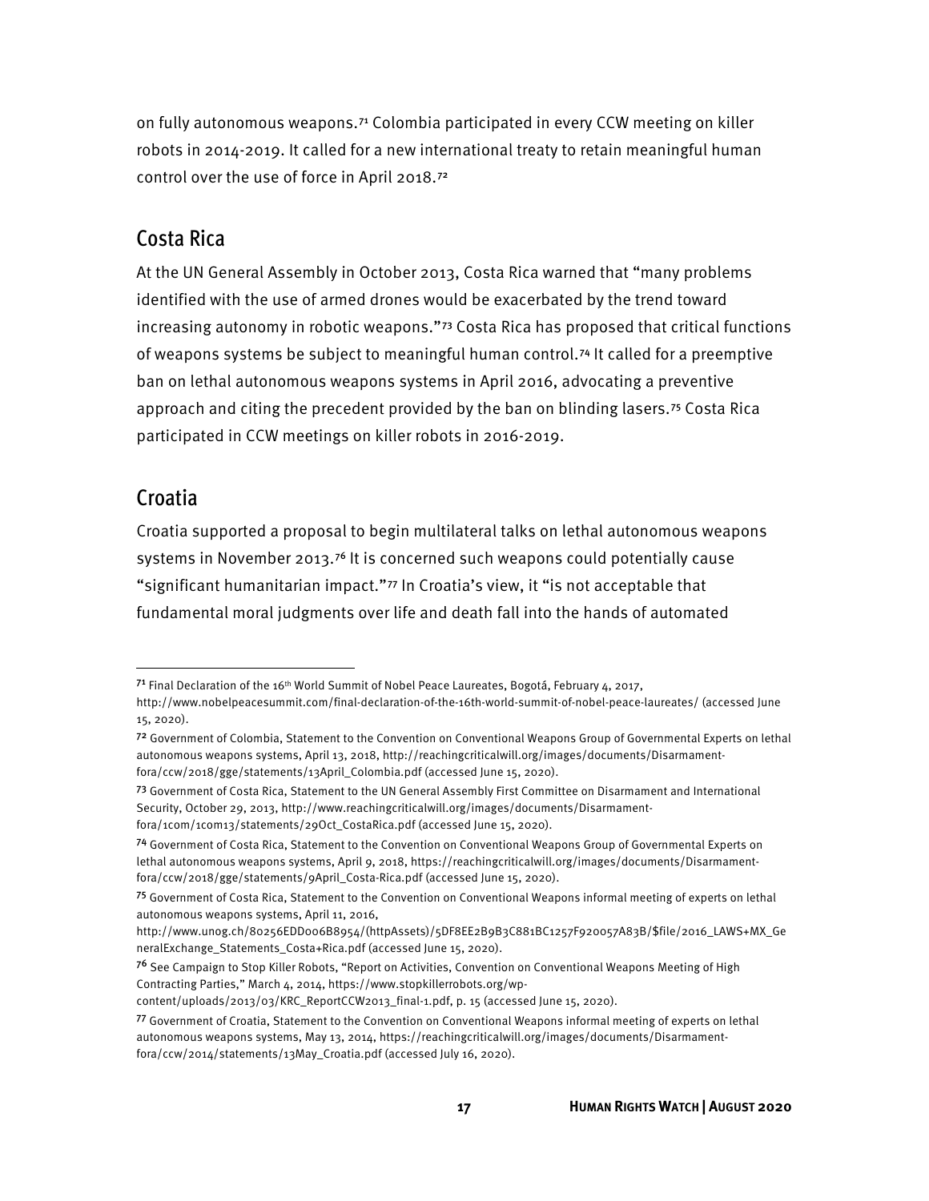on fully autonomous weapons.[71] Colombia participated in every CCW meeting on killer robots in 2014-2019. It called for a new international treaty to retain meaningful human control over the use of force in April 2018.[72]

## Costa Rica

At the UN General Assembly in October 2013, Costa Rica warned that "many problems identified with the use of armed drones would be exacerbated by the trend toward increasing autonomy in robotic weapons."[73] Costa Rica has proposed that critical functions of weapons systems be subject to meaningful human control.[74] It called for a preemptive ban on lethal autonomous weapons systems in April 2016, advocating a preventive approach and citing the precedent provided by the ban on blinding lasers.[75] Costa Rica participated in CCW meetings on killer robots in 2016-2019.

## Croatia

Croatia supported a proposal to begin multilateral talks on lethal autonomous weapons systems in November 2013.[76] It is concerned such weapons could potentially cause "significant humanitarian impact."[77] In Croatia's view, it "is not acceptable that fundamental moral judgments over life and death fall into the hands of automated

---

[71] Final Declaration of the 16th World Summit of Nobel Peace Laureates, Bogotá, February 4, 2017, http://www.nobelpeacesummit.com/final-declaration-of-the-16th-world-summit-of-nobel-peace-laureates/ (accessed June 15, 2020).

[72] Government of Colombia, Statement to the Convention on Conventional Weapons Group of Governmental Experts on lethal autonomous weapons systems, April 13, 2018, http://reachingcriticalwill.org/images/documents/Disarmament-fora/ccw/2018/gge/statements/13April_Colombia.pdf (accessed June 15, 2020).

[73] Government of Costa Rica, Statement to the UN General Assembly First Committee on Disarmament and International Security, October 29, 2013, http://www.reachingcriticalwill.org/images/documents/Disarmament-fora/1com/1com13/statements/29Oct_CostaRica.pdf (accessed June 15, 2020).

[74] Government of Costa Rica, Statement to the Convention on Conventional Weapons Group of Governmental Experts on lethal autonomous weapons systems, April 9, 2018, https://reachingcriticalwill.org/images/documents/Disarmament-fora/ccw/2018/gge/statements/9April_Costa-Rica.pdf (accessed June 15, 2020).

[75] Government of Costa Rica, Statement to the Convention on Conventional Weapons informal meeting of experts on lethal autonomous weapons systems, April 11, 2016, http://www.unog.ch/80256EDD006B8954/(httpAssets)/5DF8EE2B9B3C881BC1257F920057A83B/$file/2016_LAWS+MX_GeneralExchange_Statements_Costa+Rica.pdf (accessed June 15, 2020).

[76] See Campaign to Stop Killer Robots, "Report on Activities, Convention on Conventional Weapons Meeting of High Contracting Parties," March 4, 2014, https://www.stopkillerrobots.org/wp-content/uploads/2013/03/KRC_ReportCCW2013_final-1.pdf, p. 15 (accessed June 15, 2020).

[77] Government of Croatia, Statement to the Convention on Conventional Weapons informal meeting of experts on lethal autonomous weapons systems, May 13, 2014, https://reachingcriticalwill.org/images/documents/Disarmament-fora/ccw/2014/statements/13May_Croatia.pdf (accessed July 16, 2020).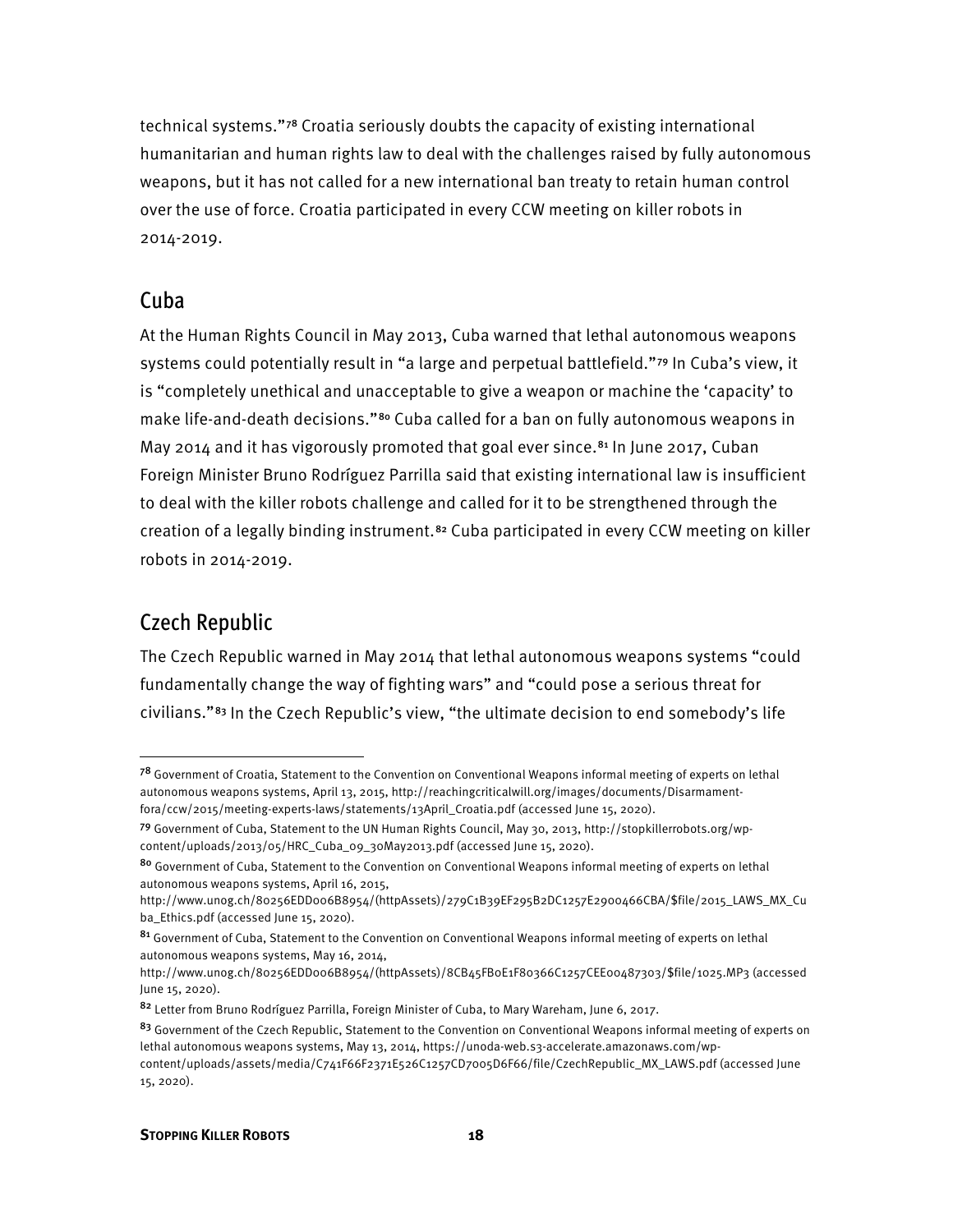technical systems."[78] Croatia seriously doubts the capacity of existing international humanitarian and human rights law to deal with the challenges raised by fully autonomous weapons, but it has not called for a new international ban treaty to retain human control over the use of force. Croatia participated in every CCW meeting on killer robots in 2014-2019.

## Cuba

At the Human Rights Council in May 2013, Cuba warned that lethal autonomous weapons systems could potentially result in "a large and perpetual battlefield."[79] In Cuba's view, it is "completely unethical and unacceptable to give a weapon or machine the 'capacity' to make life-and-death decisions."[80] Cuba called for a ban on fully autonomous weapons in May 2014 and it has vigorously promoted that goal ever since.[81] In June 2017, Cuban Foreign Minister Bruno Rodríguez Parrilla said that existing international law is insufficient to deal with the killer robots challenge and called for it to be strengthened through the creation of a legally binding instrument.[82] Cuba participated in every CCW meeting on killer robots in 2014-2019.

## Czech Republic

The Czech Republic warned in May 2014 that lethal autonomous weapons systems "could fundamentally change the way of fighting wars" and "could pose a serious threat for civilians."[83] In the Czech Republic's view, "the ultimate decision to end somebody's life

---

[78] Government of Croatia, Statement to the Convention on Conventional Weapons informal meeting of experts on lethal autonomous weapons systems, April 13, 2015, http://reachingcriticalwill.org/images/documents/Disarmament-fora/ccw/2015/meeting-experts-laws/statements/13April_Croatia.pdf (accessed June 15, 2020).

[79] Government of Cuba, Statement to the UN Human Rights Council, May 30, 2013, http://stopkillerrobots.org/wp-content/uploads/2013/05/HRC_Cuba_09_30May2013.pdf (accessed June 15, 2020).

[80] Government of Cuba, Statement to the Convention on Conventional Weapons informal meeting of experts on lethal autonomous weapons systems, April 16, 2015, http://www.unog.ch/80256EDD006B8954/(httpAssets)/279C1B39EF295B2DC1257E2900466CBA/$file/2015_LAWS_MX_Cuba_Ethics.pdf (accessed June 15, 2020).

[81] Government of Cuba, Statement to the Convention on Conventional Weapons informal meeting of experts on lethal autonomous weapons systems, May 16, 2014, http://www.unog.ch/80256EDD006B8954/(httpAssets)/8CB45FB0E1F80366C1257CEE00487303/$file/1025.MP3 (accessed June 15, 2020).

[82] Letter from Bruno Rodríguez Parrilla, Foreign Minister of Cuba, to Mary Wareham, June 6, 2017.

[83] Government of the Czech Republic, Statement to the Convention on Conventional Weapons informal meeting of experts on lethal autonomous weapons systems, May 13, 2014, https://unoda-web.s3-accelerate.amazonaws.com/wp-content/uploads/assets/media/C741F66F2371E526C1257CD7005D6F66/file/CzechRepublic_MX_LAWS.pdf (accessed June 15, 2020).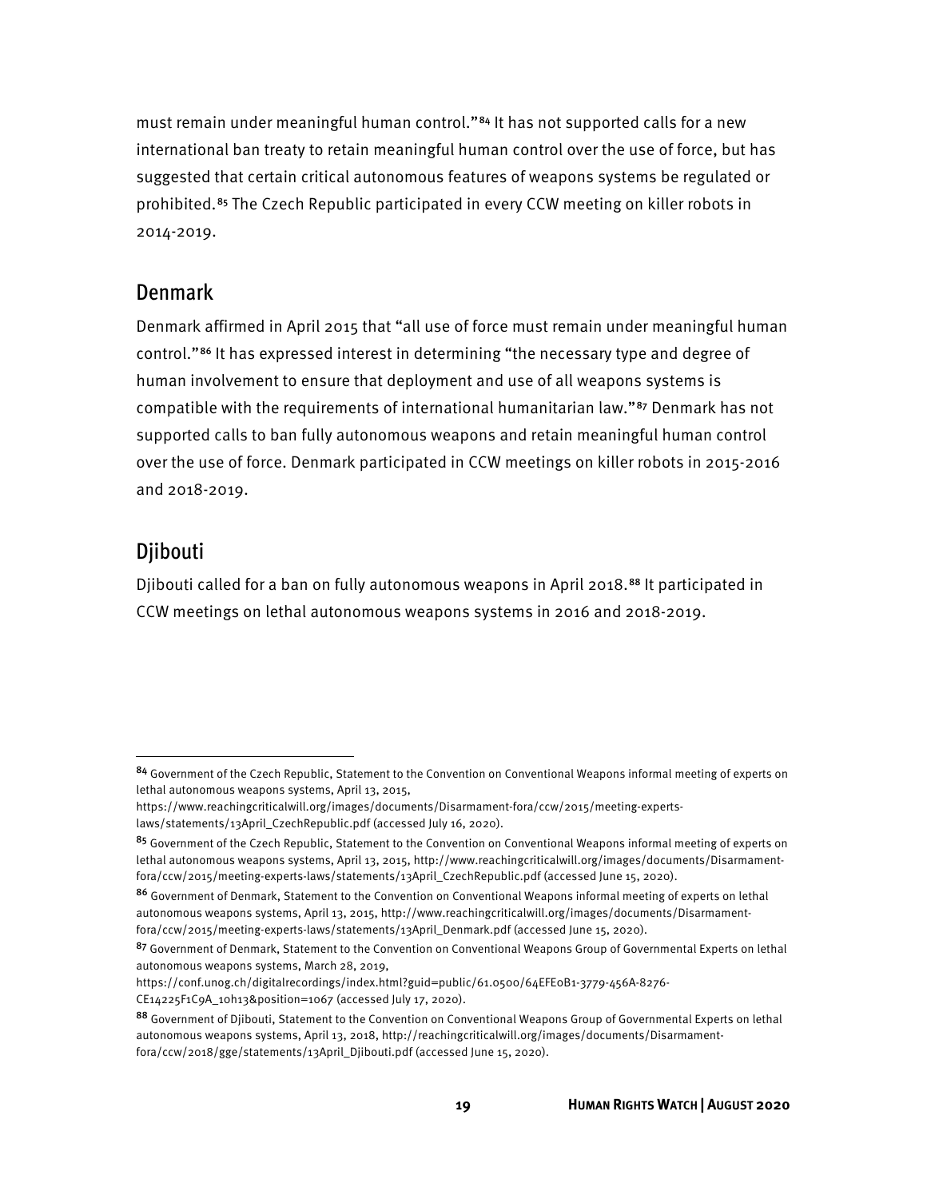must remain under meaningful human control."[84] It has not supported calls for a new international ban treaty to retain meaningful human control over the use of force, but has suggested that certain critical autonomous features of weapons systems be regulated or prohibited.[85] The Czech Republic participated in every CCW meeting on killer robots in 2014-2019.

## Denmark

Denmark affirmed in April 2015 that "all use of force must remain under meaningful human control."[86] It has expressed interest in determining "the necessary type and degree of human involvement to ensure that deployment and use of all weapons systems is compatible with the requirements of international humanitarian law."[87] Denmark has not supported calls to ban fully autonomous weapons and retain meaningful human control over the use of force. Denmark participated in CCW meetings on killer robots in 2015-2016 and 2018-2019.

## Djibouti

Djibouti called for a ban on fully autonomous weapons in April 2018.[88] It participated in CCW meetings on lethal autonomous weapons systems in 2016 and 2018-2019.

---

[84] Government of the Czech Republic, Statement to the Convention on Conventional Weapons informal meeting of experts on lethal autonomous weapons systems, April 13, 2015, https://www.reachingcriticalwill.org/images/documents/Disarmament-fora/ccw/2015/meeting-experts-laws/statements/13April_CzechRepublic.pdf (accessed July 16, 2020).

[85] Government of the Czech Republic, Statement to the Convention on Conventional Weapons informal meeting of experts on lethal autonomous weapons systems, April 13, 2015, http://www.reachingcriticalwill.org/images/documents/Disarmament-fora/ccw/2015/meeting-experts-laws/statements/13April_CzechRepublic.pdf (accessed June 15, 2020).

[86] Government of Denmark, Statement to the Convention on Conventional Weapons informal meeting of experts on lethal autonomous weapons systems, April 13, 2015, http://www.reachingcriticalwill.org/images/documents/Disarmament-fora/ccw/2015/meeting-experts-laws/statements/13April_Denmark.pdf (accessed June 15, 2020).

[87] Government of Denmark, Statement to the Convention on Conventional Weapons Group of Governmental Experts on lethal autonomous weapons systems, March 28, 2019, https://conf.unog.ch/digitalrecordings/index.html?guid=public/61.0500/64EFE0B1-3779-456A-8276-CE14225F1C9A_10h13&position=1067 (accessed July 17, 2020).

[88] Government of Djibouti, Statement to the Convention on Conventional Weapons Group of Governmental Experts on lethal autonomous weapons systems, April 13, 2018, http://reachingcriticalwill.org/images/documents/Disarmament-fora/ccw/2018/gge/statements/13April_Djibouti.pdf (accessed June 15, 2020).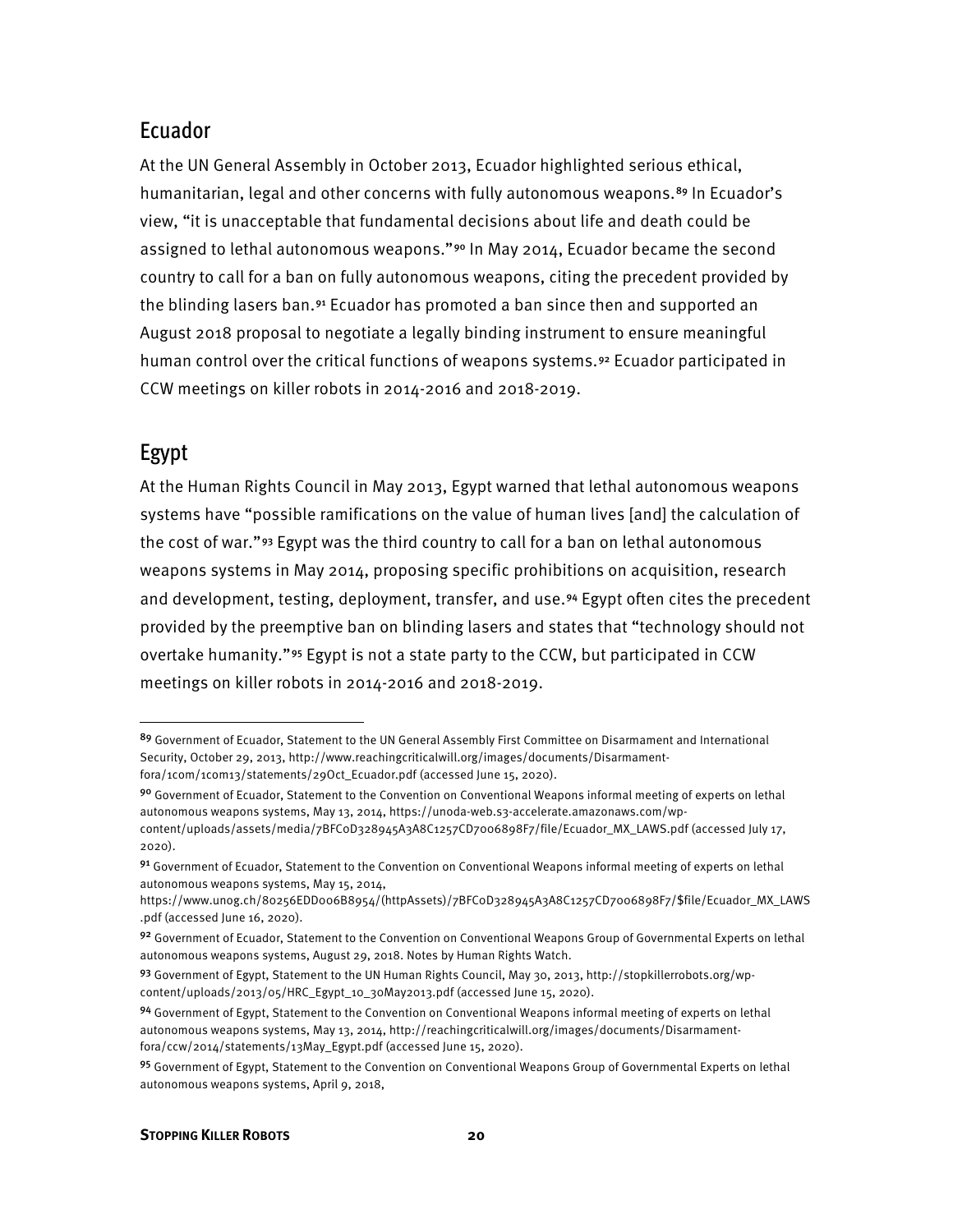## Ecuador

At the UN General Assembly in October 2013, Ecuador highlighted serious ethical, humanitarian, legal and other concerns with fully autonomous weapons.[89] In Ecuador's view, "it is unacceptable that fundamental decisions about life and death could be assigned to lethal autonomous weapons."[90] In May 2014, Ecuador became the second country to call for a ban on fully autonomous weapons, citing the precedent provided by the blinding lasers ban.[91] Ecuador has promoted a ban since then and supported an August 2018 proposal to negotiate a legally binding instrument to ensure meaningful human control over the critical functions of weapons systems.[92] Ecuador participated in CCW meetings on killer robots in 2014-2016 and 2018-2019.

## Egypt

At the Human Rights Council in May 2013, Egypt warned that lethal autonomous weapons systems have "possible ramifications on the value of human lives [and] the calculation of the cost of war."[93] Egypt was the third country to call for a ban on lethal autonomous weapons systems in May 2014, proposing specific prohibitions on acquisition, research and development, testing, deployment, transfer, and use.[94] Egypt often cites the precedent provided by the preemptive ban on blinding lasers and states that "technology should not overtake humanity."[95] Egypt is not a state party to the CCW, but participated in CCW meetings on killer robots in 2014-2016 and 2018-2019.

---

[89] Government of Ecuador, Statement to the UN General Assembly First Committee on Disarmament and International Security, October 29, 2013, http://www.reachingcriticalwill.org/images/documents/Disarmament-fora/1com/1com13/statements/29Oct_Ecuador.pdf (accessed June 15, 2020).

[90] Government of Ecuador, Statement to the Convention on Conventional Weapons informal meeting of experts on lethal autonomous weapons systems, May 13, 2014, https://unoda-web.s3-accelerate.amazonaws.com/wp-content/uploads/assets/media/7BFC0D328945A3A8C1257CD7006898F7/file/Ecuador_MX_LAWS.pdf (accessed July 17, 2020).

[91] Government of Ecuador, Statement to the Convention on Conventional Weapons informal meeting of experts on lethal autonomous weapons systems, May 15, 2014, https://www.unog.ch/80256EDD006B8954/(httpAssets)/7BFC0D328945A3A8C1257CD7006898F7/$file/Ecuador_MX_LAWS.pdf (accessed June 16, 2020).

[92] Government of Ecuador, Statement to the Convention on Conventional Weapons Group of Governmental Experts on lethal autonomous weapons systems, August 29, 2018. Notes by Human Rights Watch.

[93] Government of Egypt, Statement to the UN Human Rights Council, May 30, 2013, http://stopkillerrobots.org/wp-content/uploads/2013/05/HRC_Egypt_10_30May2013.pdf (accessed June 15, 2020).

[94] Government of Egypt, Statement to the Convention on Conventional Weapons informal meeting of experts on lethal autonomous weapons systems, May 13, 2014, http://reachingcriticalwill.org/images/documents/Disarmament-fora/ccw/2014/statements/13May_Egypt.pdf (accessed June 15, 2020).

[95] Government of Egypt, Statement to the Convention on Conventional Weapons Group of Governmental Experts on lethal autonomous weapons systems, April 9, 2018,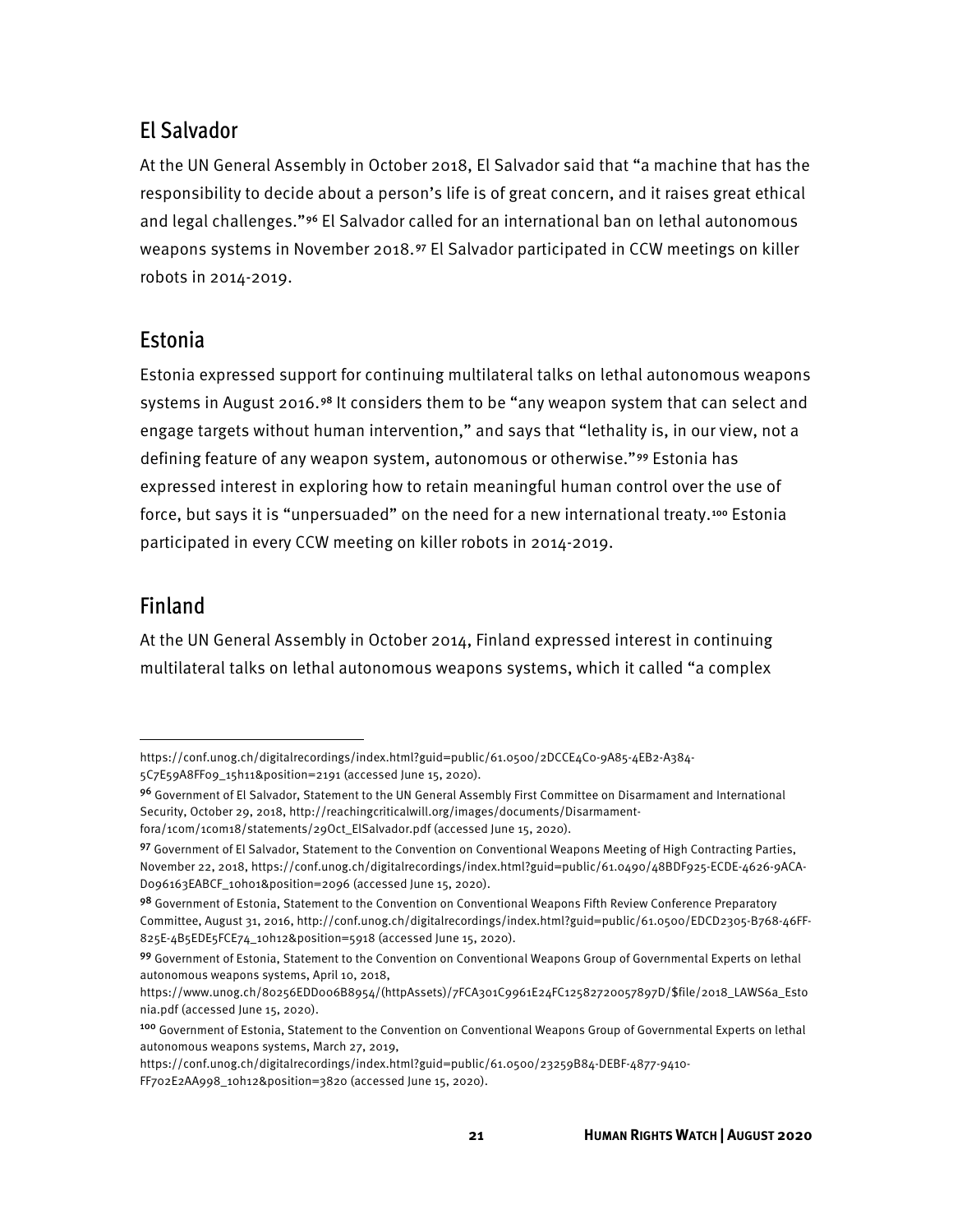## El Salvador

At the UN General Assembly in October 2018, El Salvador said that "a machine that has the responsibility to decide about a person's life is of great concern, and it raises great ethical and legal challenges."[96] El Salvador called for an international ban on lethal autonomous weapons systems in November 2018.[97] El Salvador participated in CCW meetings on killer robots in 2014-2019.

## Estonia

Estonia expressed support for continuing multilateral talks on lethal autonomous weapons systems in August 2016.[98] It considers them to be "any weapon system that can select and engage targets without human intervention," and says that "lethality is, in our view, not a defining feature of any weapon system, autonomous or otherwise."[99] Estonia has expressed interest in exploring how to retain meaningful human control over the use of force, but says it is "unpersuaded" on the need for a new international treaty.[100] Estonia participated in every CCW meeting on killer robots in 2014-2019.

## Finland

At the UN General Assembly in October 2014, Finland expressed interest in continuing multilateral talks on lethal autonomous weapons systems, which it called "a complex

---

https://conf.unog.ch/digitalrecordings/index.html?guid=public/61.0500/2DCCE4C0-9A85-4EB2-A384-5C7E59A8FF09_15h11&position=2191 (accessed June 15, 2020).

[96] Government of El Salvador, Statement to the UN General Assembly First Committee on Disarmament and International Security, October 29, 2018, http://reachingcriticalwill.org/images/documents/Disarmament-fora/1com/1com18/statements/29Oct_ElSalvador.pdf (accessed June 15, 2020).

[97] Government of El Salvador, Statement to the Convention on Conventional Weapons Meeting of High Contracting Parties, November 22, 2018, https://conf.unog.ch/digitalrecordings/index.html?guid=public/61.0490/48BDF925-ECDE-4626-9ACA-D096163EABCF_10h01&position=2096 (accessed June 15, 2020).

[98] Government of Estonia, Statement to the Convention on Conventional Weapons Fifth Review Conference Preparatory Committee, August 31, 2016, http://conf.unog.ch/digitalrecordings/index.html?guid=public/61.0500/EDCD2305-B768-46FF-825E-4B5EDE5FCE74_10h12&position=5918 (accessed June 15, 2020).

[99] Government of Estonia, Statement to the Convention on Conventional Weapons Group of Governmental Experts on lethal autonomous weapons systems, April 10, 2018, https://www.unog.ch/80256EDD006B8954/(httpAssets)/7FCA301C9961E24FC12582720057897D/$file/2018_LAWS6a_Estonia.pdf (accessed June 15, 2020).

[100] Government of Estonia, Statement to the Convention on Conventional Weapons Group of Governmental Experts on lethal autonomous weapons systems, March 27, 2019, https://conf.unog.ch/digitalrecordings/index.html?guid=public/61.0500/23259B84-DEBF-4877-9410-FF702E2AA998_10h12&position=3820 (accessed June 15, 2020).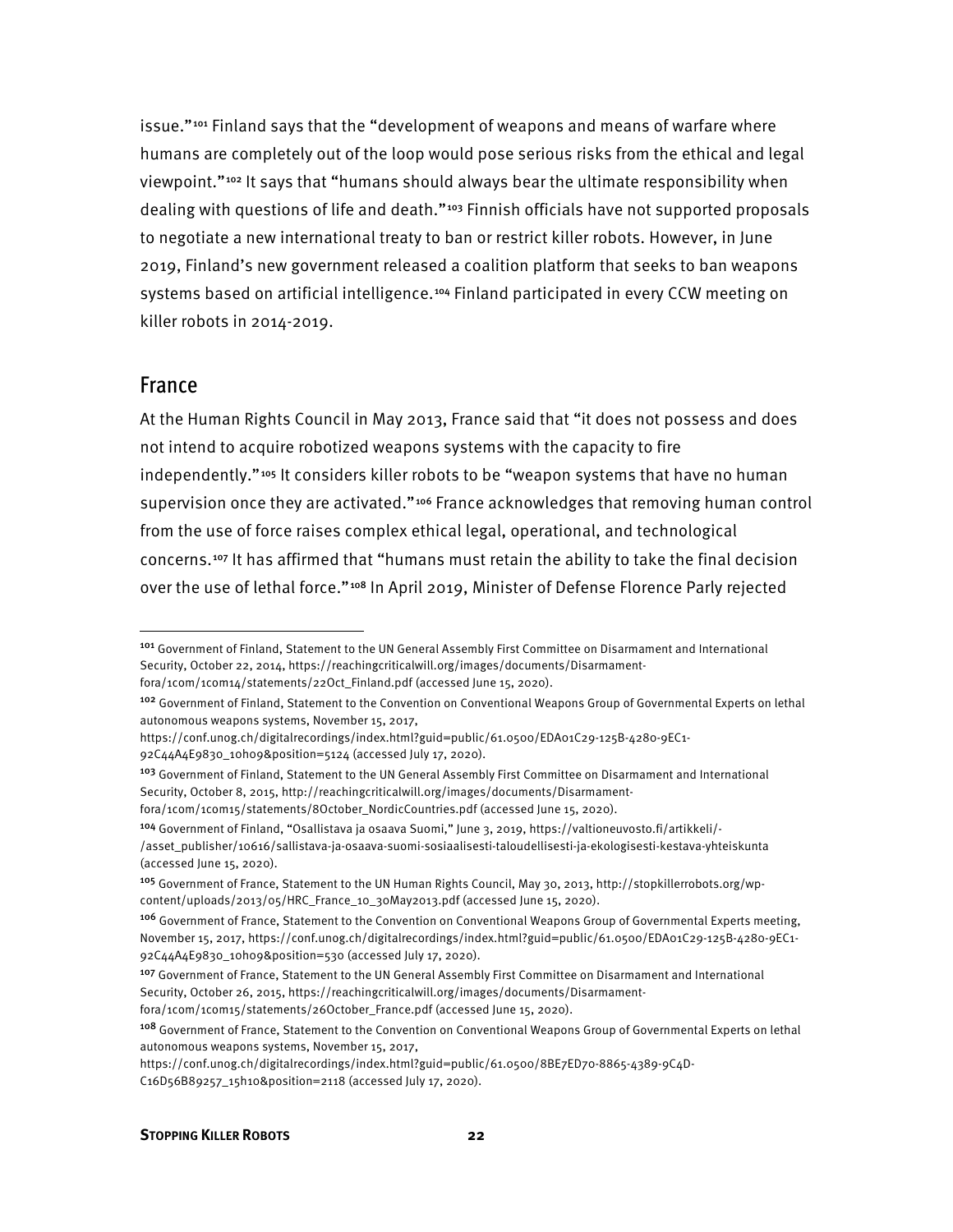issue."[101] Finland says that the "development of weapons and means of warfare where humans are completely out of the loop would pose serious risks from the ethical and legal viewpoint."[102] It says that "humans should always bear the ultimate responsibility when dealing with questions of life and death."[103] Finnish officials have not supported proposals to negotiate a new international treaty to ban or restrict killer robots. However, in June 2019, Finland's new government released a coalition platform that seeks to ban weapons systems based on artificial intelligence.[104] Finland participated in every CCW meeting on killer robots in 2014-2019.

## France

At the Human Rights Council in May 2013, France said that "it does not possess and does not intend to acquire robotized weapons systems with the capacity to fire independently."[105] It considers killer robots to be "weapon systems that have no human supervision once they are activated."[106] France acknowledges that removing human control from the use of force raises complex ethical legal, operational, and technological concerns.[107] It has affirmed that "humans must retain the ability to take the final decision over the use of lethal force."[108] In April 2019, Minister of Defense Florence Parly rejected

---

[101] Government of Finland, Statement to the UN General Assembly First Committee on Disarmament and International Security, October 22, 2014, https://reachingcriticalwill.org/images/documents/Disarmament-fora/1com/1com14/statements/22Oct_Finland.pdf (accessed June 15, 2020).

[102] Government of Finland, Statement to the Convention on Conventional Weapons Group of Governmental Experts on lethal autonomous weapons systems, November 15, 2017, https://conf.unog.ch/digitalrecordings/index.html?guid=public/61.0500/EDA01C29-125B-4280-9EC1-92C44A4E9830_10h09&position=5124 (accessed July 17, 2020).

[103] Government of Finland, Statement to the UN General Assembly First Committee on Disarmament and International Security, October 8, 2015, http://reachingcriticalwill.org/images/documents/Disarmament-fora/1com/1com15/statements/8October_NordicCountries.pdf (accessed June 15, 2020).

[104] Government of Finland, "Osallistava ja osaava Suomi," June 3, 2019, https://valtioneuvosto.fi/artikkeli/-/asset_publisher/10616/sallistava-ja-osaava-suomi-sosiaalisesti-taloudellisesti-ja-ekologisesti-kestava-yhteiskunta (accessed June 15, 2020).

[105] Government of France, Statement to the UN Human Rights Council, May 30, 2013, http://stopkillerrobots.org/wp-content/uploads/2013/05/HRC_France_10_30May2013.pdf (accessed June 15, 2020).

[106] Government of France, Statement to the Convention on Conventional Weapons Group of Governmental Experts meeting, November 15, 2017, https://conf.unog.ch/digitalrecordings/index.html?guid=public/61.0500/EDA01C29-125B-4280-9EC1-92C44A4E9830_10h09&position=530 (accessed July 17, 2020).

[107] Government of France, Statement to the UN General Assembly First Committee on Disarmament and International Security, October 26, 2015, https://reachingcriticalwill.org/images/documents/Disarmament-fora/1com/1com15/statements/26October_France.pdf (accessed June 15, 2020).

[108] Government of France, Statement to the Convention on Conventional Weapons Group of Governmental Experts on lethal autonomous weapons systems, November 15, 2017, https://conf.unog.ch/digitalrecordings/index.html?guid=public/61.0500/8BE7ED70-8865-4389-9C4D-C16D56B89257_15h10&position=2118 (accessed July 17, 2020).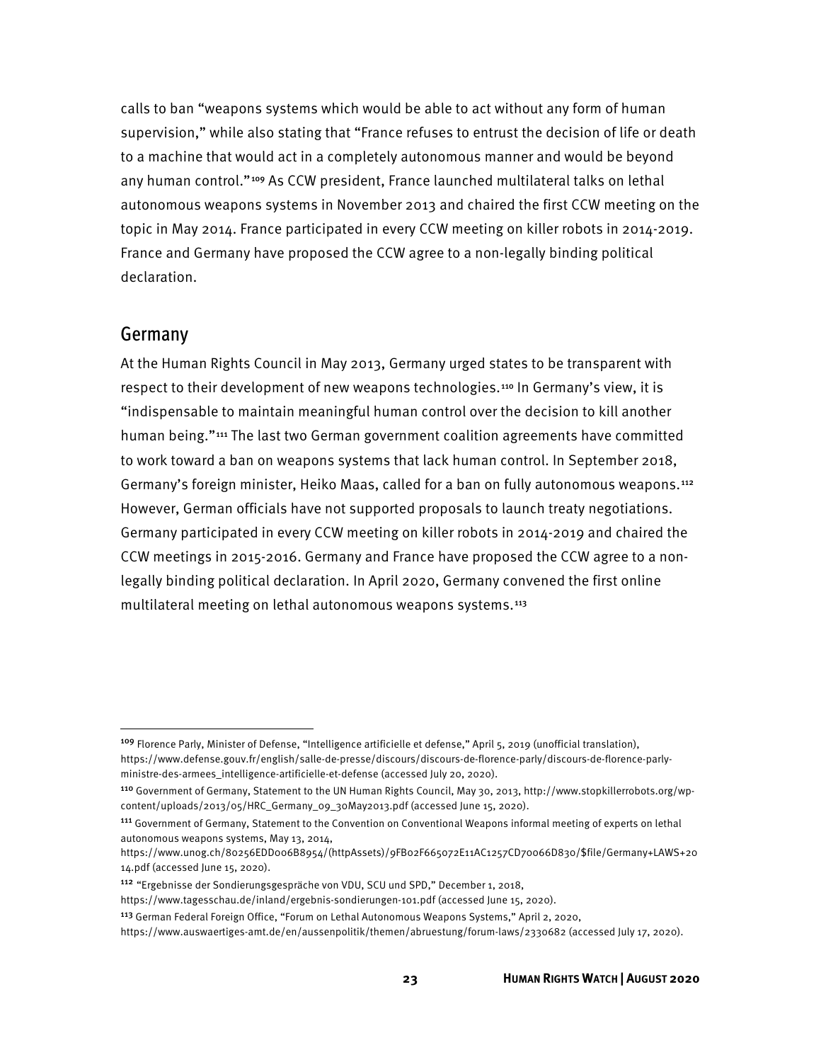calls to ban "weapons systems which would be able to act without any form of human supervision," while also stating that "France refuses to entrust the decision of life or death to a machine that would act in a completely autonomous manner and would be beyond any human control."[109] As CCW president, France launched multilateral talks on lethal autonomous weapons systems in November 2013 and chaired the first CCW meeting on the topic in May 2014. France participated in every CCW meeting on killer robots in 2014-2019. France and Germany have proposed the CCW agree to a non-legally binding political declaration.

## Germany

At the Human Rights Council in May 2013, Germany urged states to be transparent with respect to their development of new weapons technologies.[110] In Germany's view, it is "indispensable to maintain meaningful human control over the decision to kill another human being."[111] The last two German government coalition agreements have committed to work toward a ban on weapons systems that lack human control. In September 2018, Germany's foreign minister, Heiko Maas, called for a ban on fully autonomous weapons.[112] However, German officials have not supported proposals to launch treaty negotiations. Germany participated in every CCW meeting on killer robots in 2014-2019 and chaired the CCW meetings in 2015-2016. Germany and France have proposed the CCW agree to a non-legally binding political declaration. In April 2020, Germany convened the first online multilateral meeting on lethal autonomous weapons systems.[113]

---

[109] Florence Parly, Minister of Defense, "Intelligence artificielle et defense," April 5, 2019 (unofficial translation), https://www.defense.gouv.fr/english/salle-de-presse/discours/discours-de-florence-parly/discours-de-florence-parly-ministre-des-armees_intelligence-artificielle-et-defense (accessed July 20, 2020).

[110] Government of Germany, Statement to the UN Human Rights Council, May 30, 2013, http://www.stopkillerrobots.org/wp-content/uploads/2013/05/HRC_Germany_09_30May2013.pdf (accessed June 15, 2020).

[111] Government of Germany, Statement to the Convention on Conventional Weapons informal meeting of experts on lethal autonomous weapons systems, May 13, 2014, https://www.unog.ch/80256EDD006B8954/(httpAssets)/9FB02F665072E11AC1257CD70066D830/$file/Germany+LAWS+2014.pdf (accessed June 15, 2020).

[112] "Ergebnisse der Sondierungsgespräche von VDU, SCU und SPD," December 1, 2018, https://www.tagesschau.de/inland/ergebnis-sondierungen-101.pdf (accessed June 15, 2020).

[113] German Federal Foreign Office, "Forum on Lethal Autonomous Weapons Systems," April 2, 2020, https://www.auswaertiges-amt.de/en/aussenpolitik/themen/abruestung/forum-laws/2330682 (accessed July 17, 2020).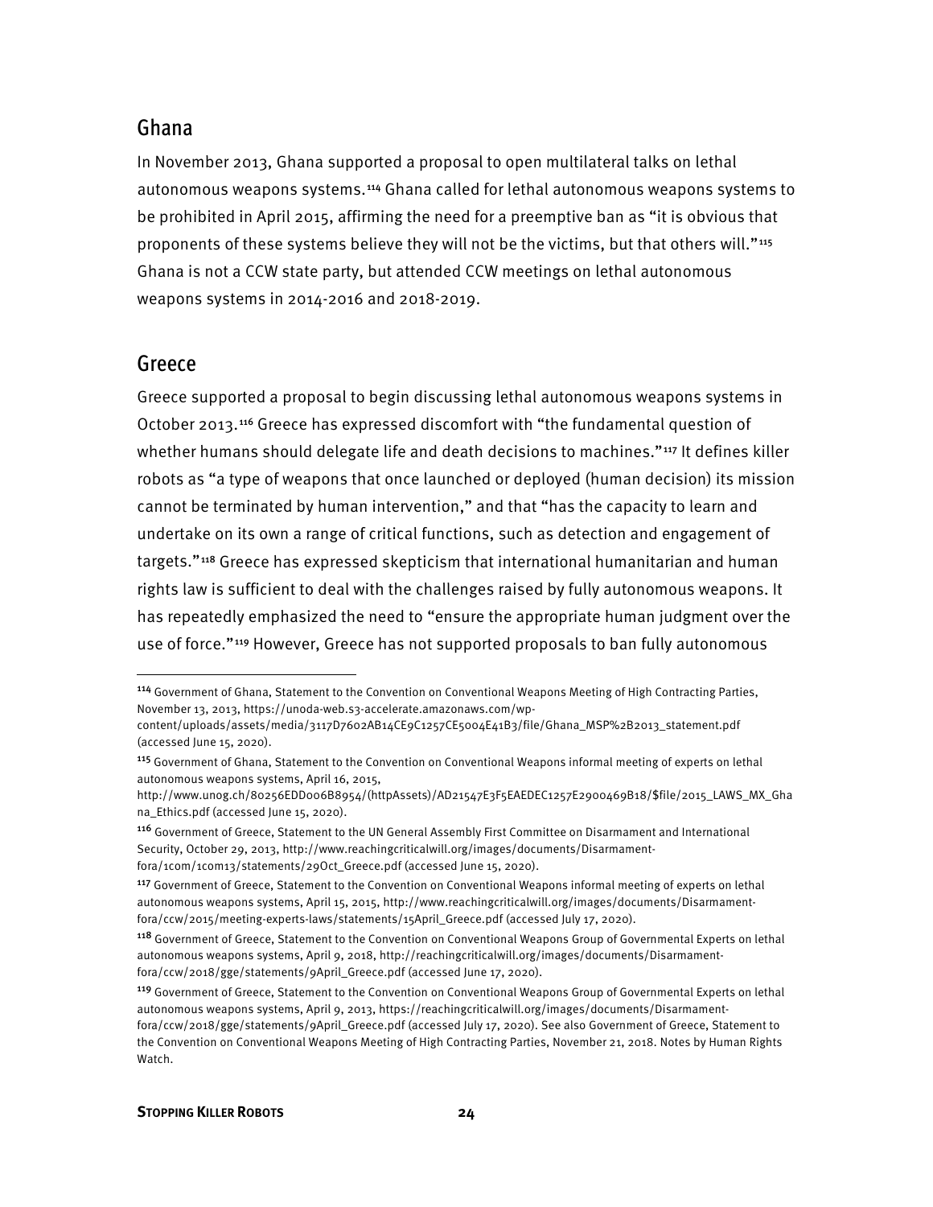## Ghana

In November 2013, Ghana supported a proposal to open multilateral talks on lethal autonomous weapons systems.[114] Ghana called for lethal autonomous weapons systems to be prohibited in April 2015, affirming the need for a preemptive ban as "it is obvious that proponents of these systems believe they will not be the victims, but that others will."[115] Ghana is not a CCW state party, but attended CCW meetings on lethal autonomous weapons systems in 2014-2016 and 2018-2019.

## Greece

Greece supported a proposal to begin discussing lethal autonomous weapons systems in October 2013.[116] Greece has expressed discomfort with "the fundamental question of whether humans should delegate life and death decisions to machines."[117] It defines killer robots as "a type of weapons that once launched or deployed (human decision) its mission cannot be terminated by human intervention," and that "has the capacity to learn and undertake on its own a range of critical functions, such as detection and engagement of targets."[118] Greece has expressed skepticism that international humanitarian and human rights law is sufficient to deal with the challenges raised by fully autonomous weapons. It has repeatedly emphasized the need to "ensure the appropriate human judgment over the use of force."[119] However, Greece has not supported proposals to ban fully autonomous

---

[114] Government of Ghana, Statement to the Convention on Conventional Weapons Meeting of High Contracting Parties, November 13, 2013, https://unoda-web.s3-accelerate.amazonaws.com/wp-content/uploads/assets/media/3117D7602AB14CE9C1257CE5004E41B3/file/Ghana_MSP%2B2013_statement.pdf (accessed June 15, 2020).

[115] Government of Ghana, Statement to the Convention on Conventional Weapons informal meeting of experts on lethal autonomous weapons systems, April 16, 2015, http://www.unog.ch/80256EDD006B8954/(httpAssets)/AD21547E3F5EAEDEC1257E2900469B18/$file/2015_LAWS_MX_Ghana_Ethics.pdf (accessed June 15, 2020).

[116] Government of Greece, Statement to the UN General Assembly First Committee on Disarmament and International Security, October 29, 2013, http://www.reachingcriticalwill.org/images/documents/Disarmament-fora/1com/1com13/statements/29Oct_Greece.pdf (accessed June 15, 2020).

[117] Government of Greece, Statement to the Convention on Conventional Weapons informal meeting of experts on lethal autonomous weapons systems, April 15, 2015, http://www.reachingcriticalwill.org/images/documents/Disarmament-fora/ccw/2015/meeting-experts-laws/statements/15April_Greece.pdf (accessed July 17, 2020).

[118] Government of Greece, Statement to the Convention on Conventional Weapons Group of Governmental Experts on lethal autonomous weapons systems, April 9, 2018, http://reachingcriticalwill.org/images/documents/Disarmament-fora/ccw/2018/gge/statements/9April_Greece.pdf (accessed June 17, 2020).

[119] Government of Greece, Statement to the Convention on Conventional Weapons Group of Governmental Experts on lethal autonomous weapons systems, April 9, 2013, https://reachingcriticalwill.org/images/documents/Disarmament-fora/ccw/2018/gge/statements/9April_Greece.pdf (accessed July 17, 2020). See also Government of Greece, Statement to the Convention on Conventional Weapons Meeting of High Contracting Parties, November 21, 2018. Notes by Human Rights Watch.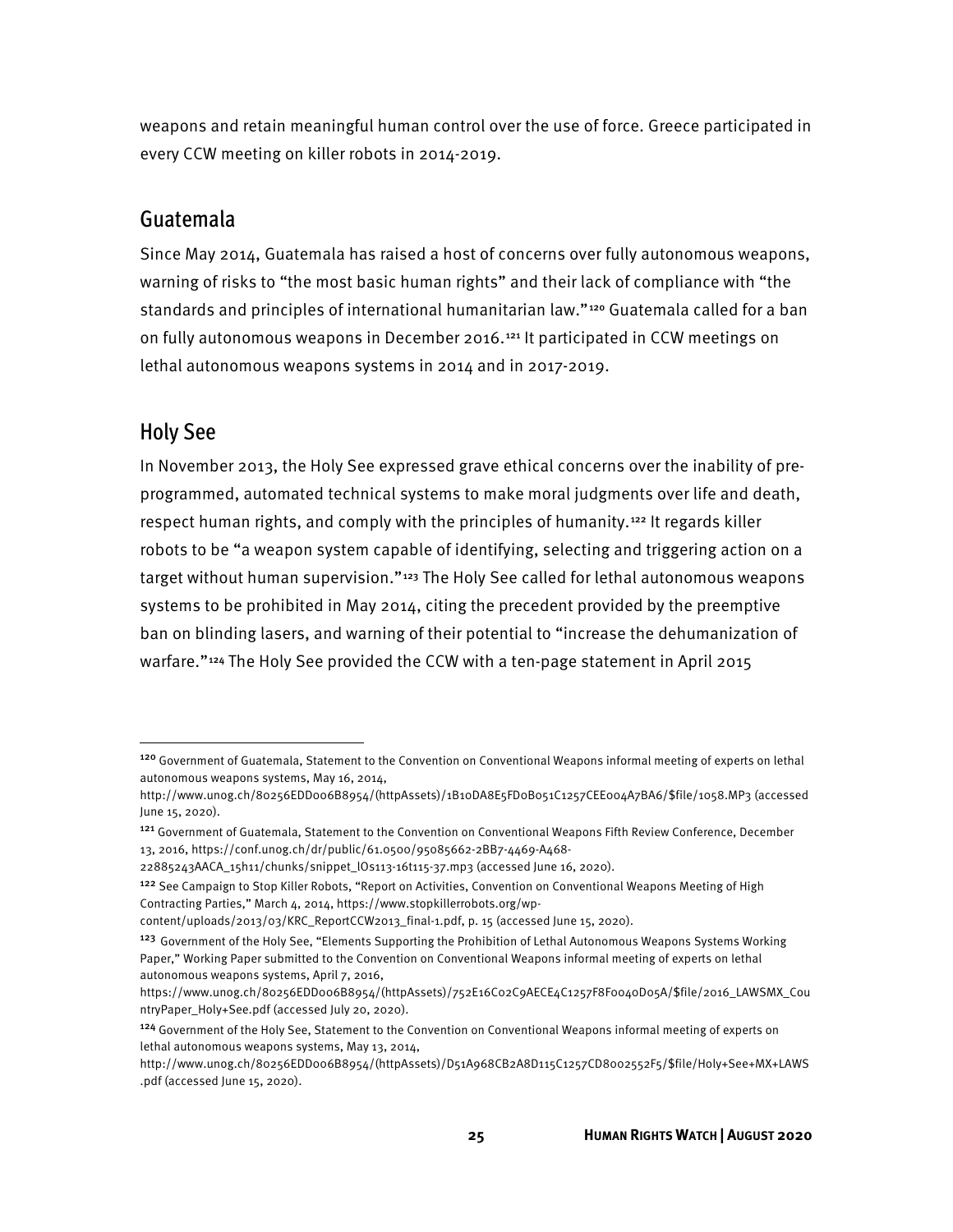weapons and retain meaningful human control over the use of force. Greece participated in every CCW meeting on killer robots in 2014-2019.

## Guatemala

Since May 2014, Guatemala has raised a host of concerns over fully autonomous weapons, warning of risks to "the most basic human rights" and their lack of compliance with "the standards and principles of international humanitarian law."[120] Guatemala called for a ban on fully autonomous weapons in December 2016.[121] It participated in CCW meetings on lethal autonomous weapons systems in 2014 and in 2017-2019.

## Holy See

In November 2013, the Holy See expressed grave ethical concerns over the inability of pre-programmed, automated technical systems to make moral judgments over life and death, respect human rights, and comply with the principles of humanity.[122] It regards killer robots to be "a weapon system capable of identifying, selecting and triggering action on a target without human supervision."[123] The Holy See called for lethal autonomous weapons systems to be prohibited in May 2014, citing the precedent provided by the preemptive ban on blinding lasers, and warning of their potential to "increase the dehumanization of warfare."[124] The Holy See provided the CCW with a ten-page statement in April 2015

---

[120] Government of Guatemala, Statement to the Convention on Conventional Weapons informal meeting of experts on lethal autonomous weapons systems, May 16, 2014, http://www.unog.ch/80256EDD006B8954/(httpAssets)/1B10DA8E5FD0B051C1257CEE004A7BA6/$file/1058.MP3 (accessed June 15, 2020).

[121] Government of Guatemala, Statement to the Convention on Conventional Weapons Fifth Review Conference, December 13, 2016, https://conf.unog.ch/dr/public/61.0500/95085662-2BB7-4469-A468-22885243AACA_15h11/chunks/snippet_lOs113-16t115-37.mp3 (accessed June 16, 2020).

[122] See Campaign to Stop Killer Robots, "Report on Activities, Convention on Conventional Weapons Meeting of High Contracting Parties," March 4, 2014, https://www.stopkillerrobots.org/wp-content/uploads/2013/03/KRC_ReportCCW2013_final-1.pdf, p. 15 (accessed June 15, 2020).

[123] Government of the Holy See, "Elements Supporting the Prohibition of Lethal Autonomous Weapons Systems Working Paper," Working Paper submitted to the Convention on Conventional Weapons informal meeting of experts on lethal autonomous weapons systems, April 7, 2016, https://www.unog.ch/80256EDD006B8954/(httpAssets)/752E16C02C9AECE4C1257F8F0040D05A/$file/2016_LAWSMX_CountryPaper_Holy+See.pdf (accessed July 20, 2020).

[124] Government of the Holy See, Statement to the Convention on Conventional Weapons informal meeting of experts on lethal autonomous weapons systems, May 13, 2014, http://www.unog.ch/80256EDD006B8954/(httpAssets)/D51A968CB2A8D115C1257CD8002552F5/$file/Holy+See+MX+LAWS.pdf (accessed June 15, 2020).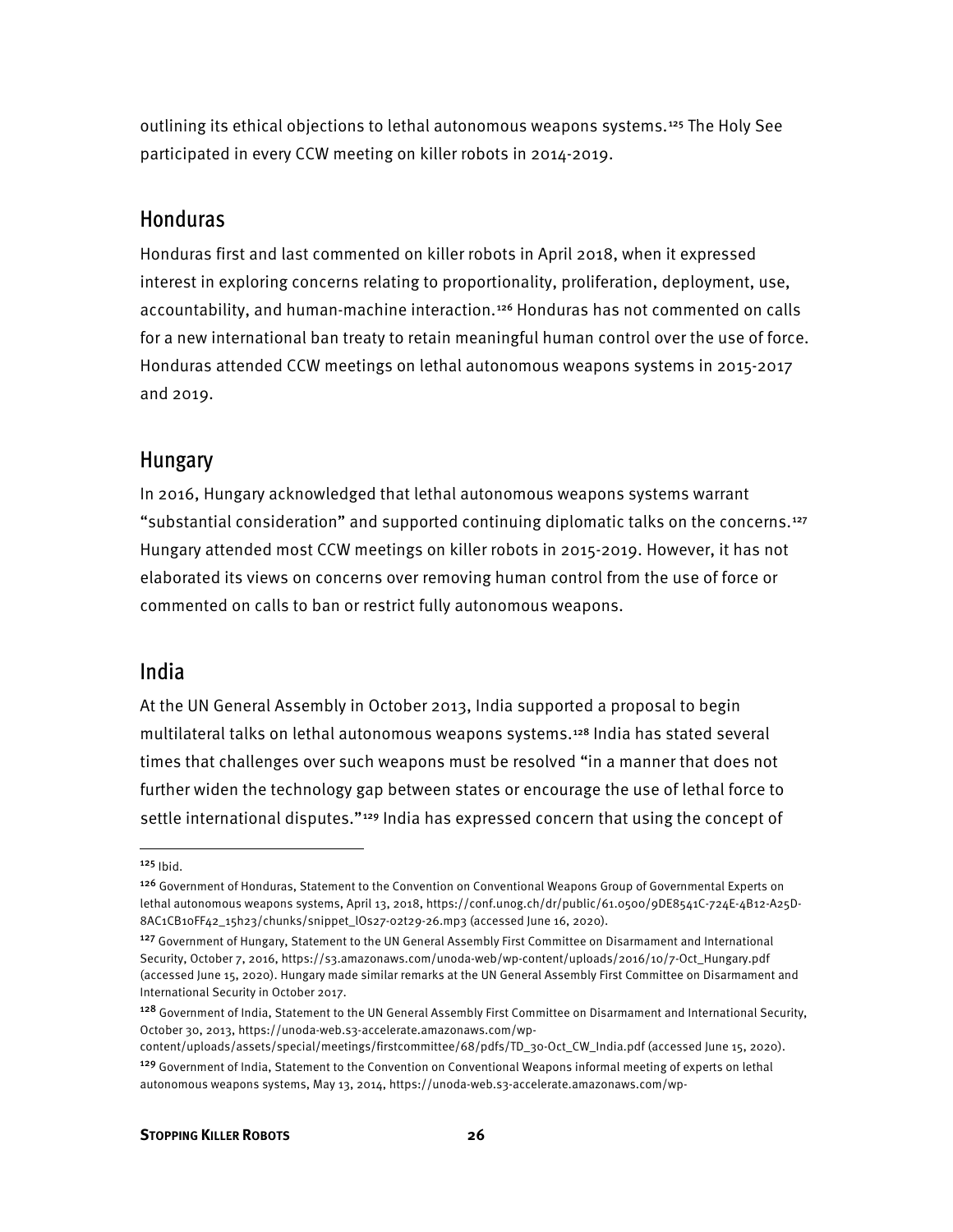outlining its ethical objections to lethal autonomous weapons systems.[125] The Holy See participated in every CCW meeting on killer robots in 2014-2019.

## Honduras

Honduras first and last commented on killer robots in April 2018, when it expressed interest in exploring concerns relating to proportionality, proliferation, deployment, use, accountability, and human-machine interaction.[126] Honduras has not commented on calls for a new international ban treaty to retain meaningful human control over the use of force. Honduras attended CCW meetings on lethal autonomous weapons systems in 2015-2017 and 2019.

## Hungary

In 2016, Hungary acknowledged that lethal autonomous weapons systems warrant "substantial consideration" and supported continuing diplomatic talks on the concerns.[127] Hungary attended most CCW meetings on killer robots in 2015-2019. However, it has not elaborated its views on concerns over removing human control from the use of force or commented on calls to ban or restrict fully autonomous weapons.

## India

At the UN General Assembly in October 2013, India supported a proposal to begin multilateral talks on lethal autonomous weapons systems.[128] India has stated several times that challenges over such weapons must be resolved "in a manner that does not further widen the technology gap between states or encourage the use of lethal force to settle international disputes."[129] India has expressed concern that using the concept of

---

[125] Ibid.

[126] Government of Honduras, Statement to the Convention on Conventional Weapons Group of Governmental Experts on lethal autonomous weapons systems, April 13, 2018, https://conf.unog.ch/dr/public/61.0500/9DE8541C-724E-4B12-A25D-8AC1CB10FF42_15h23/chunks/snippet_lOs27-02t29-26.mp3 (accessed June 16, 2020).

[127] Government of Hungary, Statement to the UN General Assembly First Committee on Disarmament and International Security, October 7, 2016, https://s3.amazonaws.com/unoda-web/wp-content/uploads/2016/10/7-Oct_Hungary.pdf (accessed June 15, 2020). Hungary made similar remarks at the UN General Assembly First Committee on Disarmament and International Security in October 2017.

[128] Government of India, Statement to the UN General Assembly First Committee on Disarmament and International Security, October 30, 2013, https://unoda-web.s3-accelerate.amazonaws.com/wp-content/uploads/assets/special/meetings/firstcommittee/68/pdfs/TD_30-Oct_CW_India.pdf (accessed June 15, 2020).

[129] Government of India, Statement to the Convention on Conventional Weapons informal meeting of experts on lethal autonomous weapons systems, May 13, 2014, https://unoda-web.s3-accelerate.amazonaws.com/wp-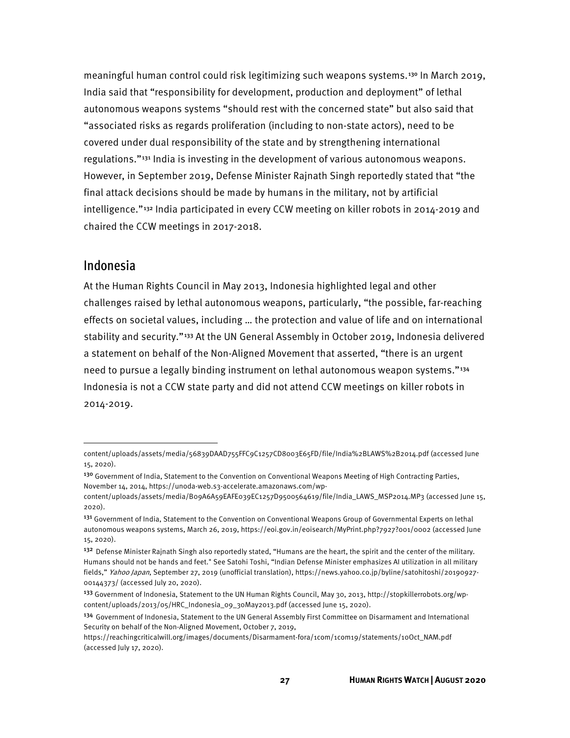meaningful human control could risk legitimizing such weapons systems.[130] In March 2019, India said that "responsibility for development, production and deployment" of lethal autonomous weapons systems "should rest with the concerned state" but also said that "associated risks as regards proliferation (including to non-state actors), need to be covered under dual responsibility of the state and by strengthening international regulations."[131] India is investing in the development of various autonomous weapons. However, in September 2019, Defense Minister Rajnath Singh reportedly stated that "the final attack decisions should be made by humans in the military, not by artificial intelligence."[132] India participated in every CCW meeting on killer robots in 2014-2019 and chaired the CCW meetings in 2017-2018.

## Indonesia

At the Human Rights Council in May 2013, Indonesia highlighted legal and other challenges raised by lethal autonomous weapons, particularly, "the possible, far-reaching effects on societal values, including … the protection and value of life and on international stability and security."[133] At the UN General Assembly in October 2019, Indonesia delivered a statement on behalf of the Non-Aligned Movement that asserted, "there is an urgent need to pursue a legally binding instrument on lethal autonomous weapon systems."[134] Indonesia is not a CCW state party and did not attend CCW meetings on killer robots in 2014-2019.

---

content/uploads/assets/media/56839DAAD755FFC9C1257CD8003E65FD/file/India%2BLAWS%2B2014.pdf (accessed June 15, 2020).

[130] Government of India, Statement to the Convention on Conventional Weapons Meeting of High Contracting Parties, November 14, 2014, https://unoda-web.s3-accelerate.amazonaws.com/wp-content/uploads/assets/media/B09A6A59EAFE039EC1257D9500564619/file/India_LAWS_MSP2014.MP3 (accessed June 15, 2020).

[131] Government of India, Statement to the Convention on Conventional Weapons Group of Governmental Experts on lethal autonomous weapons systems, March 26, 2019, https://eoi.gov.in/eoisearch/MyPrint.php?7927?001/0002 (accessed June 15, 2020).

[132] Defense Minister Rajnath Singh also reportedly stated, "Humans are the heart, the spirit and the center of the military. Humans should not be hands and feet." See Satohi Toshi, "Indian Defense Minister emphasizes AI utilization in all military fields," *Yahoo Japan*, September 27, 2019 (unofficial translation), https://news.yahoo.co.jp/byline/satohitoshi/20190927-00144373/ (accessed July 20, 2020).

[133] Government of Indonesia, Statement to the UN Human Rights Council, May 30, 2013, http://stopkillerrobots.org/wp-content/uploads/2013/05/HRC_Indonesia_09_30May2013.pdf (accessed June 15, 2020).

[134] Government of Indonesia, Statement to the UN General Assembly First Committee on Disarmament and International Security on behalf of the Non-Aligned Movement, October 7, 2019, https://reachingcriticalwill.org/images/documents/Disarmament-fora/1com/1com19/statements/10Oct_NAM.pdf (accessed July 17, 2020).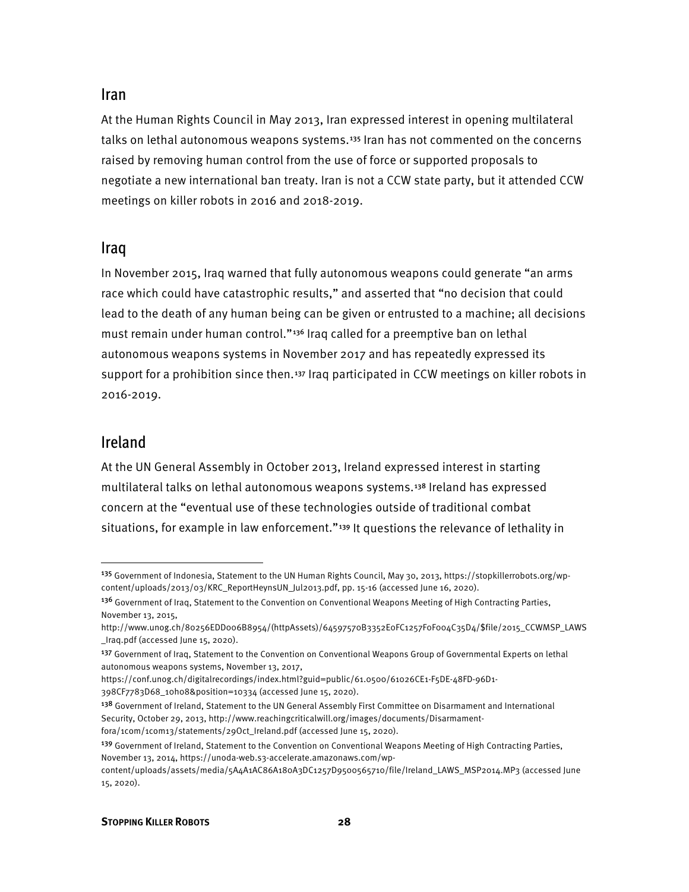## Iran

At the Human Rights Council in May 2013, Iran expressed interest in opening multilateral talks on lethal autonomous weapons systems.[135] Iran has not commented on the concerns raised by removing human control from the use of force or supported proposals to negotiate a new international ban treaty. Iran is not a CCW state party, but it attended CCW meetings on killer robots in 2016 and 2018-2019.

## Iraq

In November 2015, Iraq warned that fully autonomous weapons could generate "an arms race which could have catastrophic results," and asserted that "no decision that could lead to the death of any human being can be given or entrusted to a machine; all decisions must remain under human control."[136] Iraq called for a preemptive ban on lethal autonomous weapons systems in November 2017 and has repeatedly expressed its support for a prohibition since then.[137] Iraq participated in CCW meetings on killer robots in 2016-2019.

## Ireland

At the UN General Assembly in October 2013, Ireland expressed interest in starting multilateral talks on lethal autonomous weapons systems.[138] Ireland has expressed concern at the "eventual use of these technologies outside of traditional combat situations, for example in law enforcement."[139] It questions the relevance of lethality in

---

[135] Government of Indonesia, Statement to the UN Human Rights Council, May 30, 2013, https://stopkillerrobots.org/wp-content/uploads/2013/03/KRC_ReportHeynsUN_Jul2013.pdf, pp. 15-16 (accessed June 16, 2020).

[136] Government of Iraq, Statement to the Convention on Conventional Weapons Meeting of High Contracting Parties, November 13, 2015, http://www.unog.ch/80256EDD006B8954/(httpAssets)/64597570B3352E0FC1257F0F004C35D4/$file/2015_CCWMSP_LAWS_Iraq.pdf (accessed June 15, 2020).

[137] Government of Iraq, Statement to the Convention on Conventional Weapons Group of Governmental Experts on lethal autonomous weapons systems, November 13, 2017, https://conf.unog.ch/digitalrecordings/index.html?guid=public/61.0500/61026CE1-F5DE-48FD-96D1-398CF7783D68_10h08&position=10334 (accessed June 15, 2020).

[138] Government of Ireland, Statement to the UN General Assembly First Committee on Disarmament and International Security, October 29, 2013, http://www.reachingcriticalwill.org/images/documents/Disarmament-fora/1com/1com13/statements/29Oct_Ireland.pdf (accessed June 15, 2020).

[139] Government of Ireland, Statement to the Convention on Conventional Weapons Meeting of High Contracting Parties, November 13, 2014, https://unoda-web.s3-accelerate.amazonaws.com/wp-content/uploads/assets/media/5A4A1AC86A180A3DC1257D9500565710/file/Ireland_LAWS_MSP2014.MP3 (accessed June 15, 2020).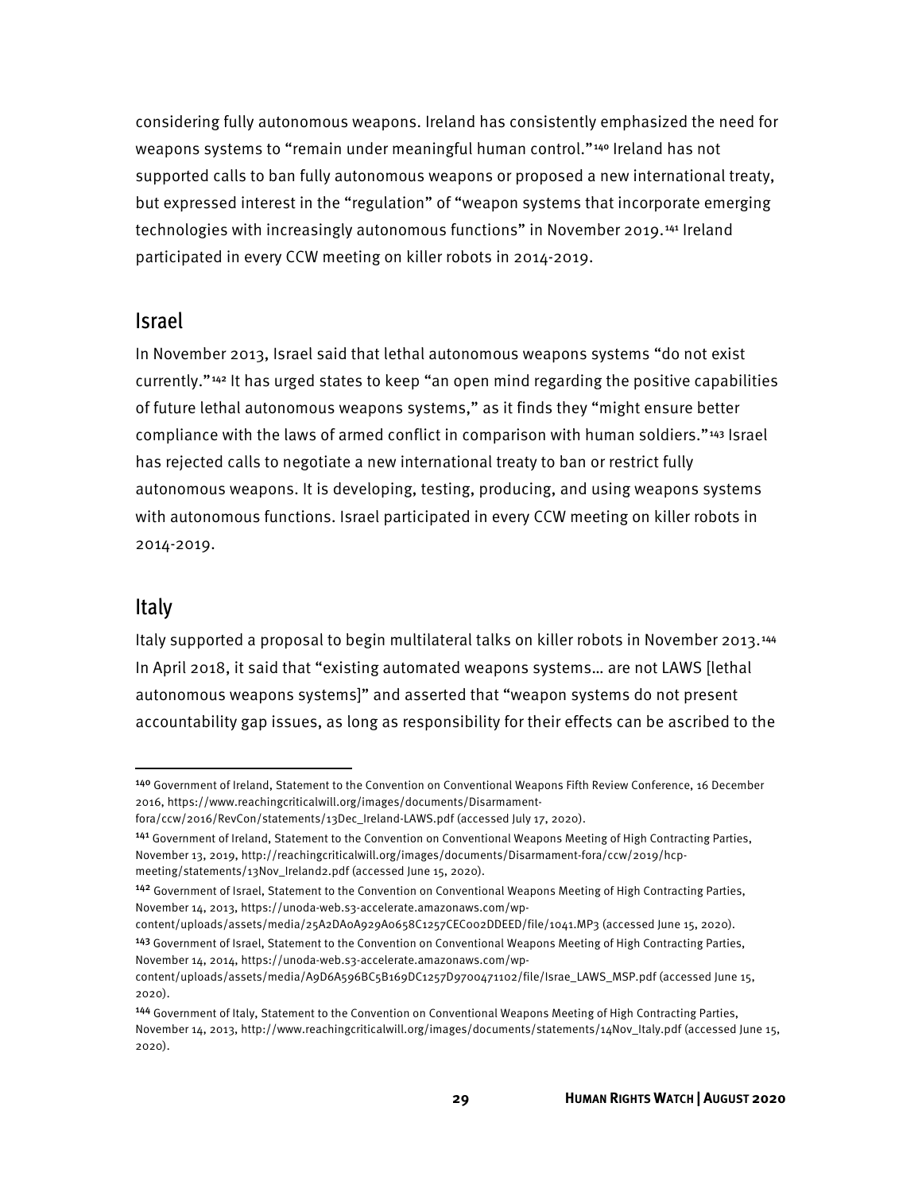considering fully autonomous weapons. Ireland has consistently emphasized the need for weapons systems to "remain under meaningful human control."[140] Ireland has not supported calls to ban fully autonomous weapons or proposed a new international treaty, but expressed interest in the "regulation" of "weapon systems that incorporate emerging technologies with increasingly autonomous functions" in November 2019.[141] Ireland participated in every CCW meeting on killer robots in 2014-2019.

## Israel

In November 2013, Israel said that lethal autonomous weapons systems "do not exist currently."[142] It has urged states to keep "an open mind regarding the positive capabilities of future lethal autonomous weapons systems," as it finds they "might ensure better compliance with the laws of armed conflict in comparison with human soldiers."[143] Israel has rejected calls to negotiate a new international treaty to ban or restrict fully autonomous weapons. It is developing, testing, producing, and using weapons systems with autonomous functions. Israel participated in every CCW meeting on killer robots in 2014-2019.

## Italy

Italy supported a proposal to begin multilateral talks on killer robots in November 2013.[144] In April 2018, it said that "existing automated weapons systems… are not LAWS [lethal autonomous weapons systems]" and asserted that "weapon systems do not present accountability gap issues, as long as responsibility for their effects can be ascribed to the

---

[140] Government of Ireland, Statement to the Convention on Conventional Weapons Fifth Review Conference, 16 December 2016, https://www.reachingcriticalwill.org/images/documents/Disarmament-fora/ccw/2016/RevCon/statements/13Dec_Ireland-LAWS.pdf (accessed July 17, 2020).

[141] Government of Ireland, Statement to the Convention on Conventional Weapons Meeting of High Contracting Parties, November 13, 2019, http://reachingcriticalwill.org/images/documents/Disarmament-fora/ccw/2019/hcp-meeting/statements/13Nov_Ireland2.pdf (accessed June 15, 2020).

[142] Government of Israel, Statement to the Convention on Conventional Weapons Meeting of High Contracting Parties, November 14, 2013, https://unoda-web.s3-accelerate.amazonaws.com/wp-content/uploads/assets/media/25A2DA0A929A0658C1257CEC002DDEED/file/1041.MP3 (accessed June 15, 2020).

[143] Government of Israel, Statement to the Convention on Conventional Weapons Meeting of High Contracting Parties, November 14, 2014, https://unoda-web.s3-accelerate.amazonaws.com/wp-content/uploads/assets/media/A9D6A596BC5B169DC1257D9700471102/file/Israe_LAWS_MSP.pdf (accessed June 15, 2020).

[144] Government of Italy, Statement to the Convention on Conventional Weapons Meeting of High Contracting Parties, November 14, 2013, http://www.reachingcriticalwill.org/images/documents/statements/14Nov_Italy.pdf (accessed June 15, 2020).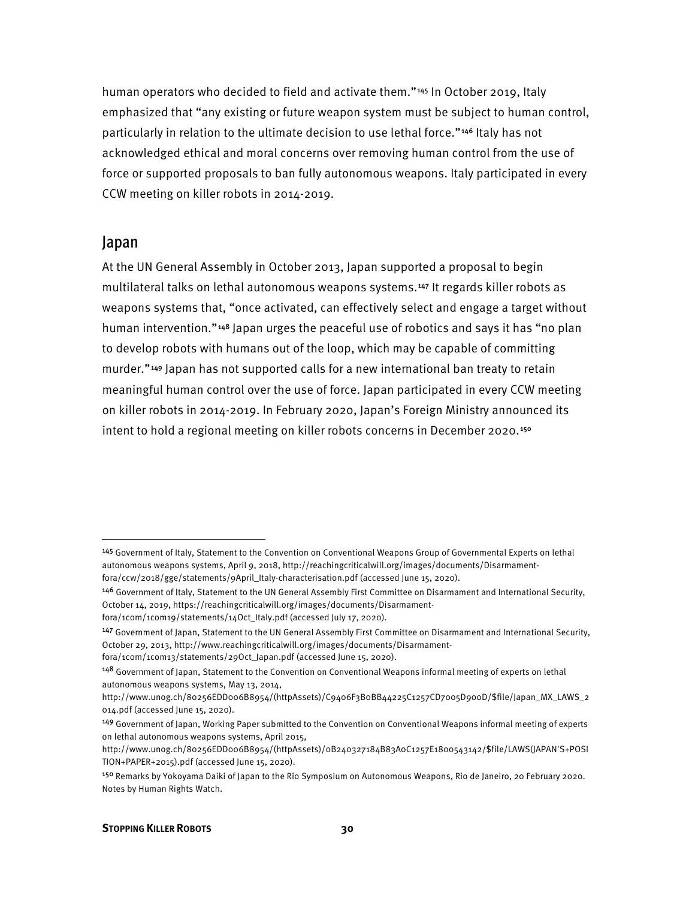human operators who decided to field and activate them."[145] In October 2019, Italy emphasized that "any existing or future weapon system must be subject to human control, particularly in relation to the ultimate decision to use lethal force."[146] Italy has not acknowledged ethical and moral concerns over removing human control from the use of force or supported proposals to ban fully autonomous weapons. Italy participated in every CCW meeting on killer robots in 2014-2019.

## Japan

At the UN General Assembly in October 2013, Japan supported a proposal to begin multilateral talks on lethal autonomous weapons systems.[147] It regards killer robots as weapons systems that, "once activated, can effectively select and engage a target without human intervention."[148] Japan urges the peaceful use of robotics and says it has "no plan to develop robots with humans out of the loop, which may be capable of committing murder."[149] Japan has not supported calls for a new international ban treaty to retain meaningful human control over the use of force. Japan participated in every CCW meeting on killer robots in 2014-2019. In February 2020, Japan's Foreign Ministry announced its intent to hold a regional meeting on killer robots concerns in December 2020.[150]

---

[145] Government of Italy, Statement to the Convention on Conventional Weapons Group of Governmental Experts on lethal autonomous weapons systems, April 9, 2018, http://reachingcriticalwill.org/images/documents/Disarmament-fora/ccw/2018/gge/statements/9April_Italy-characterisation.pdf (accessed June 15, 2020).

[146] Government of Italy, Statement to the UN General Assembly First Committee on Disarmament and International Security, October 14, 2019, https://reachingcriticalwill.org/images/documents/Disarmament-fora/1com/1com19/statements/14Oct_Italy.pdf (accessed July 17, 2020).

[147] Government of Japan, Statement to the UN General Assembly First Committee on Disarmament and International Security, October 29, 2013, http://www.reachingcriticalwill.org/images/documents/Disarmament-fora/1com/1com13/statements/29Oct_Japan.pdf (accessed June 15, 2020).

[148] Government of Japan, Statement to the Convention on Conventional Weapons informal meeting of experts on lethal autonomous weapons systems, May 13, 2014, http://www.unog.ch/80256EDD006B8954/(httpAssets)/C9406F3B0BB44225C1257CD7005D900D/$file/Japan_MX_LAWS_2014.pdf (accessed June 15, 2020).

[149] Government of Japan, Working Paper submitted to the Convention on Conventional Weapons informal meeting of experts on lethal autonomous weapons systems, April 2015, http://www.unog.ch/80256EDD006B8954/(httpAssets)/0B240327184B83A0C1257E1800543142/$file/LAWS(JAPAN'S+POSITION+PAPER+2015).pdf (accessed June 15, 2020).

[150] Remarks by Yokoyama Daiki of Japan to the Rio Symposium on Autonomous Weapons, Rio de Janeiro, 20 February 2020. Notes by Human Rights Watch.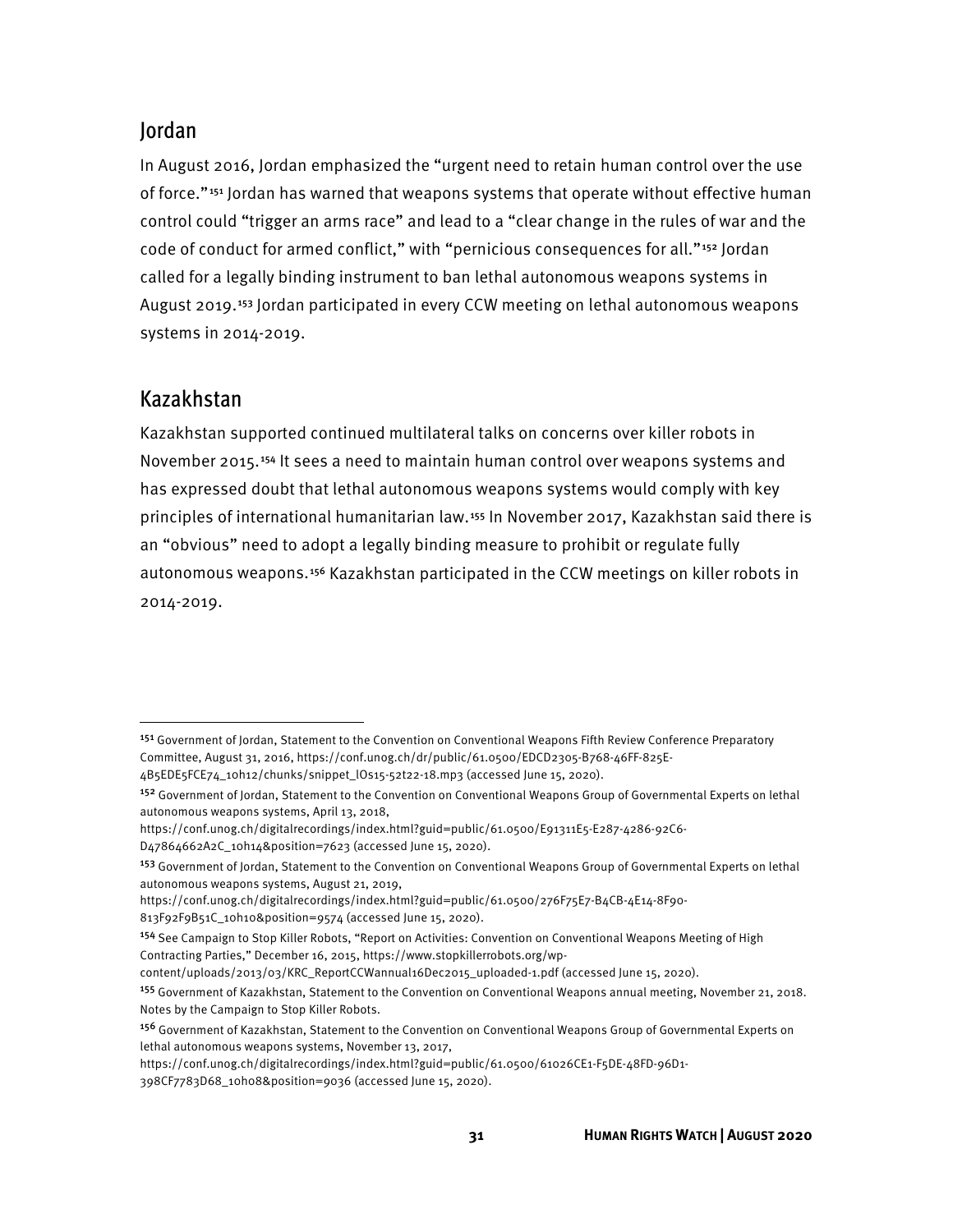## Jordan

In August 2016, Jordan emphasized the "urgent need to retain human control over the use of force."[151] Jordan has warned that weapons systems that operate without effective human control could "trigger an arms race" and lead to a "clear change in the rules of war and the code of conduct for armed conflict," with "pernicious consequences for all."[152] Jordan called for a legally binding instrument to ban lethal autonomous weapons systems in August 2019.[153] Jordan participated in every CCW meeting on lethal autonomous weapons systems in 2014-2019.

## Kazakhstan

Kazakhstan supported continued multilateral talks on concerns over killer robots in November 2015.[154] It sees a need to maintain human control over weapons systems and has expressed doubt that lethal autonomous weapons systems would comply with key principles of international humanitarian law.[155] In November 2017, Kazakhstan said there is an "obvious" need to adopt a legally binding measure to prohibit or regulate fully autonomous weapons.[156] Kazakhstan participated in the CCW meetings on killer robots in 2014-2019.

---

[151] Government of Jordan, Statement to the Convention on Conventional Weapons Fifth Review Conference Preparatory Committee, August 31, 2016, https://conf.unog.ch/dr/public/61.0500/EDCD2305-B768-46FF-825E-4B5EDE5FCE74_10h12/chunks/snippet_lOs15-52t22-18.mp3 (accessed June 15, 2020).

[152] Government of Jordan, Statement to the Convention on Conventional Weapons Group of Governmental Experts on lethal autonomous weapons systems, April 13, 2018, https://conf.unog.ch/digitalrecordings/index.html?guid=public/61.0500/E91311E5-E287-4286-92C6-D47864662A2C_10h14&position=7623 (accessed June 15, 2020).

[153] Government of Jordan, Statement to the Convention on Conventional Weapons Group of Governmental Experts on lethal autonomous weapons systems, August 21, 2019, https://conf.unog.ch/digitalrecordings/index.html?guid=public/61.0500/276F75E7-B4CB-4E14-8F90-813F92F9B51C_10h10&position=9574 (accessed June 15, 2020).

[154] See Campaign to Stop Killer Robots, "Report on Activities: Convention on Conventional Weapons Meeting of High Contracting Parties," December 16, 2015, https://www.stopkillerrobots.org/wp-content/uploads/2013/03/KRC_ReportCCWannual16Dec2015_uploaded-1.pdf (accessed June 15, 2020).

[155] Government of Kazakhstan, Statement to the Convention on Conventional Weapons annual meeting, November 21, 2018. Notes by the Campaign to Stop Killer Robots.

[156] Government of Kazakhstan, Statement to the Convention on Conventional Weapons Group of Governmental Experts on lethal autonomous weapons systems, November 13, 2017, https://conf.unog.ch/digitalrecordings/index.html?guid=public/61.0500/61026CE1-F5DE-48FD-96D1-398CF7783D68_10h08&position=9036 (accessed June 15, 2020).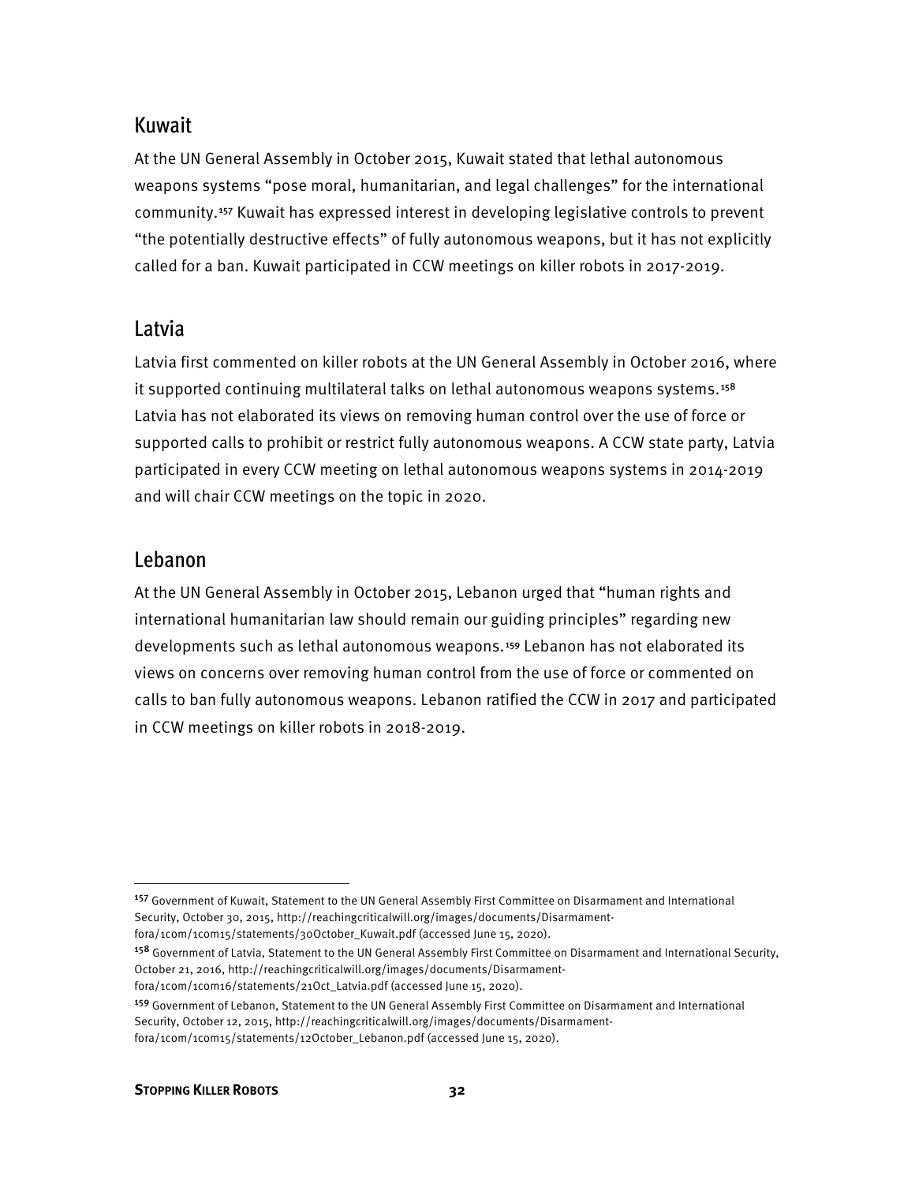## Kuwait

At the UN General Assembly in October 2015, Kuwait stated that lethal autonomous weapons systems "pose moral, humanitarian, and legal challenges" for the international community.[157] Kuwait has expressed interest in developing legislative controls to prevent "the potentially destructive effects" of fully autonomous weapons, but it has not explicitly called for a ban. Kuwait participated in CCW meetings on killer robots in 2017-2019.

## Latvia

Latvia first commented on killer robots at the UN General Assembly in October 2016, where it supported continuing multilateral talks on lethal autonomous weapons systems.[158] Latvia has not elaborated its views on removing human control over the use of force or supported calls to prohibit or restrict fully autonomous weapons. A CCW state party, Latvia participated in every CCW meeting on lethal autonomous weapons systems in 2014-2019 and will chair CCW meetings on the topic in 2020.

## Lebanon

At the UN General Assembly in October 2015, Lebanon urged that "human rights and international humanitarian law should remain our guiding principles" regarding new developments such as lethal autonomous weapons.[159] Lebanon has not elaborated its views on concerns over removing human control from the use of force or commented on calls to ban fully autonomous weapons. Lebanon ratified the CCW in 2017 and participated in CCW meetings on killer robots in 2018-2019.

---

[157] Government of Kuwait, Statement to the UN General Assembly First Committee on Disarmament and International Security, October 30, 2015, http://reachingcriticalwill.org/images/documents/Disarmament-fora/1com/1com15/statements/30October_Kuwait.pdf (accessed June 15, 2020).

[158] Government of Latvia, Statement to the UN General Assembly First Committee on Disarmament and International Security, October 21, 2016, http://reachingcriticalwill.org/images/documents/Disarmament-fora/1com/1com16/statements/21Oct_Latvia.pdf (accessed June 15, 2020).

[159] Government of Lebanon, Statement to the UN General Assembly First Committee on Disarmament and International Security, October 12, 2015, http://reachingcriticalwill.org/images/documents/Disarmament-fora/1com/1com15/statements/12October_Lebanon.pdf (accessed June 15, 2020).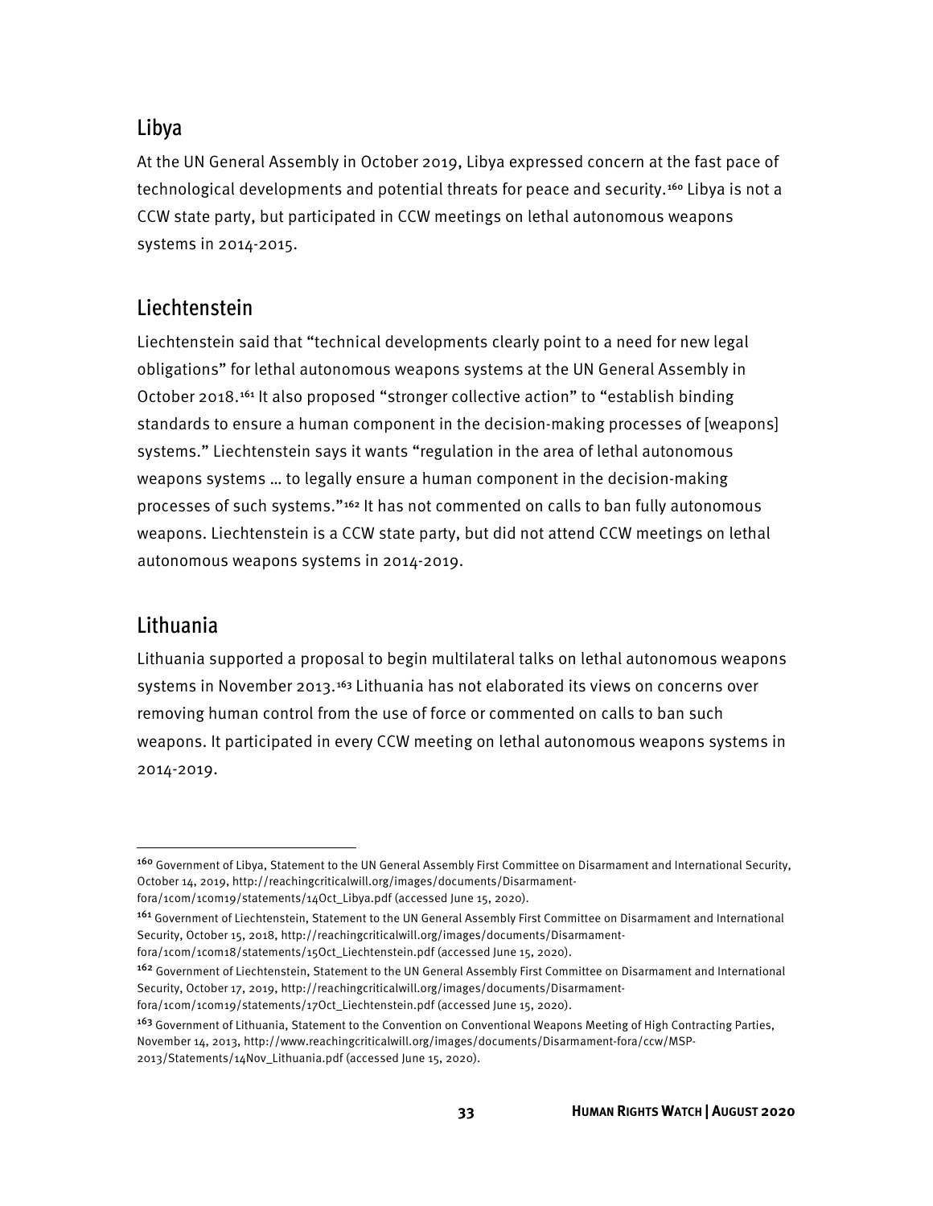## Libya

At the UN General Assembly in October 2019, Libya expressed concern at the fast pace of technological developments and potential threats for peace and security.[160] Libya is not a CCW state party, but participated in CCW meetings on lethal autonomous weapons systems in 2014-2015.

## Liechtenstein

Liechtenstein said that "technical developments clearly point to a need for new legal obligations" for lethal autonomous weapons systems at the UN General Assembly in October 2018.[161] It also proposed "stronger collective action" to "establish binding standards to ensure a human component in the decision-making processes of [weapons] systems." Liechtenstein says it wants "regulation in the area of lethal autonomous weapons systems … to legally ensure a human component in the decision-making processes of such systems."[162] It has not commented on calls to ban fully autonomous weapons. Liechtenstein is a CCW state party, but did not attend CCW meetings on lethal autonomous weapons systems in 2014-2019.

## Lithuania

Lithuania supported a proposal to begin multilateral talks on lethal autonomous weapons systems in November 2013.[163] Lithuania has not elaborated its views on concerns over removing human control from the use of force or commented on calls to ban such weapons. It participated in every CCW meeting on lethal autonomous weapons systems in 2014-2019.

---

[160] Government of Libya, Statement to the UN General Assembly First Committee on Disarmament and International Security, October 14, 2019, http://reachingcriticalwill.org/images/documents/Disarmament-fora/1com/1com19/statements/14Oct_Libya.pdf (accessed June 15, 2020).

[161] Government of Liechtenstein, Statement to the UN General Assembly First Committee on Disarmament and International Security, October 15, 2018, http://reachingcriticalwill.org/images/documents/Disarmament-fora/1com/1com18/statements/15Oct_Liechtenstein.pdf (accessed June 15, 2020).

[162] Government of Liechtenstein, Statement to the UN General Assembly First Committee on Disarmament and International Security, October 17, 2019, http://reachingcriticalwill.org/images/documents/Disarmament-fora/1com/1com19/statements/17Oct_Liechtenstein.pdf (accessed June 15, 2020).

[163] Government of Lithuania, Statement to the Convention on Conventional Weapons Meeting of High Contracting Parties, November 14, 2013, http://www.reachingcriticalwill.org/images/documents/Disarmament-fora/ccw/MSP-2013/Statements/14Nov_Lithuania.pdf (accessed June 15, 2020).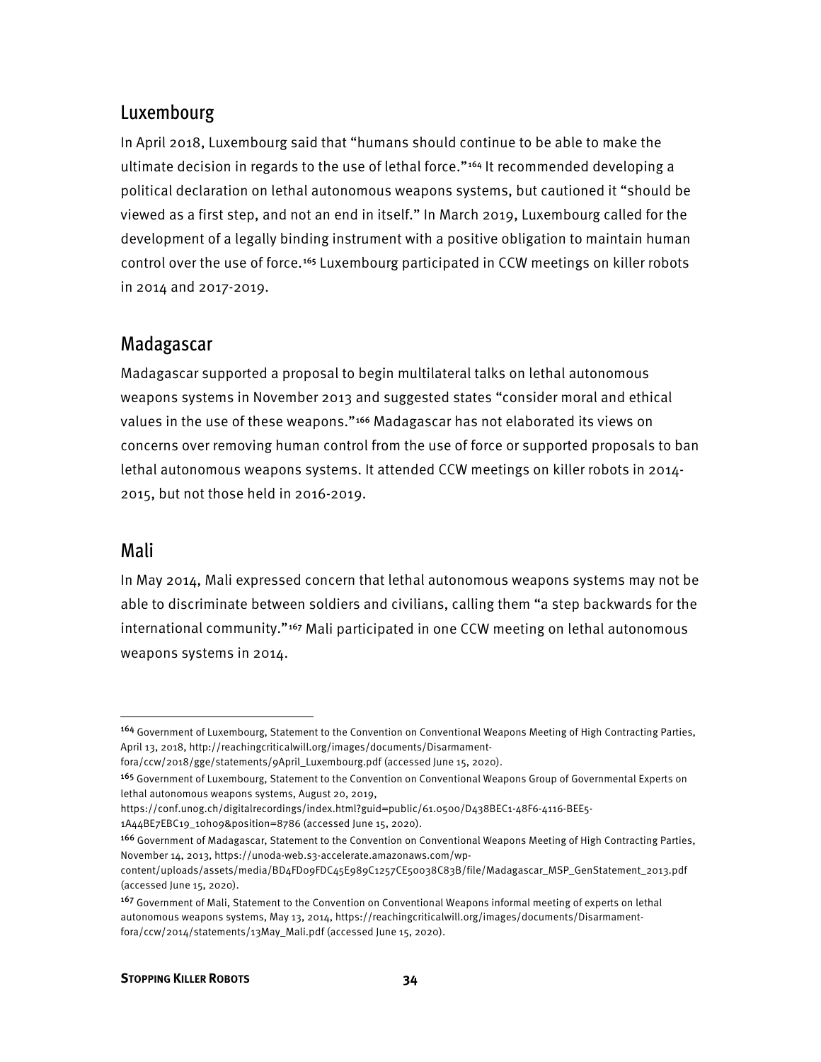## Luxembourg

In April 2018, Luxembourg said that "humans should continue to be able to make the ultimate decision in regards to the use of lethal force."[164] It recommended developing a political declaration on lethal autonomous weapons systems, but cautioned it "should be viewed as a first step, and not an end in itself." In March 2019, Luxembourg called for the development of a legally binding instrument with a positive obligation to maintain human control over the use of force.[165] Luxembourg participated in CCW meetings on killer robots in 2014 and 2017-2019.

## Madagascar

Madagascar supported a proposal to begin multilateral talks on lethal autonomous weapons systems in November 2013 and suggested states "consider moral and ethical values in the use of these weapons."[166] Madagascar has not elaborated its views on concerns over removing human control from the use of force or supported proposals to ban lethal autonomous weapons systems. It attended CCW meetings on killer robots in 2014-2015, but not those held in 2016-2019.

## Mali

In May 2014, Mali expressed concern that lethal autonomous weapons systems may not be able to discriminate between soldiers and civilians, calling them "a step backwards for the international community."[167] Mali participated in one CCW meeting on lethal autonomous weapons systems in 2014.

---

[164] Government of Luxembourg, Statement to the Convention on Conventional Weapons Meeting of High Contracting Parties, April 13, 2018, http://reachingcriticalwill.org/images/documents/Disarmament-fora/ccw/2018/gge/statements/9April_Luxembourg.pdf (accessed June 15, 2020).

[165] Government of Luxembourg, Statement to the Convention on Conventional Weapons Group of Governmental Experts on lethal autonomous weapons systems, August 20, 2019, https://conf.unog.ch/digitalrecordings/index.html?guid=public/61.0500/D438BEC1-48F6-4116-BEE5-1A44BE7EBC19_10h09&position=8786 (accessed June 15, 2020).

[166] Government of Madagascar, Statement to the Convention on Conventional Weapons Meeting of High Contracting Parties, November 14, 2013, https://unoda-web.s3-accelerate.amazonaws.com/wp-content/uploads/assets/media/BD4FD09FDC45E989C1257CE50038C83B/file/Madagascar_MSP_GenStatement_2013.pdf (accessed June 15, 2020).

[167] Government of Mali, Statement to the Convention on Conventional Weapons informal meeting of experts on lethal autonomous weapons systems, May 13, 2014, https://reachingcriticalwill.org/images/documents/Disarmament-fora/ccw/2014/statements/13May_Mali.pdf (accessed June 15, 2020).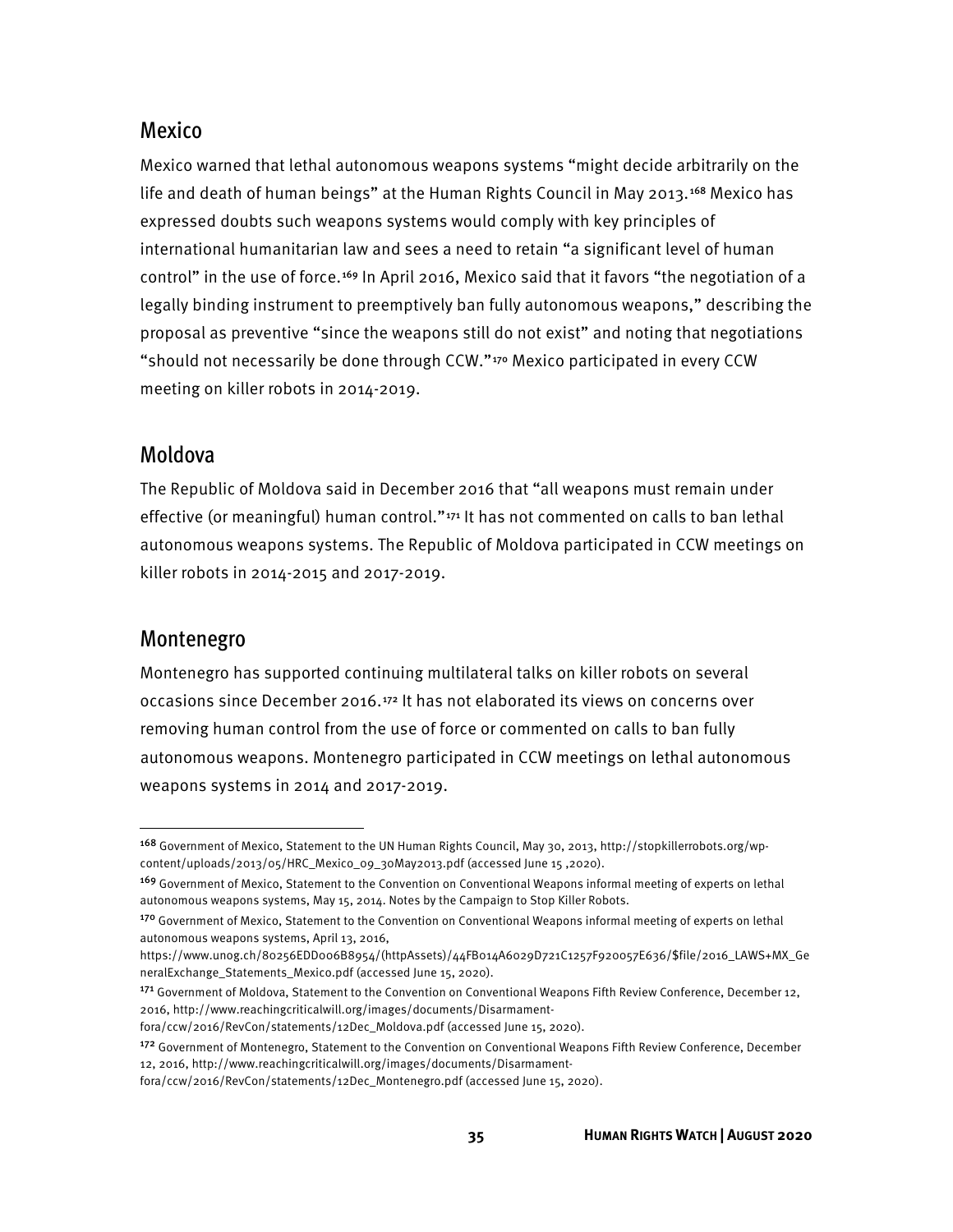## Mexico

Mexico warned that lethal autonomous weapons systems "might decide arbitrarily on the life and death of human beings" at the Human Rights Council in May 2013.[168] Mexico has expressed doubts such weapons systems would comply with key principles of international humanitarian law and sees a need to retain "a significant level of human control" in the use of force.[169] In April 2016, Mexico said that it favors "the negotiation of a legally binding instrument to preemptively ban fully autonomous weapons," describing the proposal as preventive "since the weapons still do not exist" and noting that negotiations "should not necessarily be done through CCW."[170] Mexico participated in every CCW meeting on killer robots in 2014-2019.

## Moldova

The Republic of Moldova said in December 2016 that "all weapons must remain under effective (or meaningful) human control."[171] It has not commented on calls to ban lethal autonomous weapons systems. The Republic of Moldova participated in CCW meetings on killer robots in 2014-2015 and 2017-2019.

## Montenegro

Montenegro has supported continuing multilateral talks on killer robots on several occasions since December 2016.[172] It has not elaborated its views on concerns over removing human control from the use of force or commented on calls to ban fully autonomous weapons. Montenegro participated in CCW meetings on lethal autonomous weapons systems in 2014 and 2017-2019.

---

[168] Government of Mexico, Statement to the UN Human Rights Council, May 30, 2013, http://stopkillerrobots.org/wp-content/uploads/2013/05/HRC_Mexico_09_30May2013.pdf (accessed June 15 ,2020).

[169] Government of Mexico, Statement to the Convention on Conventional Weapons informal meeting of experts on lethal autonomous weapons systems, May 15, 2014. Notes by the Campaign to Stop Killer Robots.

[170] Government of Mexico, Statement to the Convention on Conventional Weapons informal meeting of experts on lethal autonomous weapons systems, April 13, 2016, https://www.unog.ch/80256EDD006B8954/(httpAssets)/44FB014A6029D721C1257F920057E636/$file/2016_LAWS+MX_GeneralExchange_Statements_Mexico.pdf (accessed June 15, 2020).

[171] Government of Moldova, Statement to the Convention on Conventional Weapons Fifth Review Conference, December 12, 2016, http://www.reachingcriticalwill.org/images/documents/Disarmament-fora/ccw/2016/RevCon/statements/12Dec_Moldova.pdf (accessed June 15, 2020).

[172] Government of Montenegro, Statement to the Convention on Conventional Weapons Fifth Review Conference, December 12, 2016, http://www.reachingcriticalwill.org/images/documents/Disarmament-fora/ccw/2016/RevCon/statements/12Dec_Montenegro.pdf (accessed June 15, 2020).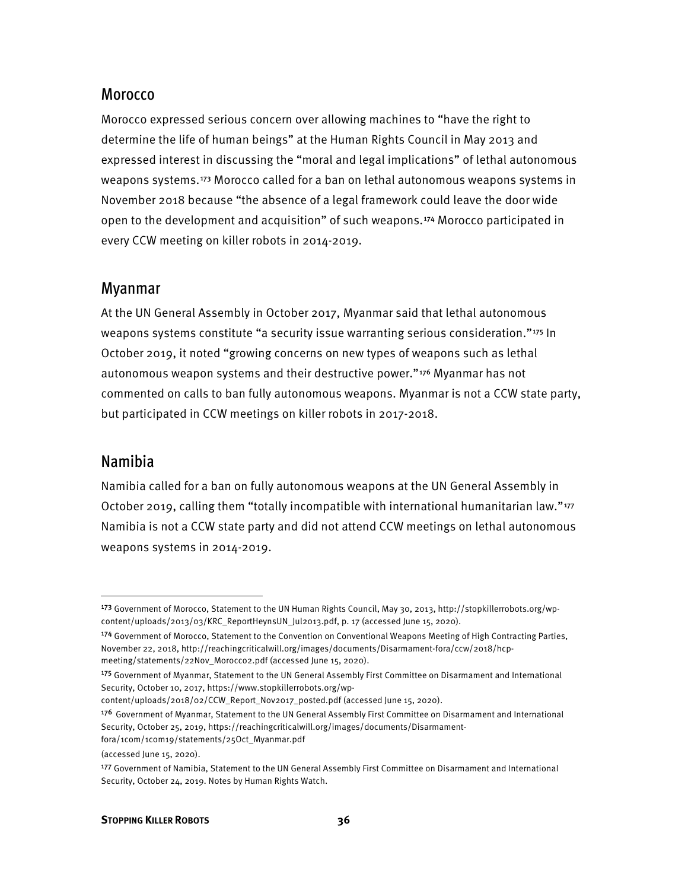## Morocco

Morocco expressed serious concern over allowing machines to "have the right to determine the life of human beings" at the Human Rights Council in May 2013 and expressed interest in discussing the "moral and legal implications" of lethal autonomous weapons systems.[173] Morocco called for a ban on lethal autonomous weapons systems in November 2018 because "the absence of a legal framework could leave the door wide open to the development and acquisition" of such weapons.[174] Morocco participated in every CCW meeting on killer robots in 2014-2019.

## Myanmar

At the UN General Assembly in October 2017, Myanmar said that lethal autonomous weapons systems constitute "a security issue warranting serious consideration."[175] In October 2019, it noted "growing concerns on new types of weapons such as lethal autonomous weapon systems and their destructive power."[176] Myanmar has not commented on calls to ban fully autonomous weapons. Myanmar is not a CCW state party, but participated in CCW meetings on killer robots in 2017-2018.

## Namibia

Namibia called for a ban on fully autonomous weapons at the UN General Assembly in October 2019, calling them "totally incompatible with international humanitarian law."[177] Namibia is not a CCW state party and did not attend CCW meetings on lethal autonomous weapons systems in 2014-2019.

---

[173] Government of Morocco, Statement to the UN Human Rights Council, May 30, 2013, http://stopkillerrobots.org/wp-content/uploads/2013/03/KRC_ReportHeynsUN_Jul2013.pdf, p. 17 (accessed June 15, 2020).

[174] Government of Morocco, Statement to the Convention on Conventional Weapons Meeting of High Contracting Parties, November 22, 2018, http://reachingcriticalwill.org/images/documents/Disarmament-fora/ccw/2018/hcp-meeting/statements/22Nov_Morocco2.pdf (accessed June 15, 2020).

[175] Government of Myanmar, Statement to the UN General Assembly First Committee on Disarmament and International Security, October 10, 2017, https://www.stopkillerrobots.org/wp-content/uploads/2018/02/CCW_Report_Nov2017_posted.pdf (accessed June 15, 2020).

[176] Government of Myanmar, Statement to the UN General Assembly First Committee on Disarmament and International Security, October 25, 2019, https://reachingcriticalwill.org/images/documents/Disarmament-fora/1com/1com19/statements/25Oct_Myanmar.pdf (accessed June 15, 2020).

[177] Government of Namibia, Statement to the UN General Assembly First Committee on Disarmament and International Security, October 24, 2019. Notes by Human Rights Watch.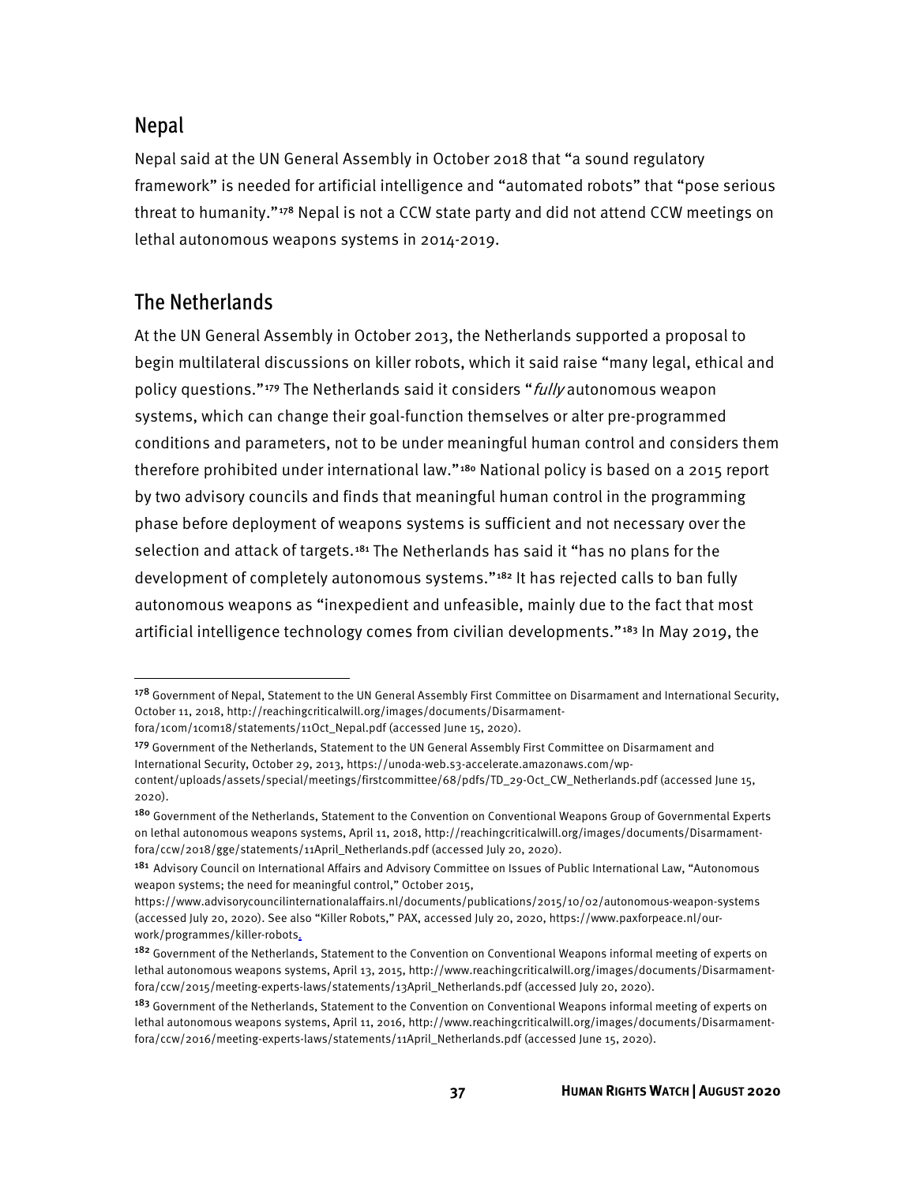## Nepal

Nepal said at the UN General Assembly in October 2018 that "a sound regulatory framework" is needed for artificial intelligence and "automated robots" that "pose serious threat to humanity."[178] Nepal is not a CCW state party and did not attend CCW meetings on lethal autonomous weapons systems in 2014-2019.

## The Netherlands

At the UN General Assembly in October 2013, the Netherlands supported a proposal to begin multilateral discussions on killer robots, which it said raise "many legal, ethical and policy questions."[179] The Netherlands said it considers "*fully* autonomous weapon systems, which can change their goal-function themselves or alter pre-programmed conditions and parameters, not to be under meaningful human control and considers them therefore prohibited under international law."[180] National policy is based on a 2015 report by two advisory councils and finds that meaningful human control in the programming phase before deployment of weapons systems is sufficient and not necessary over the selection and attack of targets.[181] The Netherlands has said it "has no plans for the development of completely autonomous systems."[182] It has rejected calls to ban fully autonomous weapons as "inexpedient and unfeasible, mainly due to the fact that most artificial intelligence technology comes from civilian developments."[183] In May 2019, the

---

[178] Government of Nepal, Statement to the UN General Assembly First Committee on Disarmament and International Security, October 11, 2018, http://reachingcriticalwill.org/images/documents/Disarmament-fora/1com/1com18/statements/11Oct_Nepal.pdf (accessed June 15, 2020).

[179] Government of the Netherlands, Statement to the UN General Assembly First Committee on Disarmament and International Security, October 29, 2013, https://unoda-web.s3-accelerate.amazonaws.com/wp-content/uploads/assets/special/meetings/firstcommittee/68/pdfs/TD_29-Oct_CW_Netherlands.pdf (accessed June 15, 2020).

[180] Government of the Netherlands, Statement to the Convention on Conventional Weapons Group of Governmental Experts on lethal autonomous weapons systems, April 11, 2018, http://reachingcriticalwill.org/images/documents/Disarmament-fora/ccw/2018/gge/statements/11April_Netherlands.pdf (accessed July 20, 2020).

[181] Advisory Council on International Affairs and Advisory Committee on Issues of Public International Law, "Autonomous weapon systems; the need for meaningful control," October 2015, https://www.advisorycouncilinternationalaffairs.nl/documents/publications/2015/10/02/autonomous-weapon-systems (accessed July 20, 2020). See also "Killer Robots," PAX, accessed July 20, 2020, https://www.paxforpeace.nl/our-work/programmes/killer-robots.

[182] Government of the Netherlands, Statement to the Convention on Conventional Weapons informal meeting of experts on lethal autonomous weapons systems, April 13, 2015, http://www.reachingcriticalwill.org/images/documents/Disarmament-fora/ccw/2015/meeting-experts-laws/statements/13April_Netherlands.pdf (accessed July 20, 2020).

[183] Government of the Netherlands, Statement to the Convention on Conventional Weapons informal meeting of experts on lethal autonomous weapons systems, April 11, 2016, http://www.reachingcriticalwill.org/images/documents/Disarmament-fora/ccw/2016/meeting-experts-laws/statements/11April_Netherlands.pdf (accessed June 15, 2020).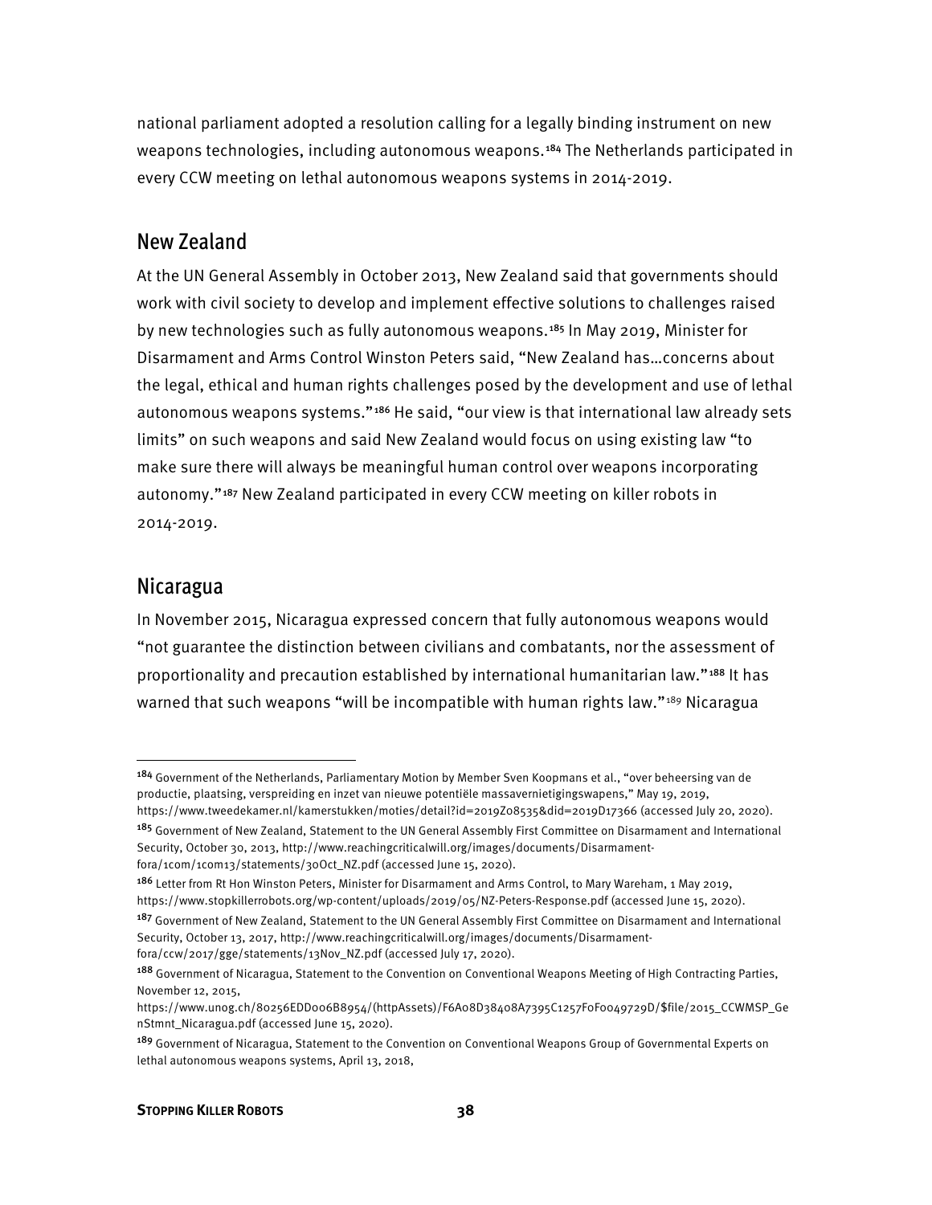national parliament adopted a resolution calling for a legally binding instrument on new weapons technologies, including autonomous weapons.[184] The Netherlands participated in every CCW meeting on lethal autonomous weapons systems in 2014-2019.

## New Zealand

At the UN General Assembly in October 2013, New Zealand said that governments should work with civil society to develop and implement effective solutions to challenges raised by new technologies such as fully autonomous weapons.[185] In May 2019, Minister for Disarmament and Arms Control Winston Peters said, "New Zealand has…concerns about the legal, ethical and human rights challenges posed by the development and use of lethal autonomous weapons systems."[186] He said, "our view is that international law already sets limits" on such weapons and said New Zealand would focus on using existing law "to make sure there will always be meaningful human control over weapons incorporating autonomy."[187] New Zealand participated in every CCW meeting on killer robots in 2014-2019.

## Nicaragua

In November 2015, Nicaragua expressed concern that fully autonomous weapons would "not guarantee the distinction between civilians and combatants, nor the assessment of proportionality and precaution established by international humanitarian law."[188] It has warned that such weapons "will be incompatible with human rights law."[189] Nicaragua

---

[184] Government of the Netherlands, Parliamentary Motion by Member Sven Koopmans et al., "over beheersing van de productie, plaatsing, verspreiding en inzet van nieuwe potentiële massavernietigingswapens," May 19, 2019, https://www.tweedekamer.nl/kamerstukken/moties/detail?id=2019Z08535&did=2019D17366 (accessed July 20, 2020).

[185] Government of New Zealand, Statement to the UN General Assembly First Committee on Disarmament and International Security, October 30, 2013, http://www.reachingcriticalwill.org/images/documents/Disarmament-fora/1com/1com13/statements/30Oct_NZ.pdf (accessed June 15, 2020).

[186] Letter from Rt Hon Winston Peters, Minister for Disarmament and Arms Control, to Mary Wareham, 1 May 2019, https://www.stopkillerrobots.org/wp-content/uploads/2019/05/NZ-Peters-Response.pdf (accessed June 15, 2020).

[187] Government of New Zealand, Statement to the UN General Assembly First Committee on Disarmament and International Security, October 13, 2017, http://www.reachingcriticalwill.org/images/documents/Disarmament-fora/ccw/2017/gge/statements/13Nov_NZ.pdf (accessed July 17, 2020).

[188] Government of Nicaragua, Statement to the Convention on Conventional Weapons Meeting of High Contracting Parties, November 12, 2015, https://www.unog.ch/80256EDD006B8954/(httpAssets)/F6A08D38408A7395C1257F0F0049729D/$file/2015_CCWMSP_GenStmnt_Nicaragua.pdf (accessed June 15, 2020).

[189] Government of Nicaragua, Statement to the Convention on Conventional Weapons Group of Governmental Experts on lethal autonomous weapons systems, April 13, 2018,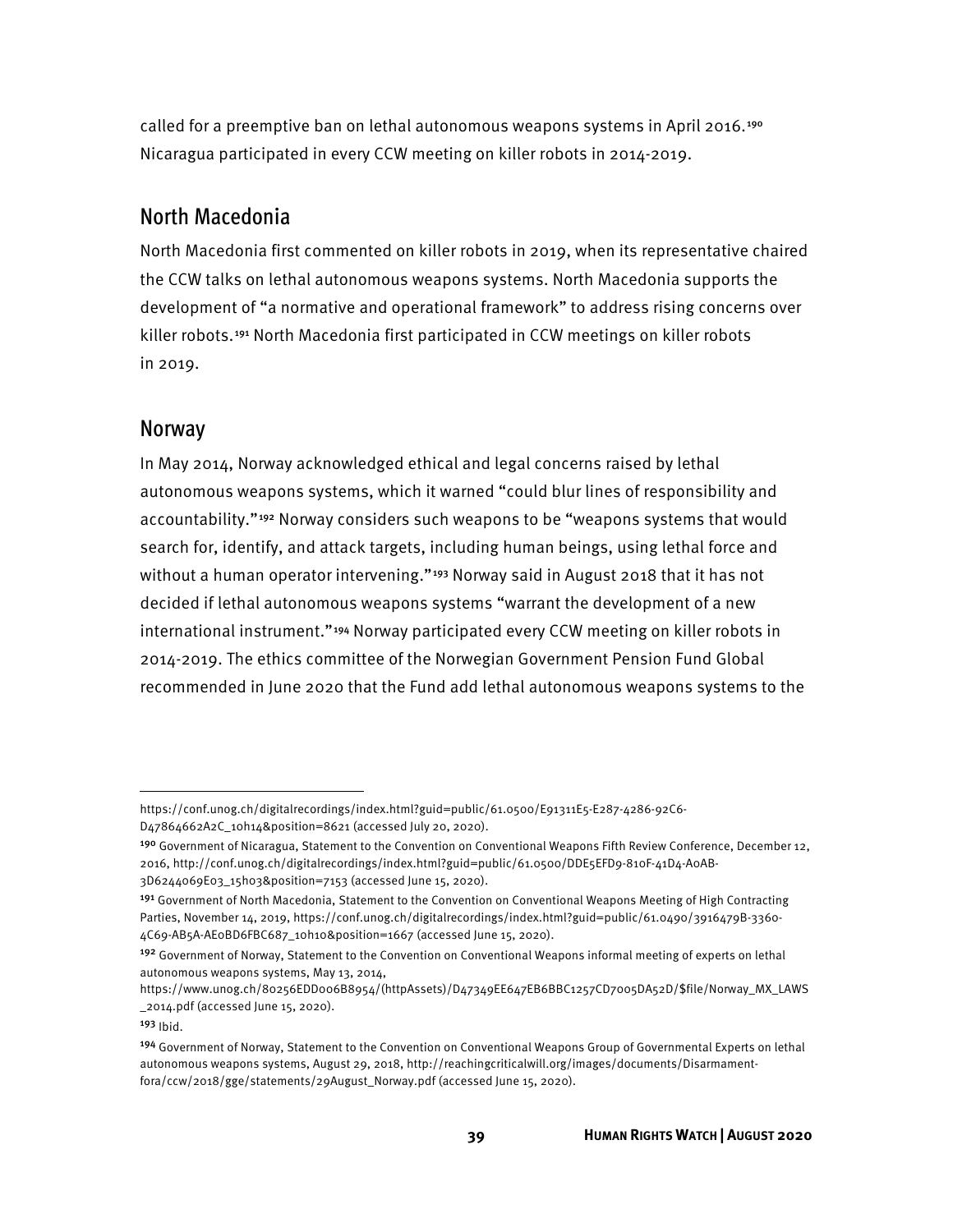called for a preemptive ban on lethal autonomous weapons systems in April 2016.[190] Nicaragua participated in every CCW meeting on killer robots in 2014-2019.

## North Macedonia

North Macedonia first commented on killer robots in 2019, when its representative chaired the CCW talks on lethal autonomous weapons systems. North Macedonia supports the development of "a normative and operational framework" to address rising concerns over killer robots.[191] North Macedonia first participated in CCW meetings on killer robots in 2019.

## Norway

In May 2014, Norway acknowledged ethical and legal concerns raised by lethal autonomous weapons systems, which it warned "could blur lines of responsibility and accountability."[192] Norway considers such weapons to be "weapons systems that would search for, identify, and attack targets, including human beings, using lethal force and without a human operator intervening."[193] Norway said in August 2018 that it has not decided if lethal autonomous weapons systems "warrant the development of a new international instrument."[194] Norway participated every CCW meeting on killer robots in 2014-2019. The ethics committee of the Norwegian Government Pension Fund Global recommended in June 2020 that the Fund add lethal autonomous weapons systems to the

---

https://conf.unog.ch/digitalrecordings/index.html?guid=public/61.0500/E91311E5-E287-4286-92C6-D47864662A2C_10h14&position=8621 (accessed July 20, 2020).

[190] Government of Nicaragua, Statement to the Convention on Conventional Weapons Fifth Review Conference, December 12, 2016, http://conf.unog.ch/digitalrecordings/index.html?guid=public/61.0500/DDE5EFD9-810F-41D4-A0AB-3D6244069E03_15h03&position=7153 (accessed June 15, 2020).

[191] Government of North Macedonia, Statement to the Convention on Conventional Weapons Meeting of High Contracting Parties, November 14, 2019, https://conf.unog.ch/digitalrecordings/index.html?guid=public/61.0490/3916479B-3360-4C69-AB5A-AE0BD6FBC687_10h10&position=1667 (accessed June 15, 2020).

[192] Government of Norway, Statement to the Convention on Conventional Weapons informal meeting of experts on lethal autonomous weapons systems, May 13, 2014, https://www.unog.ch/80256EDD006B8954/(httpAssets)/D47349EE647EB6BBC1257CD7005DA52D/$file/Norway_MX_LAWS_2014.pdf (accessed June 15, 2020).

[193] Ibid.

[194] Government of Norway, Statement to the Convention on Conventional Weapons Group of Governmental Experts on lethal autonomous weapons systems, August 29, 2018, http://reachingcriticalwill.org/images/documents/Disarmament-fora/ccw/2018/gge/statements/29August_Norway.pdf (accessed June 15, 2020).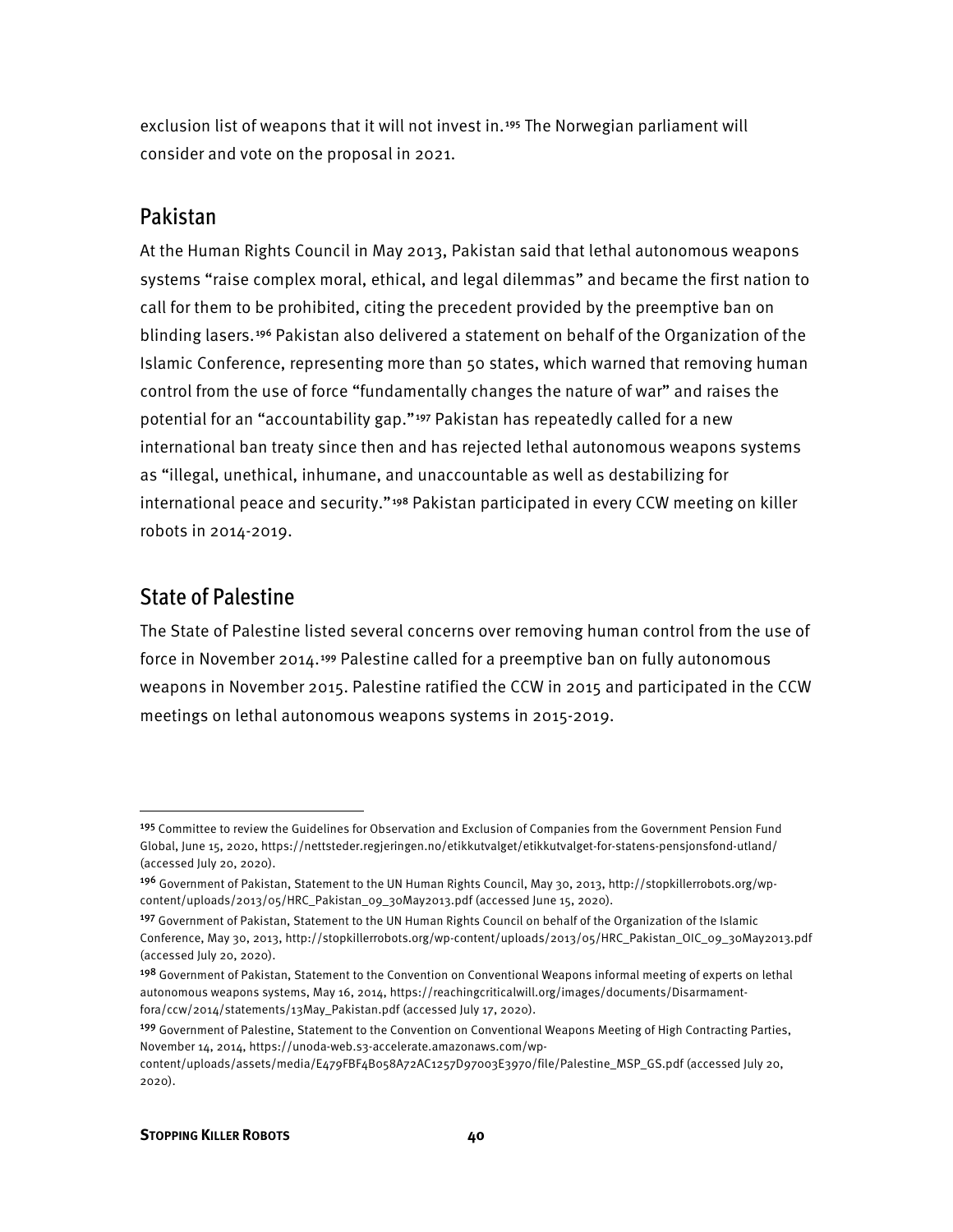exclusion list of weapons that it will not invest in.[195] The Norwegian parliament will consider and vote on the proposal in 2021.

## Pakistan

At the Human Rights Council in May 2013, Pakistan said that lethal autonomous weapons systems "raise complex moral, ethical, and legal dilemmas" and became the first nation to call for them to be prohibited, citing the precedent provided by the preemptive ban on blinding lasers.[196] Pakistan also delivered a statement on behalf of the Organization of the Islamic Conference, representing more than 50 states, which warned that removing human control from the use of force "fundamentally changes the nature of war" and raises the potential for an "accountability gap."[197] Pakistan has repeatedly called for a new international ban treaty since then and has rejected lethal autonomous weapons systems as "illegal, unethical, inhumane, and unaccountable as well as destabilizing for international peace and security."[198] Pakistan participated in every CCW meeting on killer robots in 2014-2019.

## State of Palestine

The State of Palestine listed several concerns over removing human control from the use of force in November 2014.[199] Palestine called for a preemptive ban on fully autonomous weapons in November 2015. Palestine ratified the CCW in 2015 and participated in the CCW meetings on lethal autonomous weapons systems in 2015-2019.

---

[195] Committee to review the Guidelines for Observation and Exclusion of Companies from the Government Pension Fund Global, June 15, 2020, https://nettsteder.regjeringen.no/etikkutvalget/etikkutvalget-for-statens-pensjonsfond-utland/ (accessed July 20, 2020).

[196] Government of Pakistan, Statement to the UN Human Rights Council, May 30, 2013, http://stopkillerrobots.org/wp-content/uploads/2013/05/HRC_Pakistan_09_30May2013.pdf (accessed June 15, 2020).

[197] Government of Pakistan, Statement to the UN Human Rights Council on behalf of the Organization of the Islamic Conference, May 30, 2013, http://stopkillerrobots.org/wp-content/uploads/2013/05/HRC_Pakistan_OIC_09_30May2013.pdf (accessed July 20, 2020).

[198] Government of Pakistan, Statement to the Convention on Conventional Weapons informal meeting of experts on lethal autonomous weapons systems, May 16, 2014, https://reachingcriticalwill.org/images/documents/Disarmament-fora/ccw/2014/statements/13May_Pakistan.pdf (accessed July 17, 2020).

[199] Government of Palestine, Statement to the Convention on Conventional Weapons Meeting of High Contracting Parties, November 14, 2014, https://unoda-web.s3-accelerate.amazonaws.com/wp-content/uploads/assets/media/E479FBF4B058A72AC1257D97003E3970/file/Palestine_MSP_GS.pdf (accessed July 20, 2020).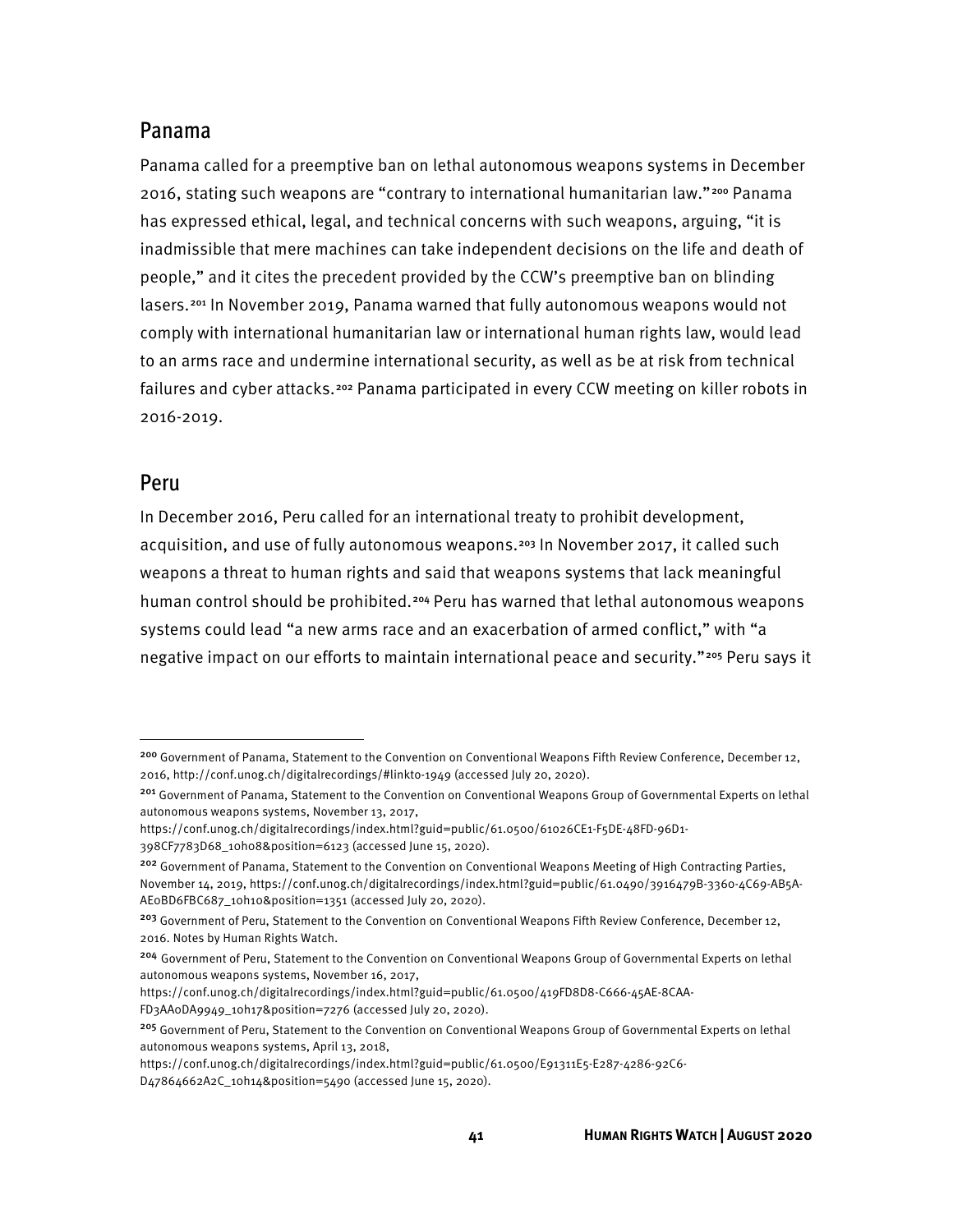## Panama

Panama called for a preemptive ban on lethal autonomous weapons systems in December 2016, stating such weapons are "contrary to international humanitarian law."[200] Panama has expressed ethical, legal, and technical concerns with such weapons, arguing, "it is inadmissible that mere machines can take independent decisions on the life and death of people," and it cites the precedent provided by the CCW's preemptive ban on blinding lasers.[201] In November 2019, Panama warned that fully autonomous weapons would not comply with international humanitarian law or international human rights law, would lead to an arms race and undermine international security, as well as be at risk from technical failures and cyber attacks.[202] Panama participated in every CCW meeting on killer robots in 2016-2019.

## Peru

In December 2016, Peru called for an international treaty to prohibit development, acquisition, and use of fully autonomous weapons.[203] In November 2017, it called such weapons a threat to human rights and said that weapons systems that lack meaningful human control should be prohibited.[204] Peru has warned that lethal autonomous weapons systems could lead "a new arms race and an exacerbation of armed conflict," with "a negative impact on our efforts to maintain international peace and security."[205] Peru says it

---

[200] Government of Panama, Statement to the Convention on Conventional Weapons Fifth Review Conference, December 12, 2016, http://conf.unog.ch/digitalrecordings/#linkto-1949 (accessed July 20, 2020).

[201] Government of Panama, Statement to the Convention on Conventional Weapons Group of Governmental Experts on lethal autonomous weapons systems, November 13, 2017, https://conf.unog.ch/digitalrecordings/index.html?guid=public/61.0500/61026CE1-F5DE-48FD-96D1-398CF7783D68_10h08&position=6123 (accessed June 15, 2020).

[202] Government of Panama, Statement to the Convention on Conventional Weapons Meeting of High Contracting Parties, November 14, 2019, https://conf.unog.ch/digitalrecordings/index.html?guid=public/61.0490/3916479B-3360-4C69-AB5A-AE0BD6FBC687_10h10&position=1351 (accessed July 20, 2020).

[203] Government of Peru, Statement to the Convention on Conventional Weapons Fifth Review Conference, December 12, 2016. Notes by Human Rights Watch.

[204] Government of Peru, Statement to the Convention on Conventional Weapons Group of Governmental Experts on lethal autonomous weapons systems, November 16, 2017, https://conf.unog.ch/digitalrecordings/index.html?guid=public/61.0500/419FD8D8-C666-45AE-8CAA-FD3AA0DA9949_10h17&position=7276 (accessed July 20, 2020).

[205] Government of Peru, Statement to the Convention on Conventional Weapons Group of Governmental Experts on lethal autonomous weapons systems, April 13, 2018, https://conf.unog.ch/digitalrecordings/index.html?guid=public/61.0500/E91311E5-E287-4286-92C6-D47864662A2C_10h14&position=5490 (accessed June 15, 2020).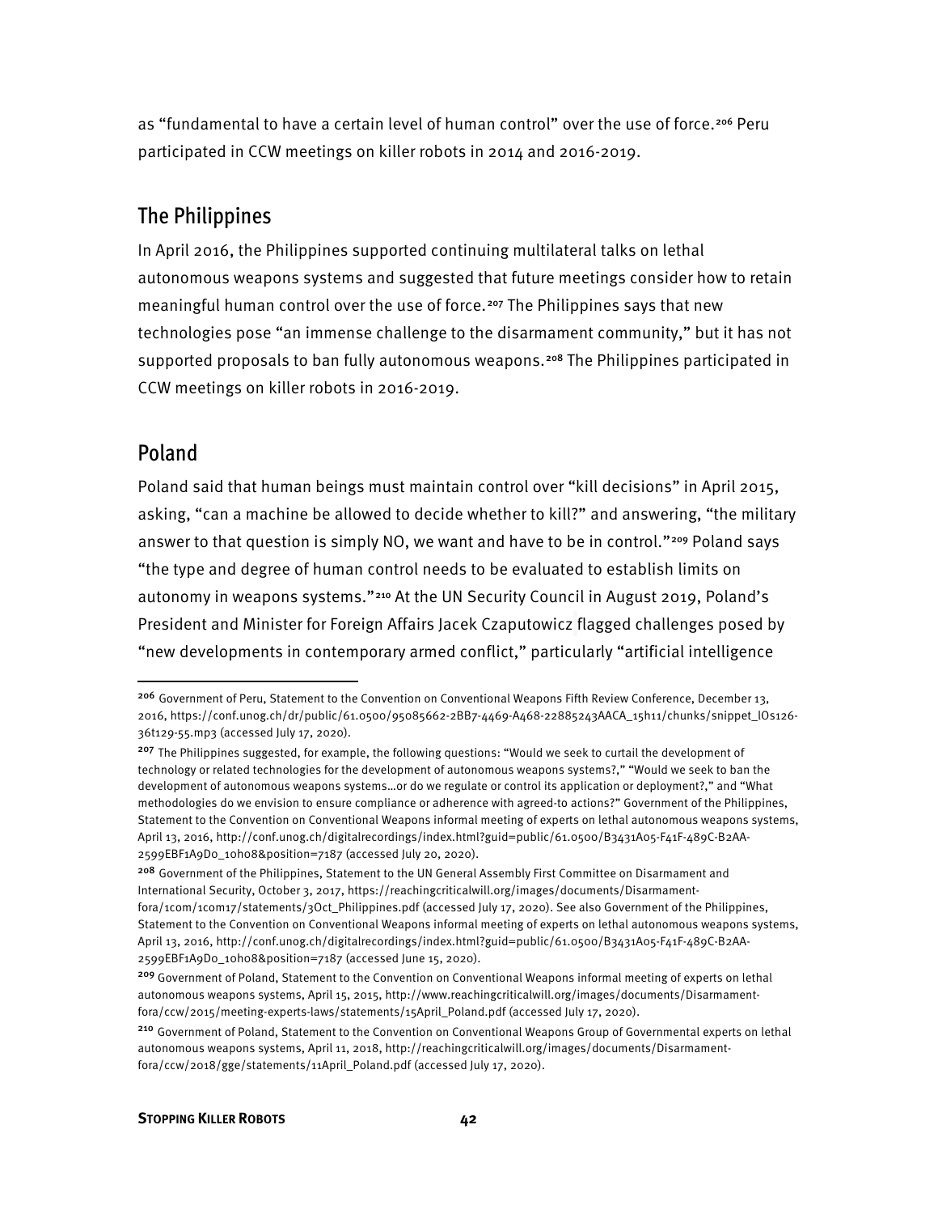as "fundamental to have a certain level of human control" over the use of force.[206] Peru participated in CCW meetings on killer robots in 2014 and 2016-2019.

## The Philippines

In April 2016, the Philippines supported continuing multilateral talks on lethal autonomous weapons systems and suggested that future meetings consider how to retain meaningful human control over the use of force.[207] The Philippines says that new technologies pose "an immense challenge to the disarmament community," but it has not supported proposals to ban fully autonomous weapons.[208] The Philippines participated in CCW meetings on killer robots in 2016-2019.

## Poland

Poland said that human beings must maintain control over "kill decisions" in April 2015, asking, "can a machine be allowed to decide whether to kill?" and answering, "the military answer to that question is simply NO, we want and have to be in control."[209] Poland says "the type and degree of human control needs to be evaluated to establish limits on autonomy in weapons systems."[210] At the UN Security Council in August 2019, Poland's President and Minister for Foreign Affairs Jacek Czaputowicz flagged challenges posed by "new developments in contemporary armed conflict," particularly "artificial intelligence

---

[206] Government of Peru, Statement to the Convention on Conventional Weapons Fifth Review Conference, December 13, 2016, https://conf.unog.ch/dr/public/61.0500/95085662-2BB7-4469-A468-22885243AACA_15h11/chunks/snippet_IOs126-36t129-55.mp3 (accessed July 17, 2020).

[207] The Philippines suggested, for example, the following questions: "Would we seek to curtail the development of technology or related technologies for the development of autonomous weapons systems?," "Would we seek to ban the development of autonomous weapons systems…or do we regulate or control its application or deployment?," and "What methodologies do we envision to ensure compliance or adherence with agreed-to actions?" Government of the Philippines, Statement to the Convention on Conventional Weapons informal meeting of experts on lethal autonomous weapons systems, April 13, 2016, http://conf.unog.ch/digitalrecordings/index.html?guid=public/61.0500/B3431A05-F41F-489C-B2AA-2599EBF1A9D0_10h08&position=7187 (accessed July 20, 2020).

[208] Government of the Philippines, Statement to the UN General Assembly First Committee on Disarmament and International Security, October 3, 2017, https://reachingcriticalwill.org/images/documents/Disarmament-fora/1com/1com17/statements/3Oct_Philippines.pdf (accessed July 17, 2020). See also Government of the Philippines, Statement to the Convention on Conventional Weapons informal meeting of experts on lethal autonomous weapons systems, April 13, 2016, http://conf.unog.ch/digitalrecordings/index.html?guid=public/61.0500/B3431A05-F41F-489C-B2AA-2599EBF1A9D0_10h08&position=7187 (accessed June 15, 2020).

[209] Government of Poland, Statement to the Convention on Conventional Weapons informal meeting of experts on lethal autonomous weapons systems, April 15, 2015, http://www.reachingcriticalwill.org/images/documents/Disarmament-fora/ccw/2015/meeting-experts-laws/statements/15April_Poland.pdf (accessed July 17, 2020).

[210] Government of Poland, Statement to the Convention on Conventional Weapons Group of Governmental experts on lethal autonomous weapons systems, April 11, 2018, http://reachingcriticalwill.org/images/documents/Disarmament-fora/ccw/2018/gge/statements/11April_Poland.pdf (accessed July 17, 2020).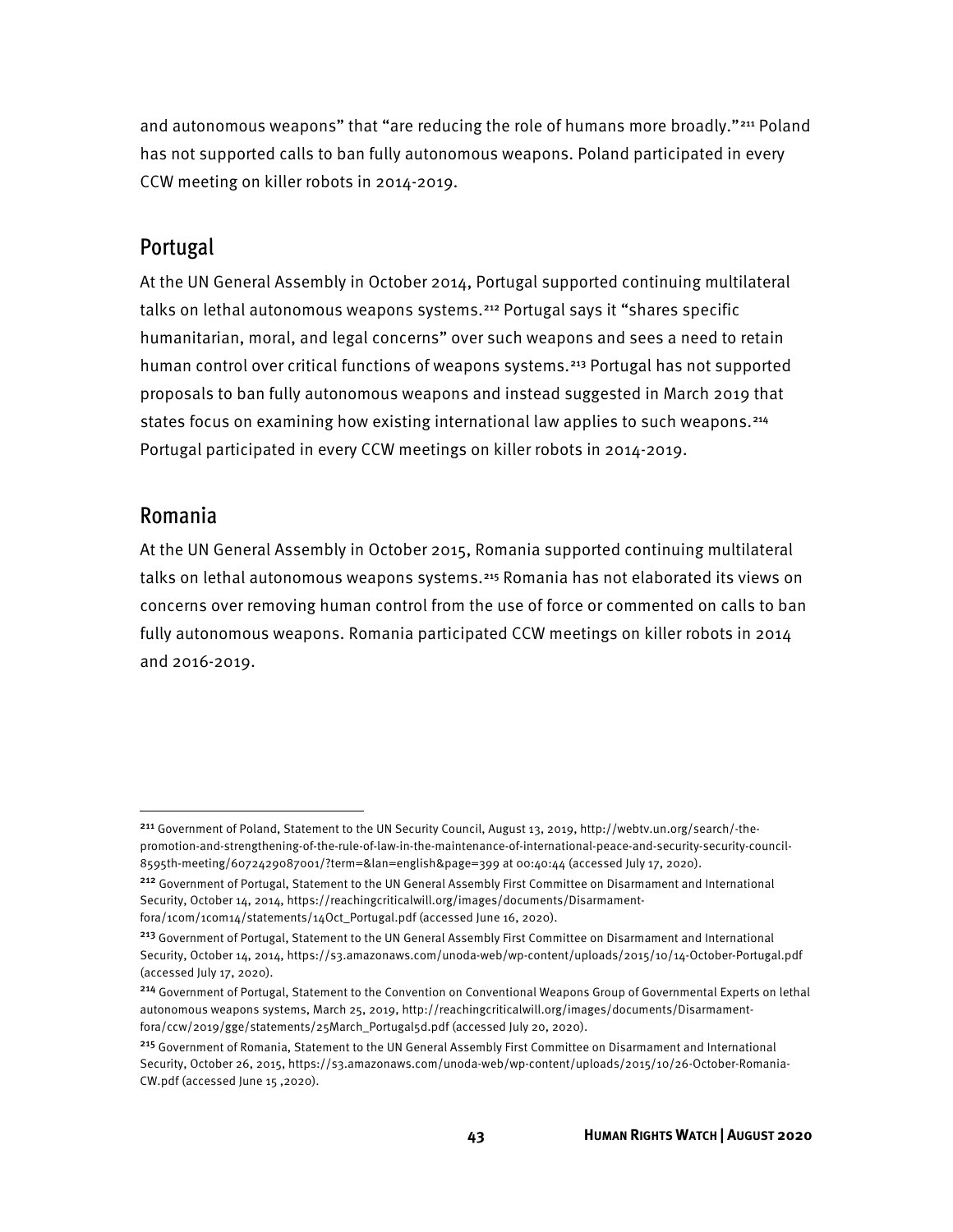and autonomous weapons" that "are reducing the role of humans more broadly."[211] Poland has not supported calls to ban fully autonomous weapons. Poland participated in every CCW meeting on killer robots in 2014-2019.

## Portugal

At the UN General Assembly in October 2014, Portugal supported continuing multilateral talks on lethal autonomous weapons systems.[212] Portugal says it "shares specific humanitarian, moral, and legal concerns" over such weapons and sees a need to retain human control over critical functions of weapons systems.[213] Portugal has not supported proposals to ban fully autonomous weapons and instead suggested in March 2019 that states focus on examining how existing international law applies to such weapons.[214] Portugal participated in every CCW meetings on killer robots in 2014-2019.

## Romania

At the UN General Assembly in October 2015, Romania supported continuing multilateral talks on lethal autonomous weapons systems.[215] Romania has not elaborated its views on concerns over removing human control from the use of force or commented on calls to ban fully autonomous weapons. Romania participated CCW meetings on killer robots in 2014 and 2016-2019.

---

[211] Government of Poland, Statement to the UN Security Council, August 13, 2019, http://webtv.un.org/search/-the-promotion-and-strengthening-of-the-rule-of-law-in-the-maintenance-of-international-peace-and-security-security-council-8595th-meeting/6072429087001/?term=&lan=english&page=399 at 00:40:44 (accessed July 17, 2020).

[212] Government of Portugal, Statement to the UN General Assembly First Committee on Disarmament and International Security, October 14, 2014, https://reachingcriticalwill.org/images/documents/Disarmament-fora/1com/1com14/statements/14Oct_Portugal.pdf (accessed June 16, 2020).

[213] Government of Portugal, Statement to the UN General Assembly First Committee on Disarmament and International Security, October 14, 2014, https://s3.amazonaws.com/unoda-web/wp-content/uploads/2015/10/14-October-Portugal.pdf (accessed July 17, 2020).

[214] Government of Portugal, Statement to the Convention on Conventional Weapons Group of Governmental Experts on lethal autonomous weapons systems, March 25, 2019, http://reachingcriticalwill.org/images/documents/Disarmament-fora/ccw/2019/gge/statements/25March_Portugal5d.pdf (accessed July 20, 2020).

[215] Government of Romania, Statement to the UN General Assembly First Committee on Disarmament and International Security, October 26, 2015, https://s3.amazonaws.com/unoda-web/wp-content/uploads/2015/10/26-October-Romania-CW.pdf (accessed June 15 ,2020).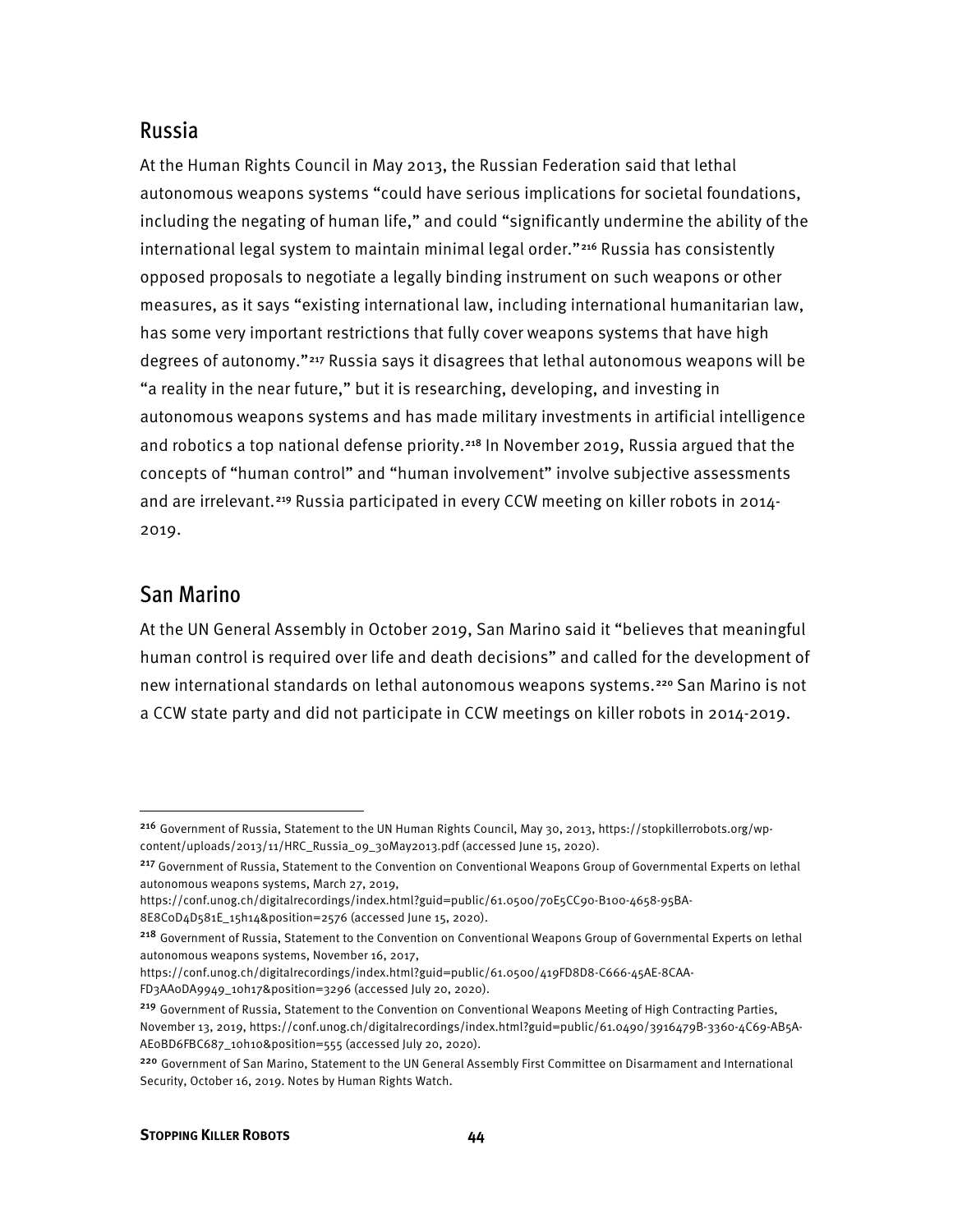## Russia

At the Human Rights Council in May 2013, the Russian Federation said that lethal autonomous weapons systems "could have serious implications for societal foundations, including the negating of human life," and could "significantly undermine the ability of the international legal system to maintain minimal legal order."[216] Russia has consistently opposed proposals to negotiate a legally binding instrument on such weapons or other measures, as it says "existing international law, including international humanitarian law, has some very important restrictions that fully cover weapons systems that have high degrees of autonomy."[217] Russia says it disagrees that lethal autonomous weapons will be "a reality in the near future," but it is researching, developing, and investing in autonomous weapons systems and has made military investments in artificial intelligence and robotics a top national defense priority.[218] In November 2019, Russia argued that the concepts of "human control" and "human involvement" involve subjective assessments and are irrelevant.[219] Russia participated in every CCW meeting on killer robots in 2014-2019.

## San Marino

At the UN General Assembly in October 2019, San Marino said it "believes that meaningful human control is required over life and death decisions" and called for the development of new international standards on lethal autonomous weapons systems.[220] San Marino is not a CCW state party and did not participate in CCW meetings on killer robots in 2014-2019.

---

[216] Government of Russia, Statement to the UN Human Rights Council, May 30, 2013, https://stopkillerrobots.org/wp-content/uploads/2013/11/HRC_Russia_09_30May2013.pdf (accessed June 15, 2020).

[217] Government of Russia, Statement to the Convention on Conventional Weapons Group of Governmental Experts on lethal autonomous weapons systems, March 27, 2019, https://conf.unog.ch/digitalrecordings/index.html?guid=public/61.0500/70E5CC90-B100-4658-95BA-8E8C0D4D581E_15h14&position=2576 (accessed June 15, 2020).

[218] Government of Russia, Statement to the Convention on Conventional Weapons Group of Governmental Experts on lethal autonomous weapons systems, November 16, 2017, https://conf.unog.ch/digitalrecordings/index.html?guid=public/61.0500/419FD8D8-C666-45AE-8CAA-FD3AA0DA9949_10h17&position=3296 (accessed July 20, 2020).

[219] Government of Russia, Statement to the Convention on Conventional Weapons Meeting of High Contracting Parties, November 13, 2019, https://conf.unog.ch/digitalrecordings/index.html?guid=public/61.0490/3916479B-3360-4C69-AB5A-AE0BD6FBC687_10h10&position=555 (accessed July 20, 2020).

[220] Government of San Marino, Statement to the UN General Assembly First Committee on Disarmament and International Security, October 16, 2019. Notes by Human Rights Watch.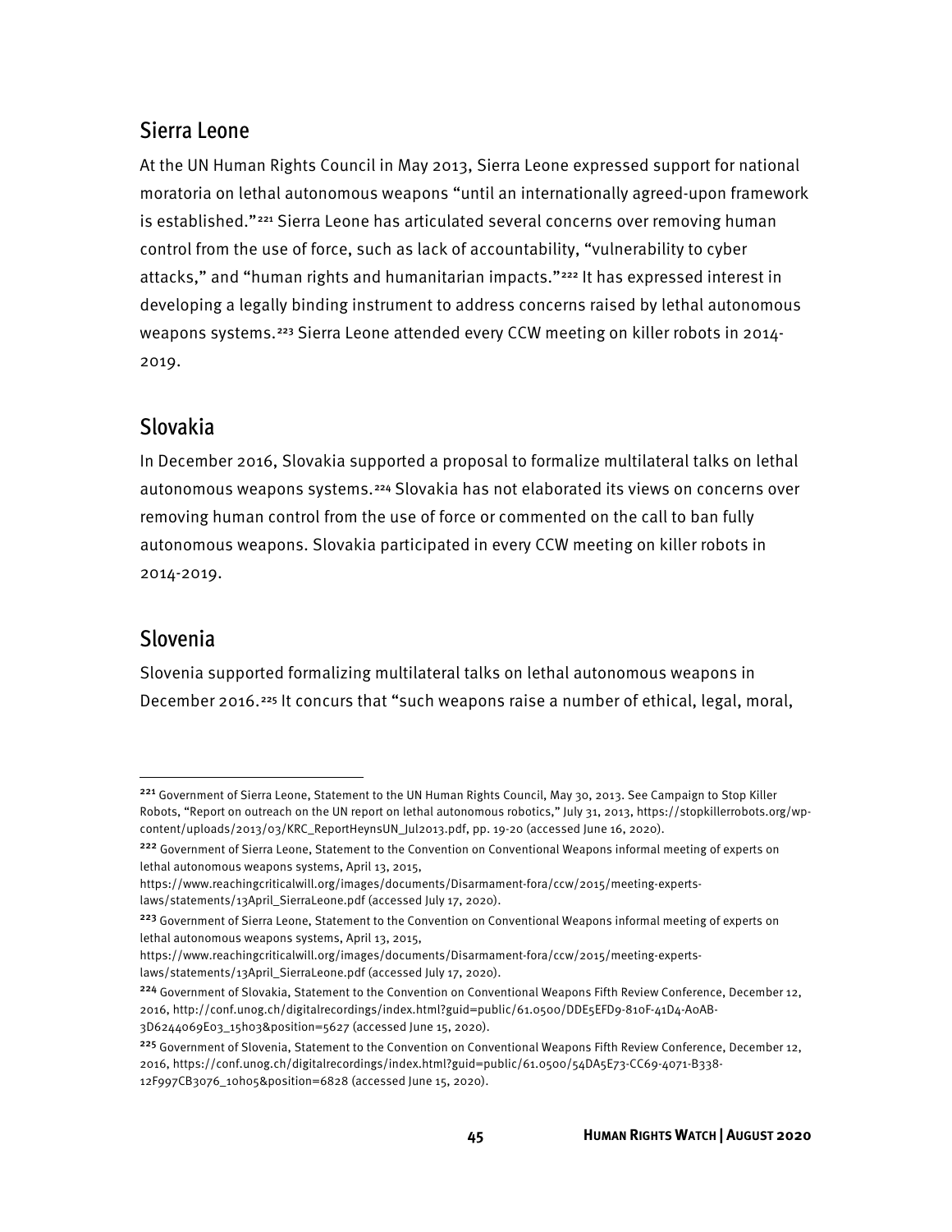## Sierra Leone

At the UN Human Rights Council in May 2013, Sierra Leone expressed support for national moratoria on lethal autonomous weapons "until an internationally agreed-upon framework is established."[221] Sierra Leone has articulated several concerns over removing human control from the use of force, such as lack of accountability, "vulnerability to cyber attacks," and "human rights and humanitarian impacts."[222] It has expressed interest in developing a legally binding instrument to address concerns raised by lethal autonomous weapons systems.[223] Sierra Leone attended every CCW meeting on killer robots in 2014-2019.

## Slovakia

In December 2016, Slovakia supported a proposal to formalize multilateral talks on lethal autonomous weapons systems.[224] Slovakia has not elaborated its views on concerns over removing human control from the use of force or commented on the call to ban fully autonomous weapons. Slovakia participated in every CCW meeting on killer robots in 2014-2019.

## Slovenia

Slovenia supported formalizing multilateral talks on lethal autonomous weapons in December 2016.[225] It concurs that "such weapons raise a number of ethical, legal, moral,

---

[221] Government of Sierra Leone, Statement to the UN Human Rights Council, May 30, 2013. See Campaign to Stop Killer Robots, "Report on outreach on the UN report on lethal autonomous robotics," July 31, 2013, https://stopkillerrobots.org/wp-content/uploads/2013/03/KRC_ReportHeynsUN_Jul2013.pdf, pp. 19-20 (accessed June 16, 2020).

[222] Government of Sierra Leone, Statement to the Convention on Conventional Weapons informal meeting of experts on lethal autonomous weapons systems, April 13, 2015, https://www.reachingcriticalwill.org/images/documents/Disarmament-fora/ccw/2015/meeting-experts-laws/statements/13April_SierraLeone.pdf (accessed July 17, 2020).

[223] Government of Sierra Leone, Statement to the Convention on Conventional Weapons informal meeting of experts on lethal autonomous weapons systems, April 13, 2015, https://www.reachingcriticalwill.org/images/documents/Disarmament-fora/ccw/2015/meeting-experts-laws/statements/13April_SierraLeone.pdf (accessed July 17, 2020).

[224] Government of Slovakia, Statement to the Convention on Conventional Weapons Fifth Review Conference, December 12, 2016, http://conf.unog.ch/digitalrecordings/index.html?guid=public/61.0500/DDE5EFD9-810F-41D4-A0AB-3D6244069E03_15h03&position=5627 (accessed June 15, 2020).

[225] Government of Slovenia, Statement to the Convention on Conventional Weapons Fifth Review Conference, December 12, 2016, https://conf.unog.ch/digitalrecordings/index.html?guid=public/61.0500/54DA5E73-CC69-4071-B338-12F997CB3076_10h05&position=6828 (accessed June 15, 2020).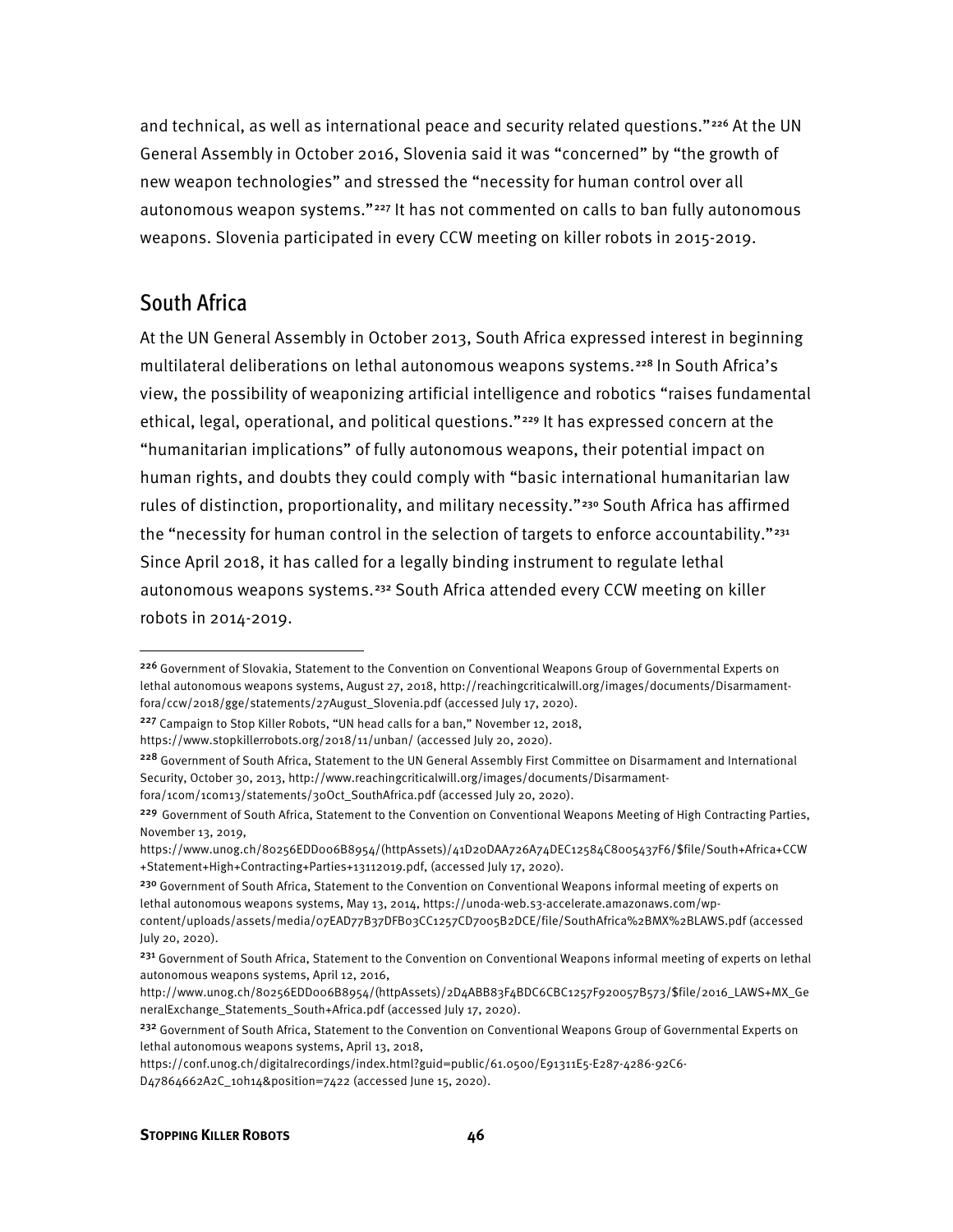and technical, as well as international peace and security related questions."[226] At the UN General Assembly in October 2016, Slovenia said it was "concerned" by "the growth of new weapon technologies" and stressed the "necessity for human control over all autonomous weapon systems."[227] It has not commented on calls to ban fully autonomous weapons. Slovenia participated in every CCW meeting on killer robots in 2015-2019.

## South Africa

At the UN General Assembly in October 2013, South Africa expressed interest in beginning multilateral deliberations on lethal autonomous weapons systems.[228] In South Africa's view, the possibility of weaponizing artificial intelligence and robotics "raises fundamental ethical, legal, operational, and political questions."[229] It has expressed concern at the "humanitarian implications" of fully autonomous weapons, their potential impact on human rights, and doubts they could comply with "basic international humanitarian law rules of distinction, proportionality, and military necessity."[230] South Africa has affirmed the "necessity for human control in the selection of targets to enforce accountability."[231] Since April 2018, it has called for a legally binding instrument to regulate lethal autonomous weapons systems.[232] South Africa attended every CCW meeting on killer robots in 2014-2019.

---

[226] Government of Slovakia, Statement to the Convention on Conventional Weapons Group of Governmental Experts on lethal autonomous weapons systems, August 27, 2018, http://reachingcriticalwill.org/images/documents/Disarmament-fora/ccw/2018/gge/statements/27August_Slovenia.pdf (accessed July 17, 2020).

[227] Campaign to Stop Killer Robots, "UN head calls for a ban," November 12, 2018, https://www.stopkillerrobots.org/2018/11/unban/ (accessed July 20, 2020).

[228] Government of South Africa, Statement to the UN General Assembly First Committee on Disarmament and International Security, October 30, 2013, http://www.reachingcriticalwill.org/images/documents/Disarmament-fora/1com/1com13/statements/30Oct_SouthAfrica.pdf (accessed July 20, 2020).

[229] Government of South Africa, Statement to the Convention on Conventional Weapons Meeting of High Contracting Parties, November 13, 2019, https://www.unog.ch/80256EDD006B8954/(httpAssets)/41D20DAA726A74DEC12584C8005437F6/$file/South+Africa+CCW+Statement+High+Contracting+Parties+13112019.pdf, (accessed July 17, 2020).

[230] Government of South Africa, Statement to the Convention on Conventional Weapons informal meeting of experts on lethal autonomous weapons systems, May 13, 2014, https://unoda-web.s3-accelerate.amazonaws.com/wp-content/uploads/assets/media/07EAD77B37DFB03CC1257CD7005B2DCE/file/SouthAfrica%2BMX%2BLAWS.pdf (accessed July 20, 2020).

[231] Government of South Africa, Statement to the Convention on Conventional Weapons informal meeting of experts on lethal autonomous weapons systems, April 12, 2016, http://www.unog.ch/80256EDD006B8954/(httpAssets)/2D4ABB83F4BDC6CBC1257F920057B573/$file/2016_LAWS+MX_GeneralExchange_Statements_South+Africa.pdf (accessed July 17, 2020).

[232] Government of South Africa, Statement to the Convention on Conventional Weapons Group of Governmental Experts on lethal autonomous weapons systems, April 13, 2018, https://conf.unog.ch/digitalrecordings/index.html?guid=public/61.0500/E91311E5-E287-4286-92C6-D47864662A2C_10h14&position=7422 (accessed June 15, 2020).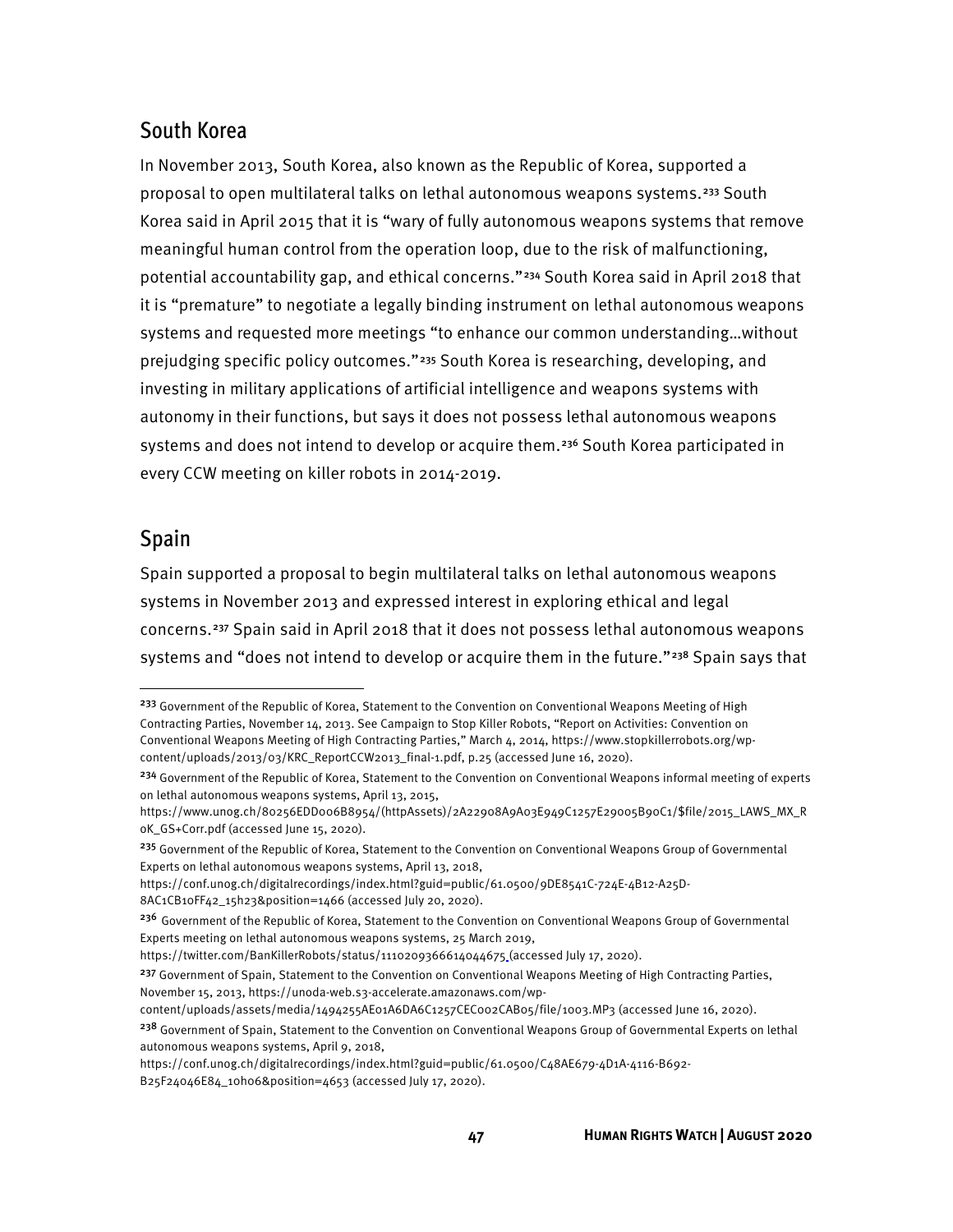## South Korea

In November 2013, South Korea, also known as the Republic of Korea, supported a proposal to open multilateral talks on lethal autonomous weapons systems.[233] South Korea said in April 2015 that it is "wary of fully autonomous weapons systems that remove meaningful human control from the operation loop, due to the risk of malfunctioning, potential accountability gap, and ethical concerns."[234] South Korea said in April 2018 that it is "premature" to negotiate a legally binding instrument on lethal autonomous weapons systems and requested more meetings "to enhance our common understanding…without prejudging specific policy outcomes."[235] South Korea is researching, developing, and investing in military applications of artificial intelligence and weapons systems with autonomy in their functions, but says it does not possess lethal autonomous weapons systems and does not intend to develop or acquire them.[236] South Korea participated in every CCW meeting on killer robots in 2014-2019.

## Spain

Spain supported a proposal to begin multilateral talks on lethal autonomous weapons systems in November 2013 and expressed interest in exploring ethical and legal concerns.[237] Spain said in April 2018 that it does not possess lethal autonomous weapons systems and "does not intend to develop or acquire them in the future."[238] Spain says that

---

[233] Government of the Republic of Korea, Statement to the Convention on Conventional Weapons Meeting of High Contracting Parties, November 14, 2013. See Campaign to Stop Killer Robots, "Report on Activities: Convention on Conventional Weapons Meeting of High Contracting Parties," March 4, 2014, https://www.stopkillerrobots.org/wp-content/uploads/2013/03/KRC_ReportCCW2013_final-1.pdf, p.25 (accessed June 16, 2020).

[234] Government of the Republic of Korea, Statement to the Convention on Conventional Weapons informal meeting of experts on lethal autonomous weapons systems, April 13, 2015, https://www.unog.ch/80256EDD006B8954/(httpAssets)/2A22908A9A03E949C1257E29005B90C1/$file/2015_LAWS_MX_RoK_GS+Corr.pdf (accessed June 15, 2020).

[235] Government of the Republic of Korea, Statement to the Convention on Conventional Weapons Group of Governmental Experts on lethal autonomous weapons systems, April 13, 2018, https://conf.unog.ch/digitalrecordings/index.html?guid=public/61.0500/9DE8541C-724E-4B12-A25D-8AC1CB10FF42_15h23&position=1466 (accessed July 20, 2020).

[236] Government of the Republic of Korea, Statement to the Convention on Conventional Weapons Group of Governmental Experts meeting on lethal autonomous weapons systems, 25 March 2019, https://twitter.com/BanKillerRobots/status/1110209366614044675 (accessed July 17, 2020).

[237] Government of Spain, Statement to the Convention on Conventional Weapons Meeting of High Contracting Parties, November 15, 2013, https://unoda-web.s3-accelerate.amazonaws.com/wp-content/uploads/assets/media/1494255AE01A6DA6C1257CEC002CAB05/file/1003.MP3 (accessed June 16, 2020).

[238] Government of Spain, Statement to the Convention on Conventional Weapons Group of Governmental Experts on lethal autonomous weapons systems, April 9, 2018, https://conf.unog.ch/digitalrecordings/index.html?guid=public/61.0500/C48AE679-4D1A-4116-B692-B25F24046E84_10h06&position=4653 (accessed July 17, 2020).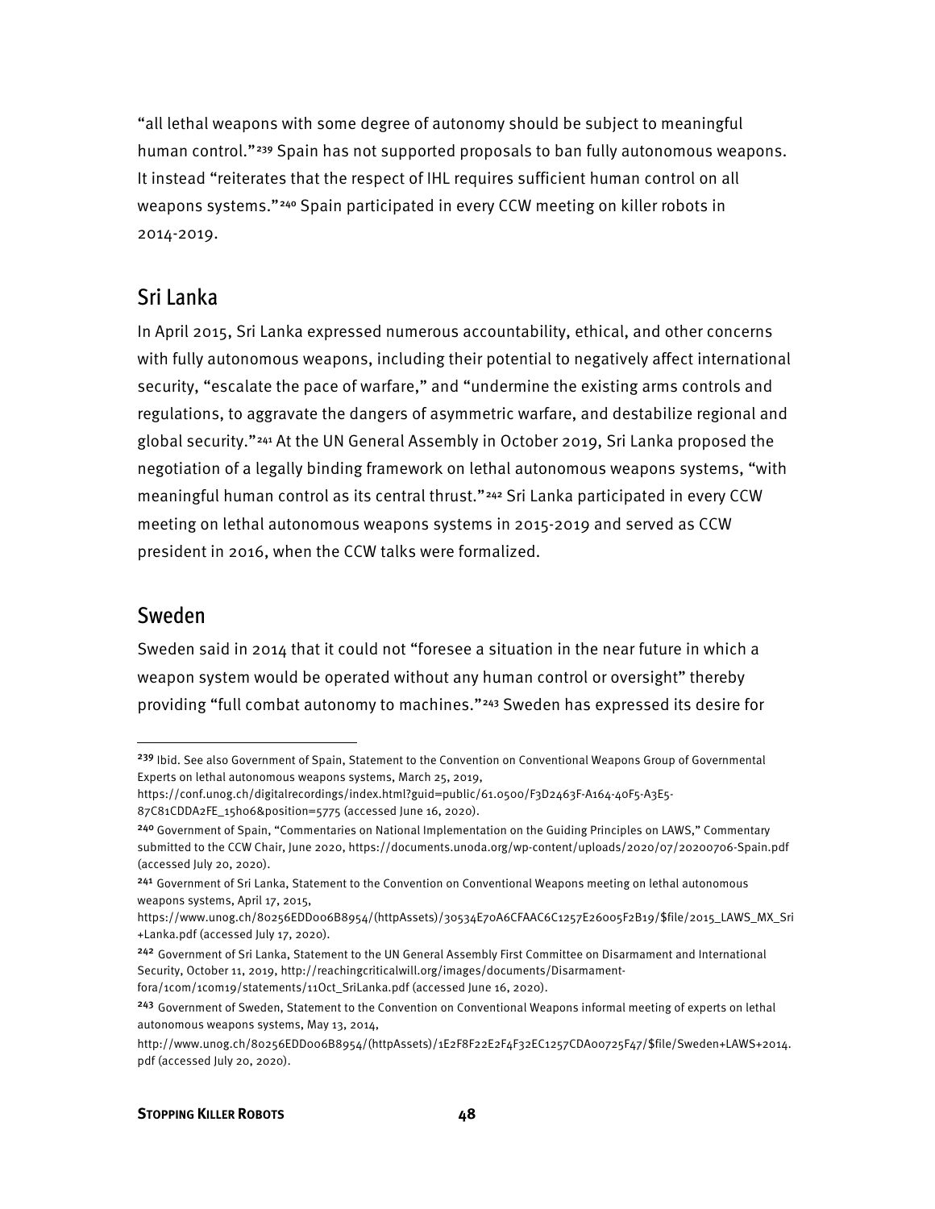"all lethal weapons with some degree of autonomy should be subject to meaningful human control."[239] Spain has not supported proposals to ban fully autonomous weapons. It instead "reiterates that the respect of IHL requires sufficient human control on all weapons systems."[240] Spain participated in every CCW meeting on killer robots in 2014-2019.

## Sri Lanka

In April 2015, Sri Lanka expressed numerous accountability, ethical, and other concerns with fully autonomous weapons, including their potential to negatively affect international security, "escalate the pace of warfare," and "undermine the existing arms controls and regulations, to aggravate the dangers of asymmetric warfare, and destabilize regional and global security."[241] At the UN General Assembly in October 2019, Sri Lanka proposed the negotiation of a legally binding framework on lethal autonomous weapons systems, "with meaningful human control as its central thrust."[242] Sri Lanka participated in every CCW meeting on lethal autonomous weapons systems in 2015-2019 and served as CCW president in 2016, when the CCW talks were formalized.

## Sweden

Sweden said in 2014 that it could not "foresee a situation in the near future in which a weapon system would be operated without any human control or oversight" thereby providing "full combat autonomy to machines."[243] Sweden has expressed its desire for

---

[239] Ibid. See also Government of Spain, Statement to the Convention on Conventional Weapons Group of Governmental Experts on lethal autonomous weapons systems, March 25, 2019, https://conf.unog.ch/digitalrecordings/index.html?guid=public/61.0500/F3D2463F-A164-40F5-A3E5-87C81CDDA2FE_15h06&position=5775 (accessed June 16, 2020).

[240] Government of Spain, "Commentaries on National Implementation on the Guiding Principles on LAWS," Commentary submitted to the CCW Chair, June 2020, https://documents.unoda.org/wp-content/uploads/2020/07/20200706-Spain.pdf (accessed July 20, 2020).

[241] Government of Sri Lanka, Statement to the Convention on Conventional Weapons meeting on lethal autonomous weapons systems, April 17, 2015, https://www.unog.ch/80256EDD006B8954/(httpAssets)/30534E70A6CFAAC6C1257E26005F2B19/$file/2015_LAWS_MX_Sri+Lanka.pdf (accessed July 17, 2020).

[242] Government of Sri Lanka, Statement to the UN General Assembly First Committee on Disarmament and International Security, October 11, 2019, http://reachingcriticalwill.org/images/documents/Disarmament-fora/1com/1com19/statements/11Oct_SriLanka.pdf (accessed June 16, 2020).

[243] Government of Sweden, Statement to the Convention on Conventional Weapons informal meeting of experts on lethal autonomous weapons systems, May 13, 2014, http://www.unog.ch/80256EDD006B8954/(httpAssets)/1E2F8F22E2F4F32EC1257CDA00725F47/$file/Sweden+LAWS+2014.pdf (accessed July 20, 2020).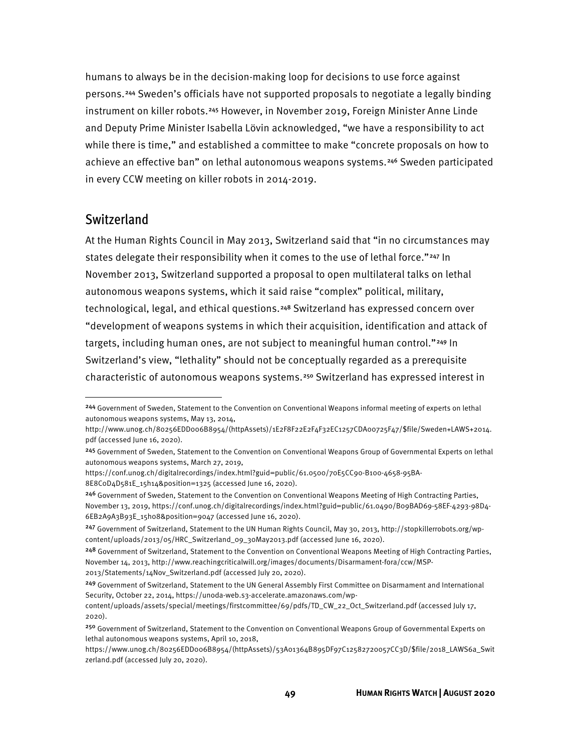humans to always be in the decision-making loop for decisions to use force against persons.[244] Sweden's officials have not supported proposals to negotiate a legally binding instrument on killer robots.[245] However, in November 2019, Foreign Minister Anne Linde and Deputy Prime Minister Isabella Lövin acknowledged, "we have a responsibility to act while there is time," and established a committee to make "concrete proposals on how to achieve an effective ban" on lethal autonomous weapons systems.[246] Sweden participated in every CCW meeting on killer robots in 2014-2019.

## Switzerland

At the Human Rights Council in May 2013, Switzerland said that "in no circumstances may states delegate their responsibility when it comes to the use of lethal force."[247] In November 2013, Switzerland supported a proposal to open multilateral talks on lethal autonomous weapons systems, which it said raise "complex" political, military, technological, legal, and ethical questions.[248] Switzerland has expressed concern over "development of weapons systems in which their acquisition, identification and attack of targets, including human ones, are not subject to meaningful human control."[249] In Switzerland's view, "lethality" should not be conceptually regarded as a prerequisite characteristic of autonomous weapons systems.[250] Switzerland has expressed interest in

---

[244] Government of Sweden, Statement to the Convention on Conventional Weapons informal meeting of experts on lethal autonomous weapons systems, May 13, 2014, http://www.unog.ch/80256EDD006B8954/(httpAssets)/1E2F8F22E2F4F32EC1257CDA00725F47/$file/Sweden+LAWS+2014.pdf (accessed June 16, 2020).

[245] Government of Sweden, Statement to the Convention on Conventional Weapons Group of Governmental Experts on lethal autonomous weapons systems, March 27, 2019, https://conf.unog.ch/digitalrecordings/index.html?guid=public/61.0500/70E5CC90-B100-4658-95BA-8E8C0D4D581E_15h14&position=1325 (accessed June 16, 2020).

[246] Government of Sweden, Statement to the Convention on Conventional Weapons Meeting of High Contracting Parties, November 13, 2019, https://conf.unog.ch/digitalrecordings/index.html?guid=public/61.0490/B09BAD69-58EF-4293-98D4-6EB2A9A3B93E_15h08&position=9047 (accessed June 16, 2020).

[247] Government of Switzerland, Statement to the UN Human Rights Council, May 30, 2013, http://stopkillerrobots.org/wp-content/uploads/2013/05/HRC_Switzerland_09_30May2013.pdf (accessed June 16, 2020).

[248] Government of Switzerland, Statement to the Convention on Conventional Weapons Meeting of High Contracting Parties, November 14, 2013, http://www.reachingcriticalwill.org/images/documents/Disarmament-fora/ccw/MSP-2013/Statements/14Nov_Switzerland.pdf (accessed July 20, 2020).

[249] Government of Switzerland, Statement to the UN General Assembly First Committee on Disarmament and International Security, October 22, 2014, https://unoda-web.s3-accelerate.amazonaws.com/wp-content/uploads/assets/special/meetings/firstcommittee/69/pdfs/TD_CW_22_Oct_Switzerland.pdf (accessed July 17, 2020).

[250] Government of Switzerland, Statement to the Convention on Conventional Weapons Group of Governmental Experts on lethal autonomous weapons systems, April 10, 2018, https://www.unog.ch/80256EDD006B8954/(httpAssets)/53A01364B895DF97C12582720057CC3D/$file/2018_LAWS6a_Switzerland.pdf (accessed July 20, 2020).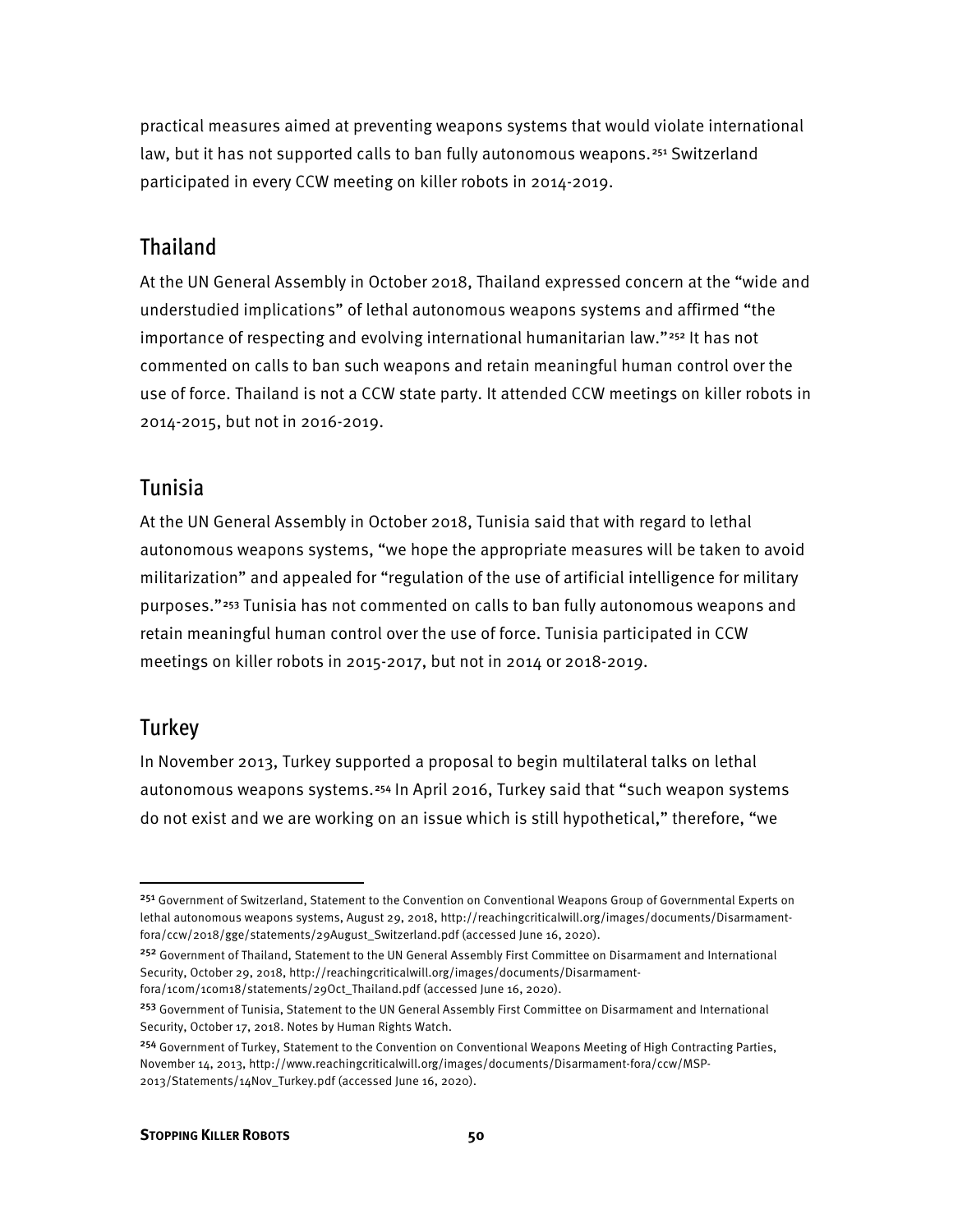practical measures aimed at preventing weapons systems that would violate international law, but it has not supported calls to ban fully autonomous weapons.[251] Switzerland participated in every CCW meeting on killer robots in 2014-2019.

## Thailand

At the UN General Assembly in October 2018, Thailand expressed concern at the "wide and understudied implications" of lethal autonomous weapons systems and affirmed "the importance of respecting and evolving international humanitarian law."[252] It has not commented on calls to ban such weapons and retain meaningful human control over the use of force. Thailand is not a CCW state party. It attended CCW meetings on killer robots in 2014-2015, but not in 2016-2019.

## Tunisia

At the UN General Assembly in October 2018, Tunisia said that with regard to lethal autonomous weapons systems, "we hope the appropriate measures will be taken to avoid militarization" and appealed for "regulation of the use of artificial intelligence for military purposes."[253] Tunisia has not commented on calls to ban fully autonomous weapons and retain meaningful human control over the use of force. Tunisia participated in CCW meetings on killer robots in 2015-2017, but not in 2014 or 2018-2019.

## Turkey

In November 2013, Turkey supported a proposal to begin multilateral talks on lethal autonomous weapons systems.[254] In April 2016, Turkey said that "such weapon systems do not exist and we are working on an issue which is still hypothetical," therefore, "we

---

[251] Government of Switzerland, Statement to the Convention on Conventional Weapons Group of Governmental Experts on lethal autonomous weapons systems, August 29, 2018, http://reachingcriticalwill.org/images/documents/Disarmament-fora/ccw/2018/gge/statements/29August_Switzerland.pdf (accessed June 16, 2020).

[252] Government of Thailand, Statement to the UN General Assembly First Committee on Disarmament and International Security, October 29, 2018, http://reachingcriticalwill.org/images/documents/Disarmament-fora/1com/1com18/statements/29Oct_Thailand.pdf (accessed June 16, 2020).

[253] Government of Tunisia, Statement to the UN General Assembly First Committee on Disarmament and International Security, October 17, 2018. Notes by Human Rights Watch.

[254] Government of Turkey, Statement to the Convention on Conventional Weapons Meeting of High Contracting Parties, November 14, 2013, http://www.reachingcriticalwill.org/images/documents/Disarmament-fora/ccw/MSP-2013/Statements/14Nov_Turkey.pdf (accessed June 16, 2020).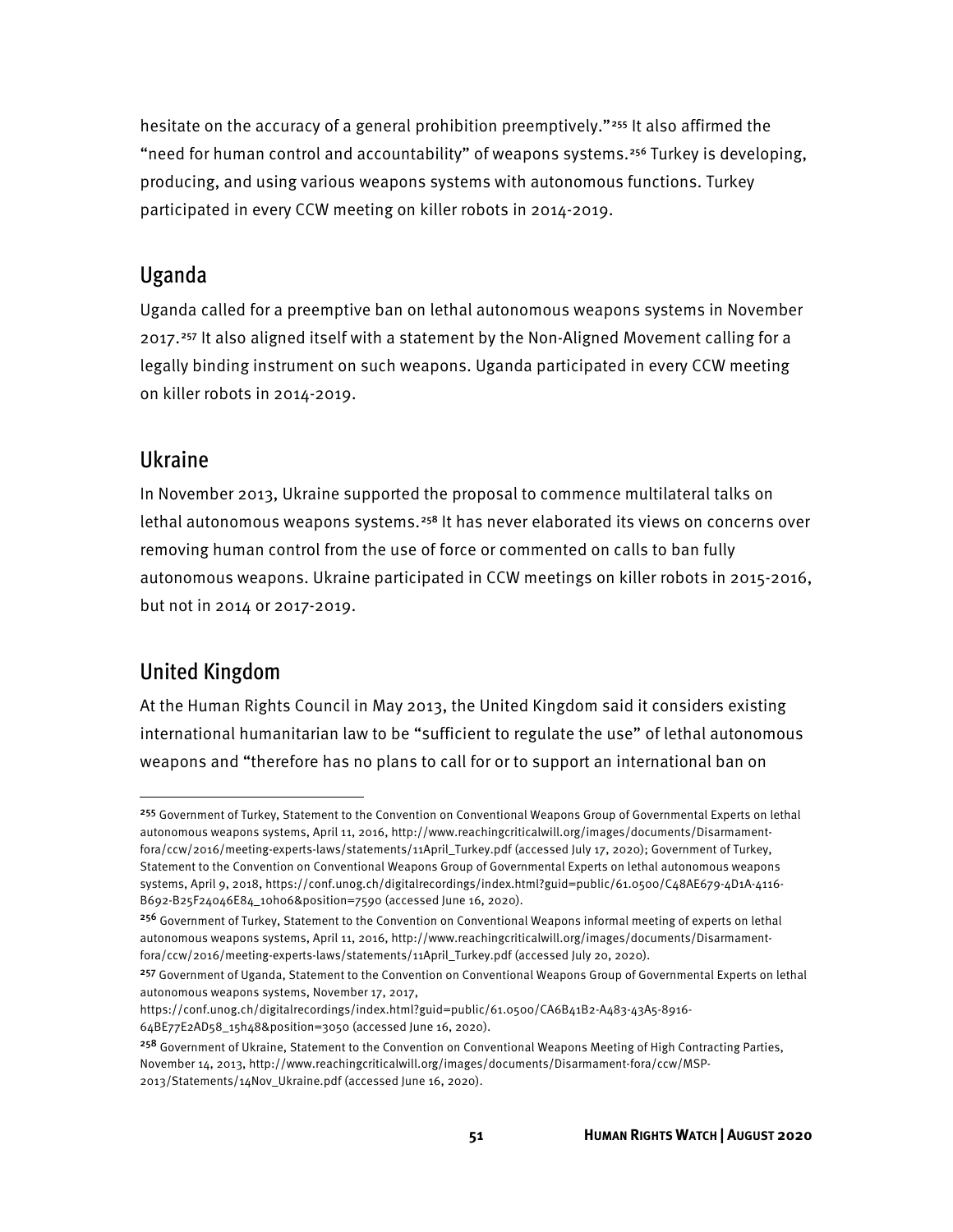hesitate on the accuracy of a general prohibition preemptively."[255] It also affirmed the "need for human control and accountability" of weapons systems.[256] Turkey is developing, producing, and using various weapons systems with autonomous functions. Turkey participated in every CCW meeting on killer robots in 2014-2019.

## Uganda

Uganda called for a preemptive ban on lethal autonomous weapons systems in November 2017.[257] It also aligned itself with a statement by the Non-Aligned Movement calling for a legally binding instrument on such weapons. Uganda participated in every CCW meeting on killer robots in 2014-2019.

## Ukraine

In November 2013, Ukraine supported the proposal to commence multilateral talks on lethal autonomous weapons systems.[258] It has never elaborated its views on concerns over removing human control from the use of force or commented on calls to ban fully autonomous weapons. Ukraine participated in CCW meetings on killer robots in 2015-2016, but not in 2014 or 2017-2019.

## United Kingdom

At the Human Rights Council in May 2013, the United Kingdom said it considers existing international humanitarian law to be "sufficient to regulate the use" of lethal autonomous weapons and "therefore has no plans to call for or to support an international ban on

---

[255] Government of Turkey, Statement to the Convention on Conventional Weapons Group of Governmental Experts on lethal autonomous weapons systems, April 11, 2016, http://www.reachingcriticalwill.org/images/documents/Disarmament-fora/ccw/2016/meeting-experts-laws/statements/11April_Turkey.pdf (accessed July 17, 2020); Government of Turkey, Statement to the Convention on Conventional Weapons Group of Governmental Experts on lethal autonomous weapons systems, April 9, 2018, https://conf.unog.ch/digitalrecordings/index.html?guid=public/61.0500/C48AE679-4D1A-4116-B692-B25F24046E84_10h06&position=7590 (accessed June 16, 2020).

[256] Government of Turkey, Statement to the Convention on Conventional Weapons informal meeting of experts on lethal autonomous weapons systems, April 11, 2016, http://www.reachingcriticalwill.org/images/documents/Disarmament-fora/ccw/2016/meeting-experts-laws/statements/11April_Turkey.pdf (accessed July 20, 2020).

[257] Government of Uganda, Statement to the Convention on Conventional Weapons Group of Governmental Experts on lethal autonomous weapons systems, November 17, 2017, https://conf.unog.ch/digitalrecordings/index.html?guid=public/61.0500/CA6B41B2-A483-43A5-8916-64BE77E2AD58_15h48&position=3050 (accessed June 16, 2020).

[258] Government of Ukraine, Statement to the Convention on Conventional Weapons Meeting of High Contracting Parties, November 14, 2013, http://www.reachingcriticalwill.org/images/documents/Disarmament-fora/ccw/MSP-2013/Statements/14Nov_Ukraine.pdf (accessed June 16, 2020).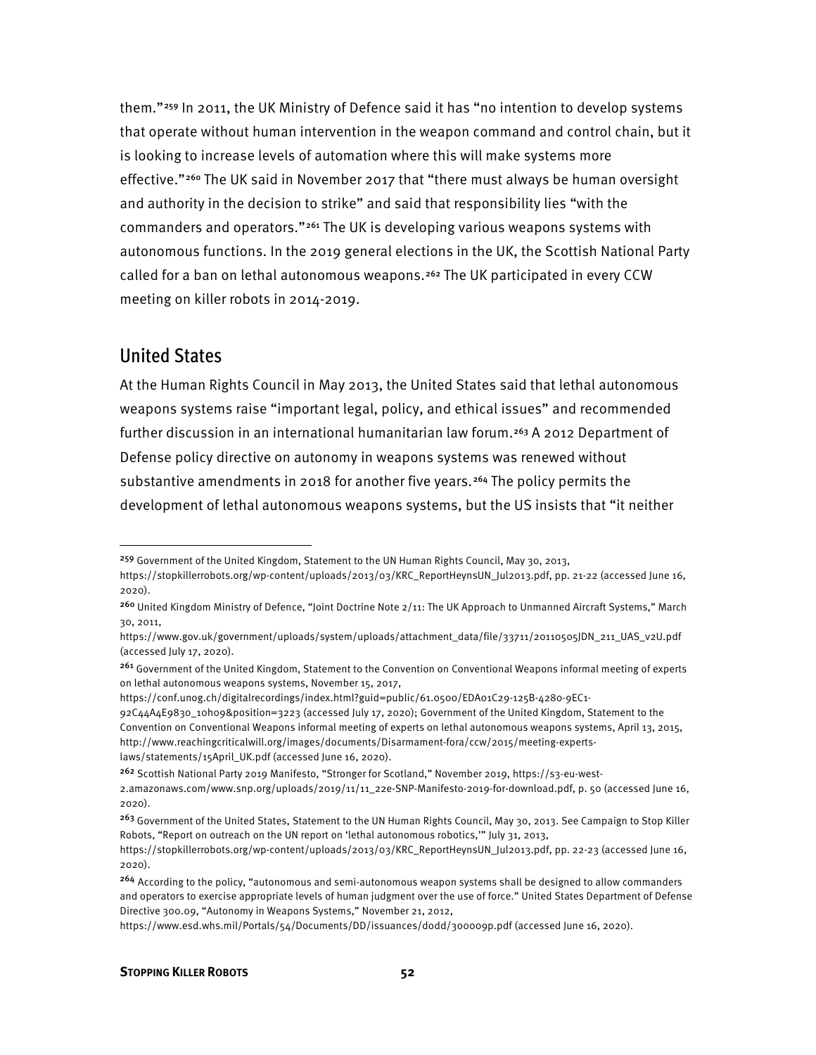them."[259] In 2011, the UK Ministry of Defence said it has "no intention to develop systems that operate without human intervention in the weapon command and control chain, but it is looking to increase levels of automation where this will make systems more effective."[260] The UK said in November 2017 that "there must always be human oversight and authority in the decision to strike" and said that responsibility lies "with the commanders and operators."[261] The UK is developing various weapons systems with autonomous functions. In the 2019 general elections in the UK, the Scottish National Party called for a ban on lethal autonomous weapons.[262] The UK participated in every CCW meeting on killer robots in 2014-2019.

## United States

At the Human Rights Council in May 2013, the United States said that lethal autonomous weapons systems raise "important legal, policy, and ethical issues" and recommended further discussion in an international humanitarian law forum.[263] A 2012 Department of Defense policy directive on autonomy in weapons systems was renewed without substantive amendments in 2018 for another five years.[264] The policy permits the development of lethal autonomous weapons systems, but the US insists that "it neither

---

[259] Government of the United Kingdom, Statement to the UN Human Rights Council, May 30, 2013, https://stopkillerrobots.org/wp-content/uploads/2013/03/KRC_ReportHeynsUN_Jul2013.pdf, pp. 21-22 (accessed June 16, 2020).

[260] United Kingdom Ministry of Defence, "Joint Doctrine Note 2/11: The UK Approach to Unmanned Aircraft Systems," March 30, 2011, https://www.gov.uk/government/uploads/system/uploads/attachment_data/file/33711/20110505JDN_211_UAS_v2U.pdf (accessed July 17, 2020).

[261] Government of the United Kingdom, Statement to the Convention on Conventional Weapons informal meeting of experts on lethal autonomous weapons systems, November 15, 2017, https://conf.unog.ch/digitalrecordings/index.html?guid=public/61.0500/EDA01C29-125B-4280-9EC1-92C44A4E9830_10h09&position=3223 (accessed July 17, 2020); Government of the United Kingdom, Statement to the Convention on Conventional Weapons informal meeting of experts on lethal autonomous weapons systems, April 13, 2015, http://www.reachingcriticalwill.org/images/documents/Disarmament-fora/ccw/2015/meeting-experts-laws/statements/15April_UK.pdf (accessed June 16, 2020).

[262] Scottish National Party 2019 Manifesto, "Stronger for Scotland," November 2019, https://s3-eu-west-2.amazonaws.com/www.snp.org/uploads/2019/11/11_22e-SNP-Manifesto-2019-for-download.pdf, p. 50 (accessed June 16, 2020).

[263] Government of the United States, Statement to the UN Human Rights Council, May 30, 2013. See Campaign to Stop Killer Robots, "Report on outreach on the UN report on 'lethal autonomous robotics,'" July 31, 2013, https://stopkillerrobots.org/wp-content/uploads/2013/03/KRC_ReportHeynsUN_Jul2013.pdf, pp. 22-23 (accessed June 16, 2020).

[264] According to the policy, "autonomous and semi-autonomous weapon systems shall be designed to allow commanders and operators to exercise appropriate levels of human judgment over the use of force." United States Department of Defense Directive 300.09, "Autonomy in Weapons Systems," November 21, 2012, https://www.esd.whs.mil/Portals/54/Documents/DD/issuances/dodd/300009p.pdf (accessed June 16, 2020).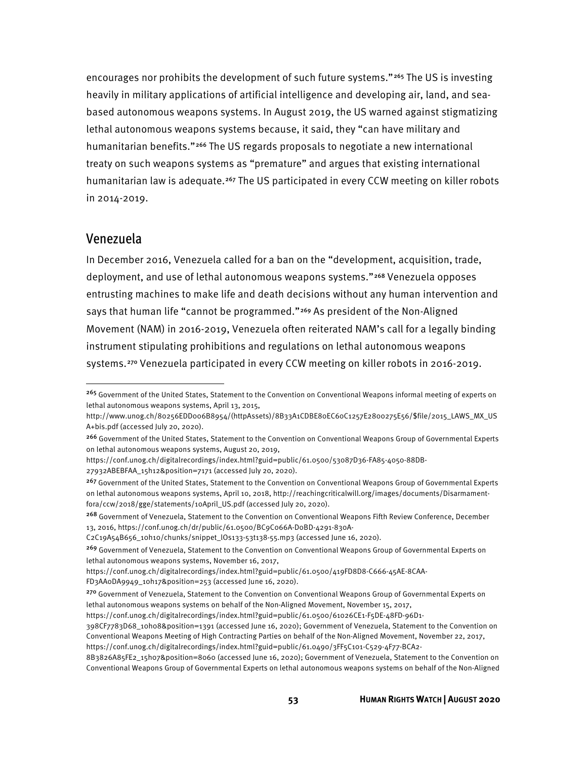encourages nor prohibits the development of such future systems."[265] The US is investing heavily in military applications of artificial intelligence and developing air, land, and sea-based autonomous weapons systems. In August 2019, the US warned against stigmatizing lethal autonomous weapons systems because, it said, they "can have military and humanitarian benefits."[266] The US regards proposals to negotiate a new international treaty on such weapons systems as "premature" and argues that existing international humanitarian law is adequate.[267] The US participated in every CCW meeting on killer robots in 2014-2019.

## Venezuela

In December 2016, Venezuela called for a ban on the "development, acquisition, trade, deployment, and use of lethal autonomous weapons systems."[268] Venezuela opposes entrusting machines to make life and death decisions without any human intervention and says that human life "cannot be programmed."[269] As president of the Non-Aligned Movement (NAM) in 2016-2019, Venezuela often reiterated NAM's call for a legally binding instrument stipulating prohibitions and regulations on lethal autonomous weapons systems.[270] Venezuela participated in every CCW meeting on killer robots in 2016-2019.

---

[265] Government of the United States, Statement to the Convention on Conventional Weapons informal meeting of experts on lethal autonomous weapons systems, April 13, 2015, http://www.unog.ch/80256EDD006B8954/(httpAssets)/8B33A1CDBE80EC60C1257E2800275E56/$file/2015_LAWS_MX_USA+bis.pdf (accessed July 20, 2020).

[266] Government of the United States, Statement to the Convention on Conventional Weapons Group of Governmental Experts on lethal autonomous weapons systems, August 20, 2019, https://conf.unog.ch/digitalrecordings/index.html?guid=public/61.0500/53087D36-FA85-4050-88DB-27932ABEBFAA_15h12&position=7171 (accessed July 20, 2020).

[267] Government of the United States, Statement to the Convention on Conventional Weapons Group of Governmental Experts on lethal autonomous weapons systems, April 10, 2018, http://reachingcriticalwill.org/images/documents/Disarmament-fora/ccw/2018/gge/statements/10April_US.pdf (accessed July 20, 2020).

[268] Government of Venezuela, Statement to the Convention on Conventional Weapons Fifth Review Conference, December 13, 2016, https://conf.unog.ch/dr/public/61.0500/BC9C066A-D0BD-4291-830A-C2C19A54B656_10h10/chunks/snippet_lOs133-53t138-55.mp3 (accessed June 16, 2020).

[269] Government of Venezuela, Statement to the Convention on Conventional Weapons Group of Governmental Experts on lethal autonomous weapons systems, November 16, 2017, https://conf.unog.ch/digitalrecordings/index.html?guid=public/61.0500/419FD8D8-C666-45AE-8CAA-FD3AA0DA9949_10h17&position=253 (accessed June 16, 2020).

[270] Government of Venezuela, Statement to the Convention on Conventional Weapons Group of Governmental Experts on lethal autonomous weapons systems on behalf of the Non-Aligned Movement, November 15, 2017, https://conf.unog.ch/digitalrecordings/index.html?guid=public/61.0500/61026CE1-F5DE-48FD-96D1-398CF7783D68_10h08&position=1391 (accessed June 16, 2020); Government of Venezuela, Statement to the Convention on Conventional Weapons Meeting of High Contracting Parties on behalf of the Non-Aligned Movement, November 22, 2017, https://conf.unog.ch/digitalrecordings/index.html?guid=public/61.0490/3FF5C101-C529-4F77-BCA2-8B3826A85FE2_15h07&position=8060 (accessed June 16, 2020); Government of Venezuela, Statement to the Convention on Conventional Weapons Group of Governmental Experts on lethal autonomous weapons systems on behalf of the Non-Aligned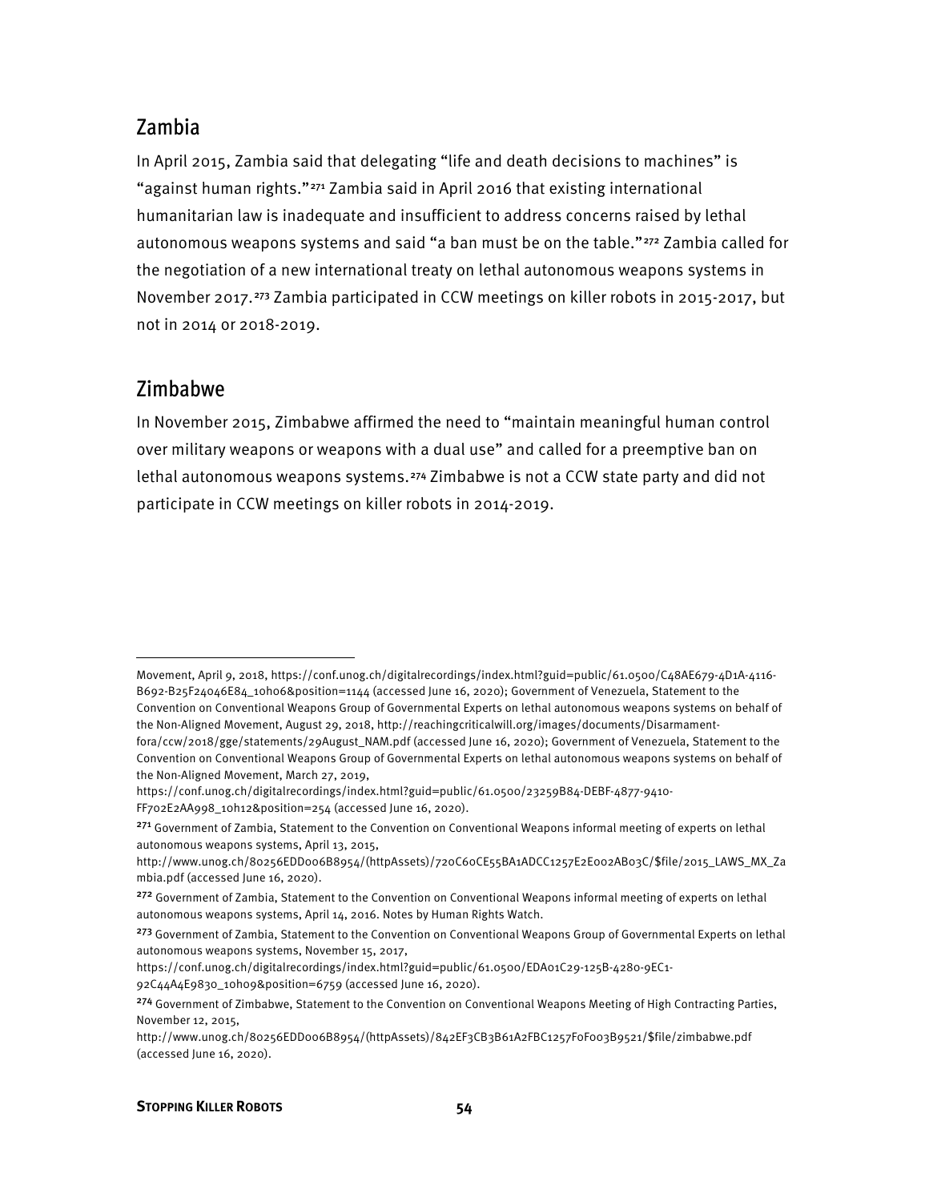## Zambia

In April 2015, Zambia said that delegating "life and death decisions to machines" is "against human rights."[271] Zambia said in April 2016 that existing international humanitarian law is inadequate and insufficient to address concerns raised by lethal autonomous weapons systems and said "a ban must be on the table."[272] Zambia called for the negotiation of a new international treaty on lethal autonomous weapons systems in November 2017.[273] Zambia participated in CCW meetings on killer robots in 2015-2017, but not in 2014 or 2018-2019.

## Zimbabwe

In November 2015, Zimbabwe affirmed the need to "maintain meaningful human control over military weapons or weapons with a dual use" and called for a preemptive ban on lethal autonomous weapons systems.[274] Zimbabwe is not a CCW state party and did not participate in CCW meetings on killer robots in 2014-2019.

---

Movement, April 9, 2018, https://conf.unog.ch/digitalrecordings/index.html?guid=public/61.0500/C48AE679-4D1A-4116-B692-B25F24046E84_10h06&position=1144 (accessed June 16, 2020); Government of Venezuela, Statement to the Convention on Conventional Weapons Group of Governmental Experts on lethal autonomous weapons systems on behalf of the Non-Aligned Movement, August 29, 2018, http://reachingcriticalwill.org/images/documents/Disarmament-fora/ccw/2018/gge/statements/29August_NAM.pdf (accessed June 16, 2020); Government of Venezuela, Statement to the Convention on Conventional Weapons Group of Governmental Experts on lethal autonomous weapons systems on behalf of the Non-Aligned Movement, March 27, 2019, https://conf.unog.ch/digitalrecordings/index.html?guid=public/61.0500/23259B84-DEBF-4877-9410-FF702E2AA998_10h12&position=254 (accessed June 16, 2020).

[271] Government of Zambia, Statement to the Convention on Conventional Weapons informal meeting of experts on lethal autonomous weapons systems, April 13, 2015, http://www.unog.ch/80256EDD006B8954/(httpAssets)/720C60CE55BA1ADCC1257E2E002AB03C/$file/2015_LAWS_MX_Zambia.pdf (accessed June 16, 2020).

[272] Government of Zambia, Statement to the Convention on Conventional Weapons informal meeting of experts on lethal autonomous weapons systems, April 14, 2016. Notes by Human Rights Watch.

[273] Government of Zambia, Statement to the Convention on Conventional Weapons Group of Governmental Experts on lethal autonomous weapons systems, November 15, 2017, https://conf.unog.ch/digitalrecordings/index.html?guid=public/61.0500/EDA01C29-125B-4280-9EC1-92C44A4E9830_10h09&position=6759 (accessed June 16, 2020).

[274] Government of Zimbabwe, Statement to the Convention on Conventional Weapons Meeting of High Contracting Parties, November 12, 2015, http://www.unog.ch/80256EDD006B8954/(httpAssets)/842EF3CB3B61A2FBC1257F0F003B9521/$file/zimbabwe.pdf (accessed June 16, 2020).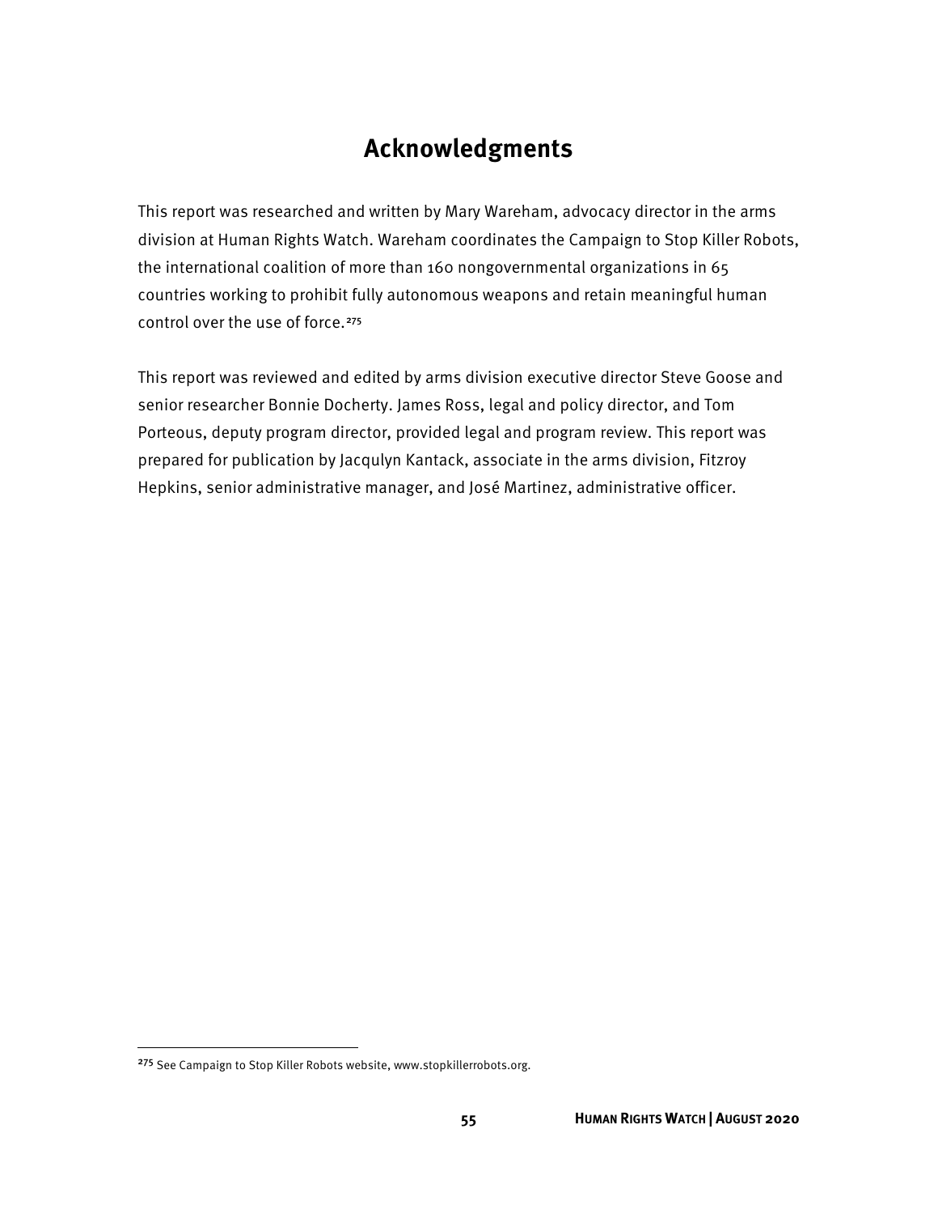# Acknowledgments

This report was researched and written by Mary Wareham, advocacy director in the arms division at Human Rights Watch. Wareham coordinates the Campaign to Stop Killer Robots, the international coalition of more than 160 nongovernmental organizations in 65 countries working to prohibit fully autonomous weapons and retain meaningful human control over the use of force.[275]

This report was reviewed and edited by arms division executive director Steve Goose and senior researcher Bonnie Docherty. James Ross, legal and policy director, and Tom Porteous, deputy program director, provided legal and program review. This report was prepared for publication by Jacqulyn Kantack, associate in the arms division, Fitzroy Hepkins, senior administrative manager, and José Martinez, administrative officer.

---

[275] See Campaign to Stop Killer Robots website, www.stopkillerrobots.org.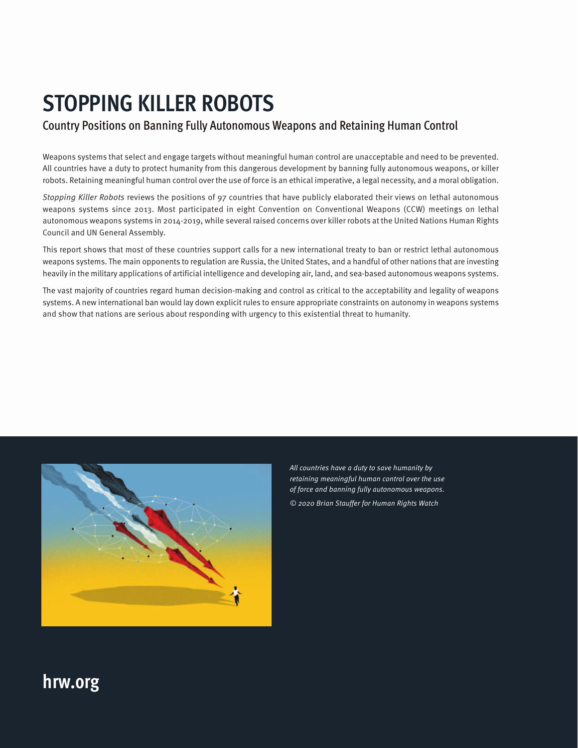# STOPPING KILLER ROBOTS

## Country Positions on Banning Fully Autonomous Weapons and Retaining Human Control

Weapons systems that select and engage targets without meaningful human control are unacceptable and need to be prevented. All countries have a duty to protect humanity from this dangerous development by banning fully autonomous weapons, or killer robots. Retaining meaningful human control over the use of force is an ethical imperative, a legal necessity, and a moral obligation.

*Stopping Killer Robots* reviews the positions of 97 countries that have publicly elaborated their views on lethal autonomous weapons systems since 2013. Most participated in eight Convention on Conventional Weapons (CCW) meetings on lethal autonomous weapons systems in 2014-2019, while several raised concerns over killer robots at the United Nations Human Rights Council and UN General Assembly.

This report shows that most of these countries support calls for a new international treaty to ban or restrict lethal autonomous weapons systems. The main opponents to regulation are Russia, the United States, and a handful of other nations that are investing heavily in the military applications of artificial intelligence and developing air, land, and sea-based autonomous weapons systems.

The vast majority of countries regard human decision-making and control as critical to the acceptability and legality of weapons systems. A new international ban would lay down explicit rules to ensure appropriate constraints on autonomy in weapons systems and show that nations are serious about responding with urgency to this existential threat to humanity.

*All countries have a duty to save humanity by retaining meaningful human control over the use of force and banning fully autonomous weapons.*

*© 2020 Brian Stauffer for Human Rights Watch*

**hrw.org**